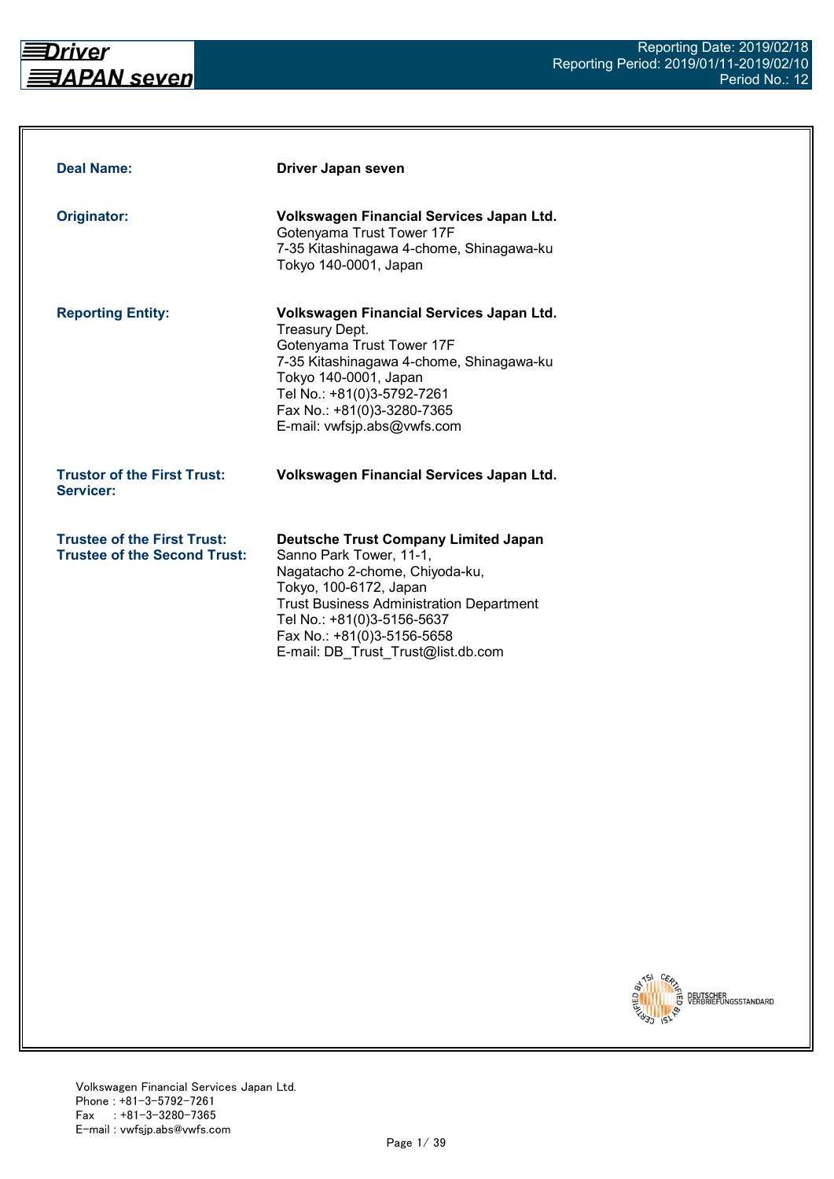| | |
|---|---|
| **Deal Name:** | **Driver Japan seven** |
| **Originator:** | **Volkswagen Financial Services Japan Ltd.**<br>Gotenyama Trust Tower 17F<br>7-35 Kitashinagawa 4-chome, Shinagawa-ku<br>Tokyo 140-0001, Japan |
| **Reporting Entity:** | **Volkswagen Financial Services Japan Ltd.**<br>Treasury Dept.<br>Gotenyama Trust Tower 17F<br>7-35 Kitashinagawa 4-chome, Shinagawa-ku<br>Tokyo 140-0001, Japan<br>Tel No.: +81(0)3-5792-7261<br>Fax No.: +81(0)3-3280-7365<br>E-mail: vwfsjp.abs@vwfs.com |
| **Trustor of the First Trust:**<br>**Servicer:** | **Volkswagen Financial Services Japan Ltd.** |
| **Trustee of the First Trust:**<br>**Trustee of the Second Trust:** | **Deutsche Trust Company Limited Japan**<br>Sanno Park Tower, 11-1,<br>Nagatacho 2-chome, Chiyoda-ku,<br>Tokyo, 100-6172, Japan<br>Trust Business Administration Department<br>Tel No.: +81(0)3-5156-5637<br>Fax No.: +81(0)3-5156-5658<br>E-mail: DB_Trust_Trust@list.db.com |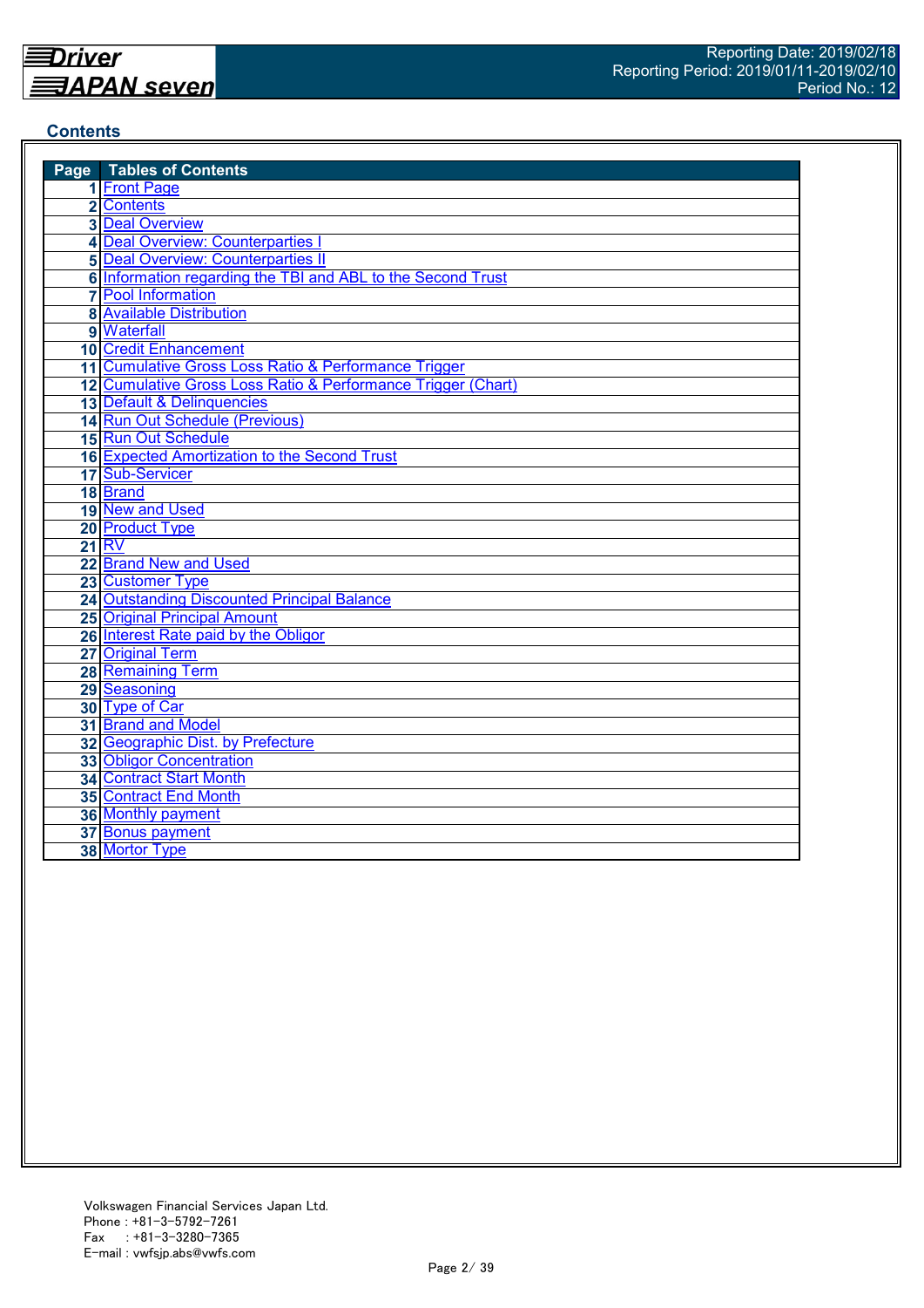Driver JAPAN seven

Reporting Date: 2019/02/18
Reporting Period: 2019/01/11-2019/02/10
Period No.: 12

## Contents

| Page | Tables of Contents |
|---|---|
| 1 | Front Page |
| 2 | Contents |
| 3 | Deal Overview |
| 4 | Deal Overview: Counterparties I |
| 5 | Deal Overview: Counterparties II |
| 6 | Information regarding the TBI and ABL to the Second Trust |
| 7 | Pool Information |
| 8 | Available Distribution |
| 9 | Waterfall |
| 10 | Credit Enhancement |
| 11 | Cumulative Gross Loss Ratio & Performance Trigger |
| 12 | Cumulative Gross Loss Ratio & Performance Trigger (Chart) |
| 13 | Default & Delinquencies |
| 14 | Run Out Schedule (Previous) |
| 15 | Run Out Schedule |
| 16 | Expected Amortization to the Second Trust |
| 17 | Sub-Servicer |
| 18 | Brand |
| 19 | New and Used |
| 20 | Product Type |
| 21 | RV |
| 22 | Brand New and Used |
| 23 | Customer Type |
| 24 | Outstanding Discounted Principal Balance |
| 25 | Original Principal Amount |
| 26 | Interest Rate paid by the Obligor |
| 27 | Original Term |
| 28 | Remaining Term |
| 29 | Seasoning |
| 30 | Type of Car |
| 31 | Brand and Model |
| 32 | Geographic Dist. by Prefecture |
| 33 | Obligor Concentration |
| 34 | Contract Start Month |
| 35 | Contract End Month |
| 36 | Monthly payment |
| 37 | Bonus payment |
| 38 | Mortor Type |

Volkswagen Financial Services Japan Ltd.
Phone : +81-3-5792-7261
Fax : +81-3-3280-7365
E-mail : vwfsjp.abs@vwfs.com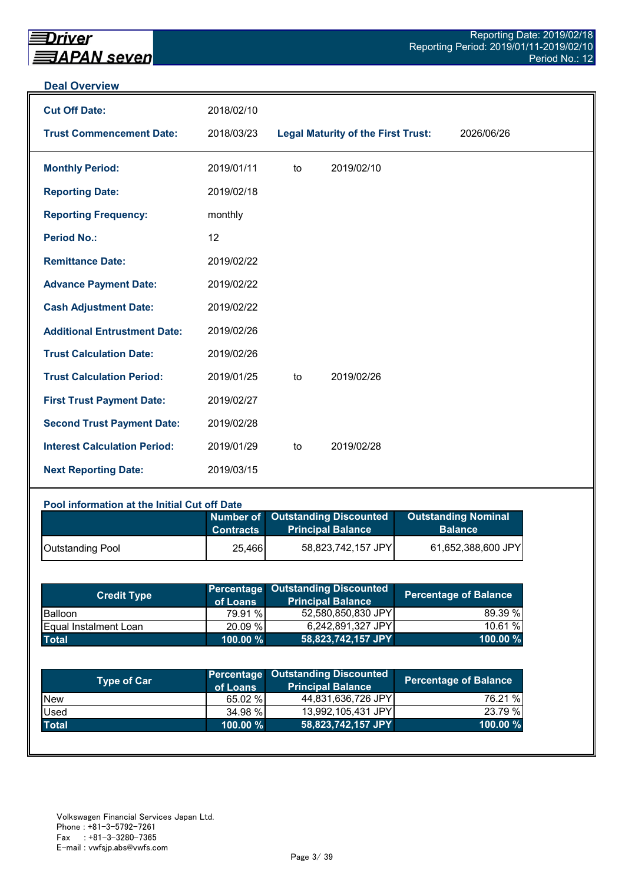## Deal Overview

| | | | |
|---|---|---|---|
| **Cut Off Date:** | 2018/02/10 | | |
| **Trust Commencement Date:** | 2018/03/23 | **Legal Maturity of the First Trust:** | 2026/06/26 |

| | | | |
|---|---|---|---|
| **Monthly Period:** | 2019/01/11 | to | 2019/02/10 |
| **Reporting Date:** | 2019/02/18 | | |
| **Reporting Frequency:** | monthly | | |
| **Period No.:** | 12 | | |
| **Remittance Date:** | 2019/02/22 | | |
| **Advance Payment Date:** | 2019/02/22 | | |
| **Cash Adjustment Date:** | 2019/02/22 | | |
| **Additional Entrustment Date:** | 2019/02/26 | | |
| **Trust Calculation Date:** | 2019/02/26 | | |
| **Trust Calculation Period:** | 2019/01/25 | to | 2019/02/26 |
| **First Trust Payment Date:** | 2019/02/27 | | |
| **Second Trust Payment Date:** | 2019/02/28 | | |
| **Interest Calculation Period:** | 2019/01/29 | to | 2019/02/28 |
| **Next Reporting Date:** | 2019/03/15 | | |

### Pool information at the Initial Cut off Date

| | Number of Contracts | Outstanding Discounted Principal Balance | Outstanding Nominal Balance |
|---|---|---|---|
| Outstanding Pool | 25,466 | 58,823,742,157 JPY | 61,652,388,600 JPY |

| Credit Type | Percentage of Loans | Outstanding Discounted Principal Balance | Percentage of Balance |
|---|---|---|---|
| Balloon | 79.91 % | 52,580,850,830 JPY | 89.39 % |
| Equal Instalment Loan | 20.09 % | 6,242,891,327 JPY | 10.61 % |
| **Total** | **100.00 %** | **58,823,742,157 JPY** | **100.00 %** |

| Type of Car | Percentage of Loans | Outstanding Discounted Principal Balance | Percentage of Balance |
|---|---|---|---|
| New | 65.02 % | 44,831,636,726 JPY | 76.21 % |
| Used | 34.98 % | 13,992,105,431 JPY | 23.79 % |
| **Total** | **100.00 %** | **58,823,742,157 JPY** | **100.00 %** |

Volkswagen Financial Services Japan Ltd.
Phone : +81-3-5792-7261
Fax : +81-3-3280-7365
E-mail : vwfsjp.abs@vwfs.com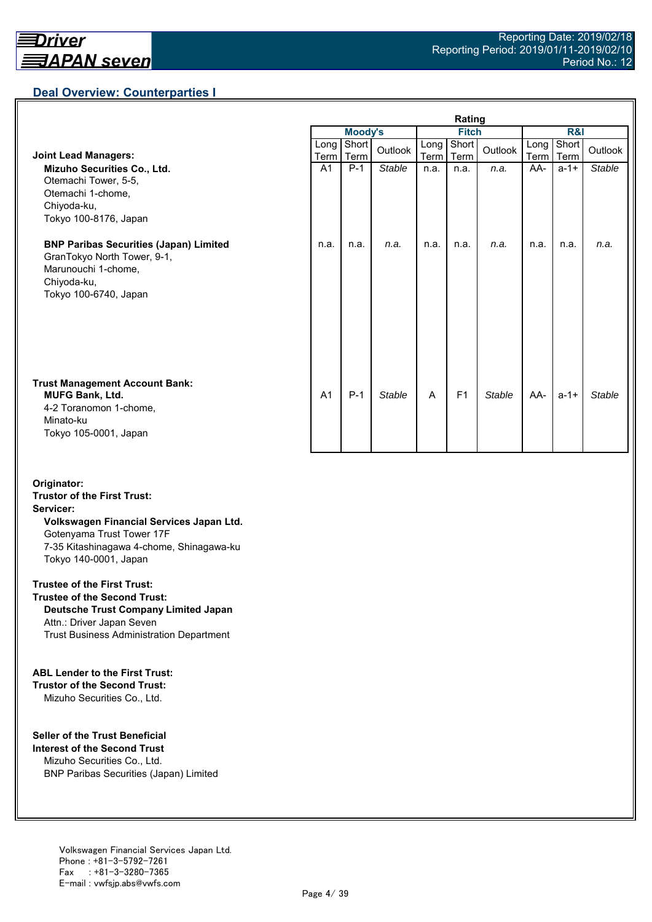## Deal Overview: Counterparties I

| | Rating | | | | | | | | |
|---|---|---|---|---|---|---|---|---|---|
| | Moody's | | | Fitch | | | R&I | | |
| | Long Term | Short Term | Outlook | Long Term | Short Term | Outlook | Long Term | Short Term | Outlook |
| **Joint Lead Managers:**<br>**Mizuho Securities Co., Ltd.**<br>Otemachi Tower, 5-5,<br>Otemachi 1-chome,<br>Chiyoda-ku,<br>Tokyo 100-8176, Japan | A1 | P-1 | *Stable* | n.a. | n.a. | *n.a.* | AA- | a-1+ | *Stable* |
| **BNP Paribas Securities (Japan) Limited**<br>GranTokyo North Tower, 9-1,<br>Marunouchi 1-chome,<br>Chiyoda-ku,<br>Tokyo 100-6740, Japan | n.a. | n.a. | *n.a.* | n.a. | n.a. | *n.a.* | n.a. | n.a. | *n.a.* |
| **Trust Management Account Bank:**<br>**MUFG Bank, Ltd.**<br>4-2 Toranomon 1-chome,<br>Minato-ku<br>Tokyo 105-0001, Japan | A1 | P-1 | *Stable* | A | F1 | *Stable* | AA- | a-1+ | *Stable* |

**Originator:**
**Trustor of the First Trust:**
**Servicer:**
**Volkswagen Financial Services Japan Ltd.**
Gotenyama Trust Tower 17F
7-35 Kitashinagawa 4-chome, Shinagawa-ku
Tokyo 140-0001, Japan

**Trustee of the First Trust:**
**Trustee of the Second Trust:**
**Deutsche Trust Company Limited Japan**
Attn.: Driver Japan Seven
Trust Business Administration Department

**ABL Lender to the First Trust:**
**Trustor of the Second Trust:**
Mizuho Securities Co., Ltd.

**Seller of the Trust Beneficial**
**Interest of the Second Trust**
Mizuho Securities Co., Ltd.
BNP Paribas Securities (Japan) Limited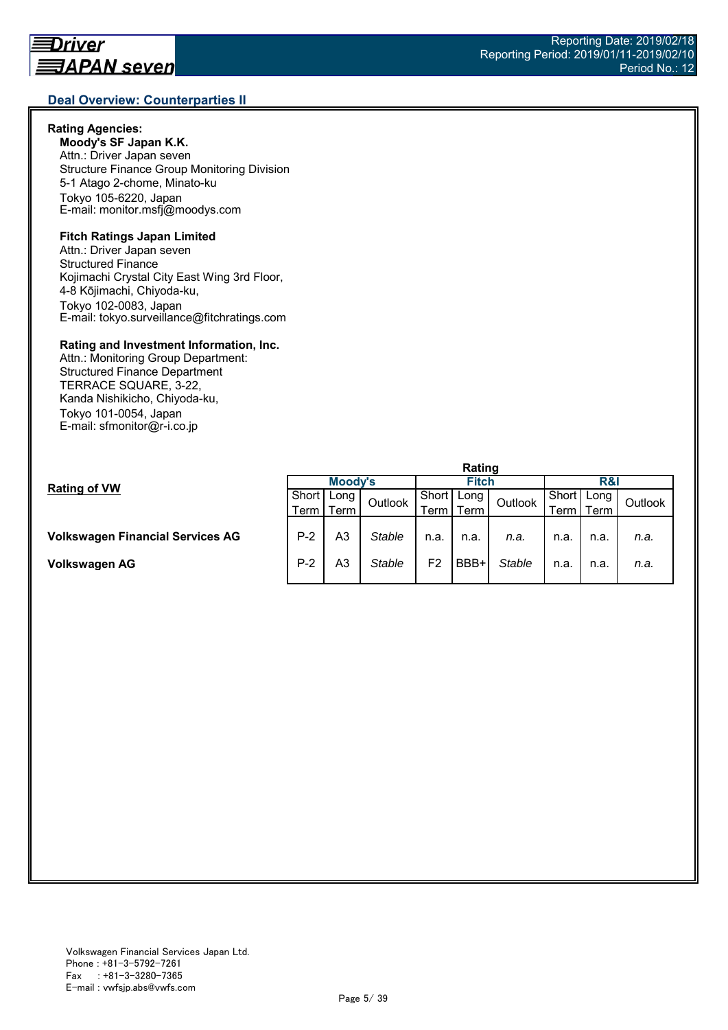## Deal Overview: Counterparties II

**Rating Agencies:**

**Moody's SF Japan K.K.**
Attn.: Driver Japan seven
Structure Finance Group Monitoring Division
5-1 Atago 2-chome, Minato-ku
Tokyo 105-6220, Japan
E-mail: monitor.msfj@moodys.com

**Fitch Ratings Japan Limited**
Attn.: Driver Japan seven
Structured Finance
Kojimachi Crystal City East Wing 3rd Floor,
4-8 Kōjimachi, Chiyoda-ku,
Tokyo 102-0083, Japan
E-mail: tokyo.surveillance@fitchratings.com

**Rating and Investment Information, Inc.**
Attn.: Monitoring Group Department:
Structured Finance Department
TERRACE SQUARE, 3-22,
Kanda Nishikicho, Chiyoda-ku,
Tokyo 101-0054, Japan
E-mail: sfmonitor@r-i.co.jp

**Rating of VW**

| | Rating | | | | | | | | |
|---|---|---|---|---|---|---|---|---|---|
| | Moody's | | | Fitch | | | R&I | | |
| | Short Term | Long Term | Outlook | Short Term | Long Term | Outlook | Short Term | Long Term | Outlook |
| **Volkswagen Financial Services AG** | P-2 | A3 | *Stable* | n.a. | n.a. | *n.a.* | n.a. | n.a. | *n.a.* |
| **Volkswagen AG** | P-2 | A3 | *Stable* | F2 | BBB+ | *Stable* | n.a. | n.a. | *n.a.* |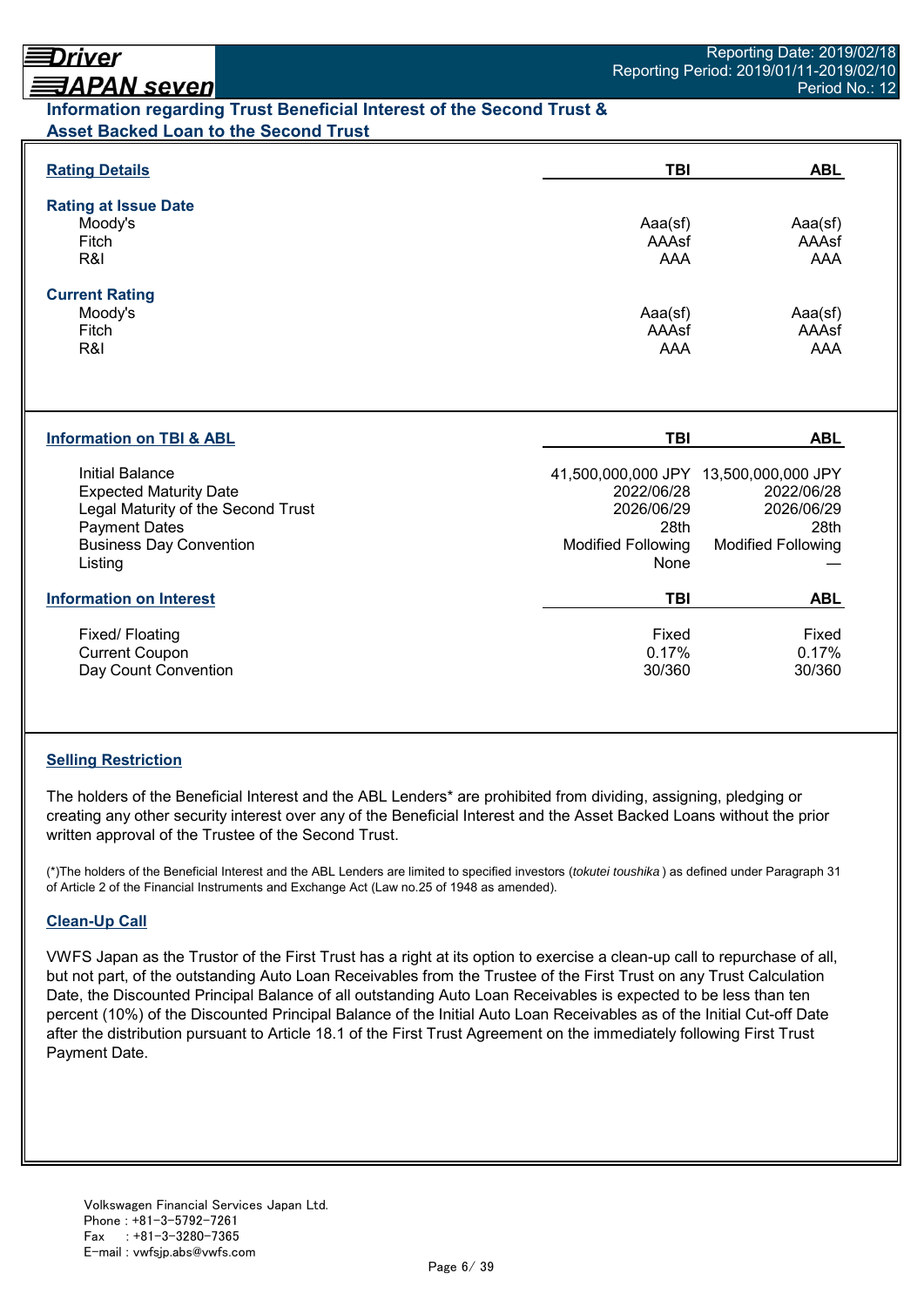## Information regarding Trust Beneficial Interest of the Second Trust & Asset Backed Loan to the Second Trust

| Rating Details | TBI | ABL |
|---|---|---|
| **Rating at Issue Date** | | |
| Moody's | Aaa(sf) | Aaa(sf) |
| Fitch | AAAsf | AAAsf |
| R&I | AAA | AAA |
| **Current Rating** | | |
| Moody's | Aaa(sf) | Aaa(sf) |
| Fitch | AAAsf | AAAsf |
| R&I | AAA | AAA |

| Information on TBI & ABL | TBI | ABL |
|---|---|---|
| Initial Balance | 41,500,000,000 JPY | 13,500,000,000 JPY |
| Expected Maturity Date | 2022/06/28 | 2022/06/28 |
| Legal Maturity of the Second Trust | 2026/06/29 | 2026/06/29 |
| Payment Dates | 28th | 28th |
| Business Day Convention | Modified Following | Modified Following |
| Listing | None | — |

| Information on Interest | TBI | ABL |
|---|---|---|
| Fixed/ Floating | Fixed | Fixed |
| Current Coupon | 0.17% | 0.17% |
| Day Count Convention | 30/360 | 30/360 |

### Selling Restriction

The holders of the Beneficial Interest and the ABL Lenders* are prohibited from dividing, assigning, pledging or creating any other security interest over any of the Beneficial Interest and the Asset Backed Loans without the prior written approval of the Trustee of the Second Trust.

(*)The holders of the Beneficial Interest and the ABL Lenders are limited to specified investors (*tokutei toushika*) as defined under Paragraph 31 of Article 2 of the Financial Instruments and Exchange Act (Law no.25 of 1948 as amended).

### Clean-Up Call

VWFS Japan as the Trustor of the First Trust has a right at its option to exercise a clean-up call to repurchase of all, but not part, of the outstanding Auto Loan Receivables from the Trustee of the First Trust on any Trust Calculation Date, the Discounted Principal Balance of all outstanding Auto Loan Receivables is expected to be less than ten percent (10%) of the Discounted Principal Balance of the Initial Auto Loan Receivables as of the Initial Cut-off Date after the distribution pursuant to Article 18.1 of the First Trust Agreement on the immediately following First Trust Payment Date.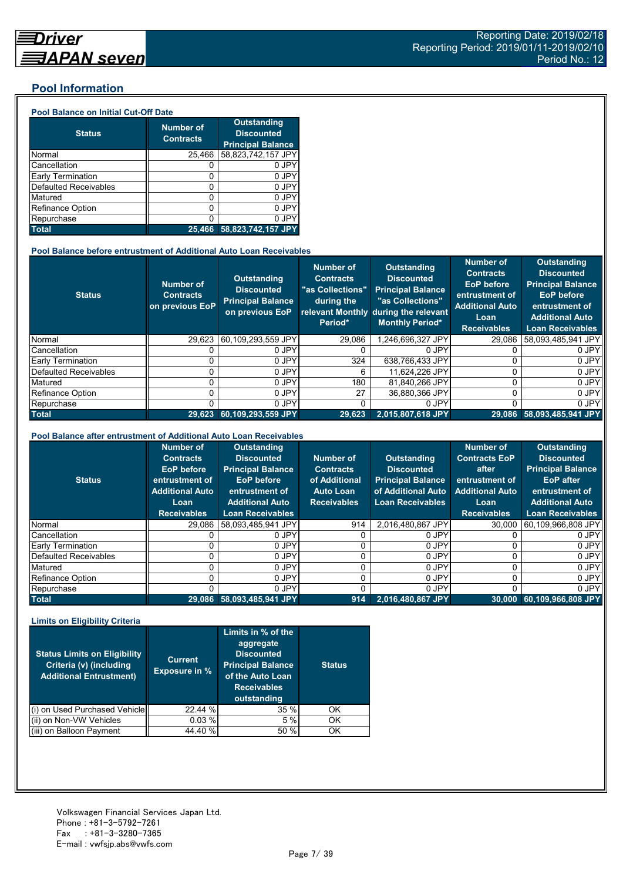## Pool Information

### Pool Balance on Initial Cut-Off Date

| Status | Number of Contracts | Outstanding Discounted Principal Balance |
|---|---|---|
| Normal | 25,466 | 58,823,742,157 JPY |
| Cancellation | 0 | 0 JPY |
| Early Termination | 0 | 0 JPY |
| Defaulted Receivables | 0 | 0 JPY |
| Matured | 0 | 0 JPY |
| Refinance Option | 0 | 0 JPY |
| Repurchase | 0 | 0 JPY |
| **Total** | **25,466** | **58,823,742,157 JPY** |

### Pool Balance before entrustment of Additional Auto Loan Receivables

| Status | Number of Contracts on previous EoP | Outstanding Discounted Principal Balance on previous EoP | Number of Contracts "as Collections" during the relevant Monthly Period* | Outstanding Discounted Principal Balance "as Collections" during the relevant Monthly Period* | Number of Contracts EoP before entrustment of Additional Auto Loan Receivables | Outstanding Discounted Principal Balance EoP before entrustment of Additional Auto Loan Receivables |
|---|---|---|---|---|---|---|
| Normal | 29,623 | 60,109,293,559 JPY | 29,086 | 1,246,696,327 JPY | 29,086 | 58,093,485,941 JPY |
| Cancellation | 0 | 0 JPY | 0 | 0 JPY | 0 | 0 JPY |
| Early Termination | 0 | 0 JPY | 324 | 638,766,433 JPY | 0 | 0 JPY |
| Defaulted Receivables | 0 | 0 JPY | 6 | 11,624,226 JPY | 0 | 0 JPY |
| Matured | 0 | 0 JPY | 180 | 81,840,266 JPY | 0 | 0 JPY |
| Refinance Option | 0 | 0 JPY | 27 | 36,880,366 JPY | 0 | 0 JPY |
| Repurchase | 0 | 0 JPY | 0 | 0 JPY | 0 | 0 JPY |
| **Total** | **29,623** | **60,109,293,559 JPY** | **29,623** | **2,015,807,618 JPY** | **29,086** | **58,093,485,941 JPY** |

### Pool Balance after entrustment of Additional Auto Loan Receivables

| Status | Number of Contracts EoP before entrustment of Additional Auto Loan Receivables | Outstanding Discounted Principal Balance EoP before entrustment of Additional Auto Loan Receivables | Number of Contracts of Additional Auto Loan Receivables | Outstanding Discounted Principal Balance of Additional Auto Loan Receivables | Number of Contracts EoP after entrustment of Additional Auto Loan Receivables | Outstanding Discounted Principal Balance EoP after entrustment of Additional Auto Loan Receivables |
|---|---|---|---|---|---|---|
| Normal | 29,086 | 58,093,485,941 JPY | 914 | 2,016,480,867 JPY | 30,000 | 60,109,966,808 JPY |
| Cancellation | 0 | 0 JPY | 0 | 0 JPY | 0 | 0 JPY |
| Early Termination | 0 | 0 JPY | 0 | 0 JPY | 0 | 0 JPY |
| Defaulted Receivables | 0 | 0 JPY | 0 | 0 JPY | 0 | 0 JPY |
| Matured | 0 | 0 JPY | 0 | 0 JPY | 0 | 0 JPY |
| Refinance Option | 0 | 0 JPY | 0 | 0 JPY | 0 | 0 JPY |
| Repurchase | 0 | 0 JPY | 0 | 0 JPY | 0 | 0 JPY |
| **Total** | **29,086** | **58,093,485,941 JPY** | **914** | **2,016,480,867 JPY** | **30,000** | **60,109,966,808 JPY** |

### Limits on Eligibility Criteria

| Status Limits on Eligibility Criteria (v) (including Additional Entrustment) | Current Exposure in % | Limits in % of the aggregate Discounted Principal Balance of the Auto Loan Receivables outstanding | Status |
|---|---|---|---|
| (i) on Used Purchased Vehicle | 22.44 % | 35 % | OK |
| (ii) on Non-VW Vehicles | 0.03 % | 5 % | OK |
| (iii) on Balloon Payment | 44.40 % | 50 % | OK |

Volkswagen Financial Services Japan Ltd.
Phone : +81-3-5792-7261
Fax　 : +81-3-3280-7365
E-mail : vwfsjp.abs@vwfs.com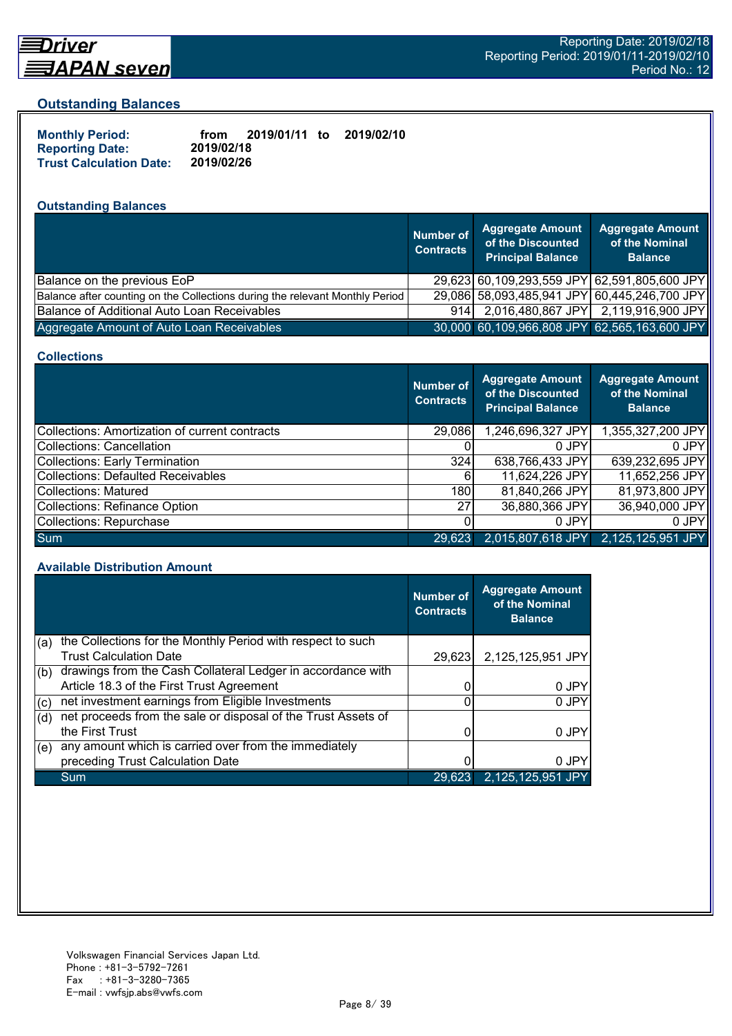## Outstanding Balances

**Monthly Period:** from 2019/01/11 to 2019/02/10
**Reporting Date:** 2019/02/18
**Trust Calculation Date:** 2019/02/26

### Outstanding Balances

| | Number of Contracts | Aggregate Amount of the Discounted Principal Balance | Aggregate Amount of the Nominal Balance |
|---|---|---|---|
| Balance on the previous EoP | 29,623 | 60,109,293,559 JPY | 62,591,805,600 JPY |
| Balance after counting on the Collections during the relevant Monthly Period | 29,086 | 58,093,485,941 JPY | 60,445,246,700 JPY |
| Balance of Additional Auto Loan Receivables | 914 | 2,016,480,867 JPY | 2,119,916,900 JPY |
| Aggregate Amount of Auto Loan Receivables | 30,000 | 60,109,966,808 JPY | 62,565,163,600 JPY |

### Collections

| | Number of Contracts | Aggregate Amount of the Discounted Principal Balance | Aggregate Amount of the Nominal Balance |
|---|---|---|---|
| Collections: Amortization of current contracts | 29,086 | 1,246,696,327 JPY | 1,355,327,200 JPY |
| Collections: Cancellation | 0 | 0 JPY | 0 JPY |
| Collections: Early Termination | 324 | 638,766,433 JPY | 639,232,695 JPY |
| Collections: Defaulted Receivables | 6 | 11,624,226 JPY | 11,652,256 JPY |
| Collections: Matured | 180 | 81,840,266 JPY | 81,973,800 JPY |
| Collections: Refinance Option | 27 | 36,880,366 JPY | 36,940,000 JPY |
| Collections: Repurchase | 0 | 0 JPY | 0 JPY |
| Sum | 29,623 | 2,015,807,618 JPY | 2,125,125,951 JPY |

### Available Distribution Amount

| | | Number of Contracts | Aggregate Amount of the Nominal Balance |
|---|---|---|---|
| (a) | the Collections for the Monthly Period with respect to such Trust Calculation Date | 29,623 | 2,125,125,951 JPY |
| (b) | drawings from the Cash Collateral Ledger in accordance with Article 18.3 of the First Trust Agreement | 0 | 0 JPY |
| (c) | net investment earnings from Eligible Investments | 0 | 0 JPY |
| (d) | net proceeds from the sale or disposal of the Trust Assets of the First Trust | 0 | 0 JPY |
| (e) | any amount which is carried over from the immediately preceding Trust Calculation Date | 0 | 0 JPY |
| | Sum | 29,623 | 2,125,125,951 JPY |

Volkswagen Financial Services Japan Ltd.
Phone : +81-3-5792-7261
Fax : +81-3-3280-7365
E-mail : vwfsjp.abs@vwfs.com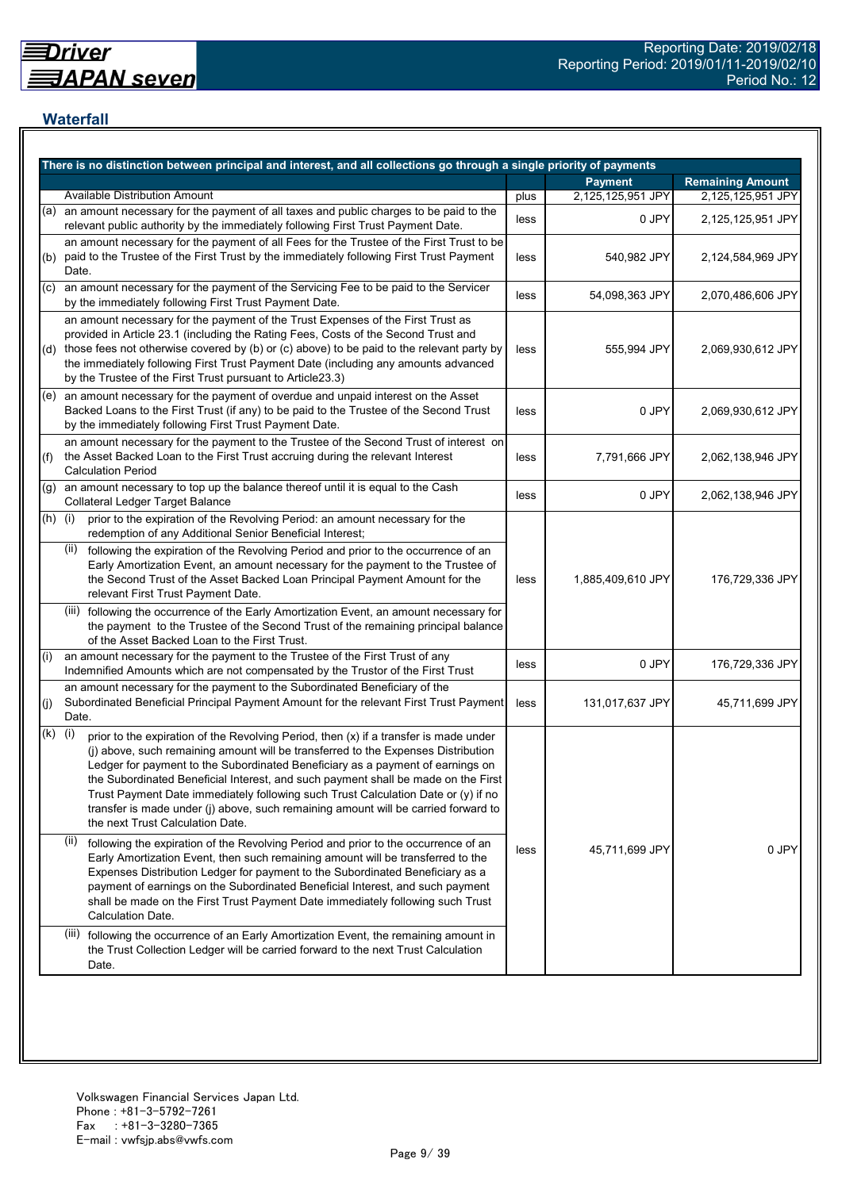## Waterfall

| There is no distinction between principal and interest, and all collections go through a single priority of payments | | Payment | Remaining Amount |
|---|---|---|---|
| Available Distribution Amount | plus | 2,125,125,951 JPY | 2,125,125,951 JPY |
| (a) an amount necessary for the payment of all taxes and public charges to be paid to the relevant public authority by the immediately following First Trust Payment Date. | less | 0 JPY | 2,125,125,951 JPY |
| (b) an amount necessary for the payment of all Fees for the Trustee of the First Trust to be paid to the Trustee of the First Trust by the immediately following First Trust Payment Date. | less | 540,982 JPY | 2,124,584,969 JPY |
| (c) an amount necessary for the payment of the Servicing Fee to be paid to the Servicer by the immediately following First Trust Payment Date. | less | 54,098,363 JPY | 2,070,486,606 JPY |
| (d) an amount necessary for the payment of the Trust Expenses of the First Trust as provided in Article 23.1 (including the Rating Fees, Costs of the Second Trust and those fees not otherwise covered by (b) or (c) above) to be paid to the relevant party by the immediately following First Trust Payment Date (including any amounts advanced by the Trustee of the First Trust pursuant to Article23.3) | less | 555,994 JPY | 2,069,930,612 JPY |
| (e) an amount necessary for the payment of overdue and unpaid interest on the Asset Backed Loans to the First Trust (if any) to be paid to the Trustee of the Second Trust by the immediately following First Trust Payment Date. | less | 0 JPY | 2,069,930,612 JPY |
| (f) an amount necessary for the payment to the Trustee of the Second Trust of interest on the Asset Backed Loan to the First Trust accruing during the relevant Interest Calculation Period | less | 7,791,666 JPY | 2,062,138,946 JPY |
| (g) an amount necessary to top up the balance thereof until it is equal to the Cash Collateral Ledger Target Balance | less | 0 JPY | 2,062,138,946 JPY |
| (h) (i) prior to the expiration of the Revolving Period: an amount necessary for the redemption of any Additional Senior Beneficial Interest;<br>(ii) following the expiration of the Revolving Period and prior to the occurrence of an Early Amortization Event, an amount necessary for the payment to the Trustee of the Second Trust of the Asset Backed Loan Principal Payment Amount for the relevant First Trust Payment Date.<br>(iii) following the occurrence of the Early Amortization Event, an amount necessary for the payment to the Trustee of the Second Trust of the remaining principal balance of the Asset Backed Loan to the First Trust. | less | 1,885,409,610 JPY | 176,729,336 JPY |
| (i) an amount necessary for the payment to the Trustee of the First Trust of any Indemnified Amounts which are not compensated by the Trustor of the First Trust | less | 0 JPY | 176,729,336 JPY |
| (j) an amount necessary for the payment to the Subordinated Beneficiary of the Subordinated Beneficial Principal Payment Amount for the relevant First Trust Payment Date. | less | 131,017,637 JPY | 45,711,699 JPY |
| (k) (i) prior to the expiration of the Revolving Period, then (x) if a transfer is made under (j) above, such remaining amount will be transferred to the Expenses Distribution Ledger for payment to the Subordinated Beneficiary as a payment of earnings on the Subordinated Beneficial Interest, and such payment shall be made on the First Trust Payment Date immediately following such Trust Calculation Date or (y) if no transfer is made under (j) above, such remaining amount will be carried forward to the next Trust Calculation Date.<br>(ii) following the expiration of the Revolving Period and prior to the occurrence of an Early Amortization Event, then such remaining amount will be transferred to the Expenses Distribution Ledger for payment to the Subordinated Beneficiary as a payment of earnings on the Subordinated Beneficial Interest, and such payment shall be made on the First Trust Payment Date immediately following such Trust Calculation Date.<br>(iii) following the occurrence of an Early Amortization Event, the remaining amount in the Trust Collection Ledger will be carried forward to the next Trust Calculation Date. | less | 45,711,699 JPY | 0 JPY |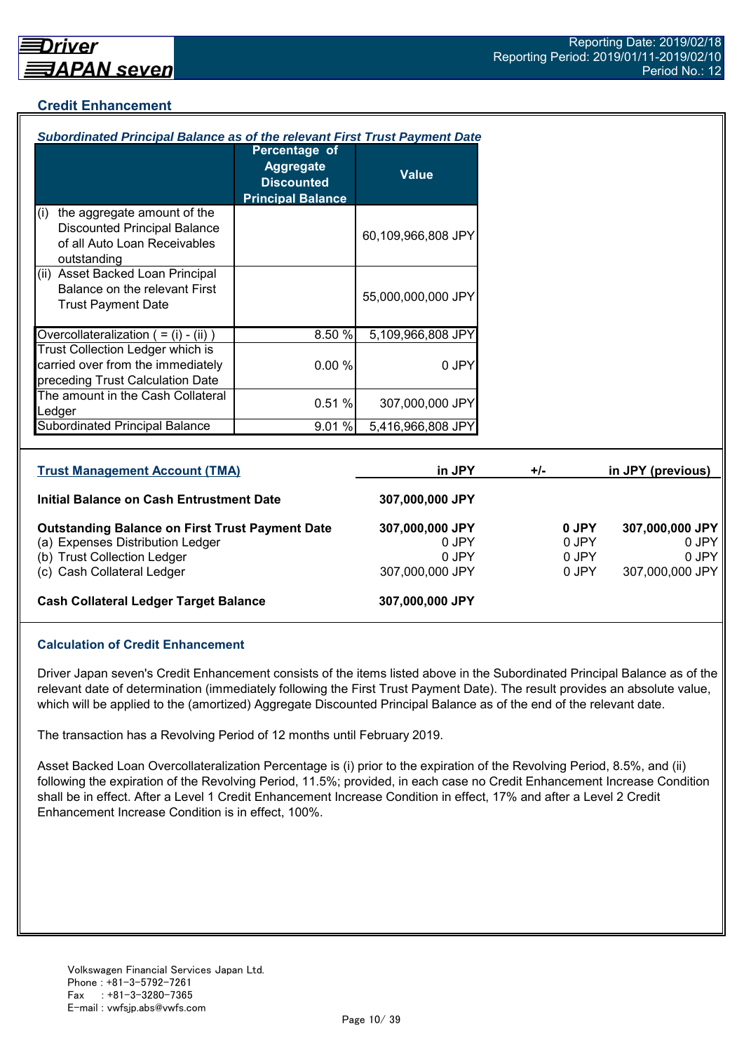## Credit Enhancement

### *Subordinated Principal Balance as of the relevant First Trust Payment Date*

| | Percentage of Aggregate Discounted Principal Balance | Value |
|---|---|---|
| (i) the aggregate amount of the Discounted Principal Balance of all Auto Loan Receivables outstanding | | 60,109,966,808 JPY |
| (ii) Asset Backed Loan Principal Balance on the relevant First Trust Payment Date | | 55,000,000,000 JPY |
| Overcollateralization ( = (i) - (ii) ) | 8.50 % | 5,109,966,808 JPY |
| Trust Collection Ledger which is carried over from the immediately preceding Trust Calculation Date | 0.00 % | 0 JPY |
| The amount in the Cash Collateral Ledger | 0.51 % | 307,000,000 JPY |
| Subordinated Principal Balance | 9.01 % | 5,416,966,808 JPY |

| Trust Management Account (TMA) | in JPY | +/- | in JPY (previous) |
|---|---|---|---|
| **Initial Balance on Cash Entrustment Date** | **307,000,000 JPY** | | |
| **Outstanding Balance on First Trust Payment Date** | **307,000,000 JPY** | **0 JPY** | **307,000,000 JPY** |
| (a) Expenses Distribution Ledger | 0 JPY | 0 JPY | 0 JPY |
| (b) Trust Collection Ledger | 0 JPY | 0 JPY | 0 JPY |
| (c) Cash Collateral Ledger | 307,000,000 JPY | 0 JPY | 307,000,000 JPY |
| **Cash Collateral Ledger Target Balance** | **307,000,000 JPY** | | |

### Calculation of Credit Enhancement

Driver Japan seven's Credit Enhancement consists of the items listed above in the Subordinated Principal Balance as of the relevant date of determination (immediately following the First Trust Payment Date). The result provides an absolute value, which will be applied to the (amortized) Aggregate Discounted Principal Balance as of the end of the relevant date.

The transaction has a Revolving Period of 12 months until February 2019.

Asset Backed Loan Overcollateralization Percentage is (i) prior to the expiration of the Revolving Period, 8.5%, and (ii) following the expiration of the Revolving Period, 11.5%; provided, in each case no Credit Enhancement Increase Condition shall be in effect. After a Level 1 Credit Enhancement Increase Condition in effect, 17% and after a Level 2 Credit Enhancement Increase Condition is in effect, 100%.

Volkswagen Financial Services Japan Ltd.
Phone : +81-3-5792-7261
Fax : +81-3-3280-7365
E-mail : vwfsjp.abs@vwfs.com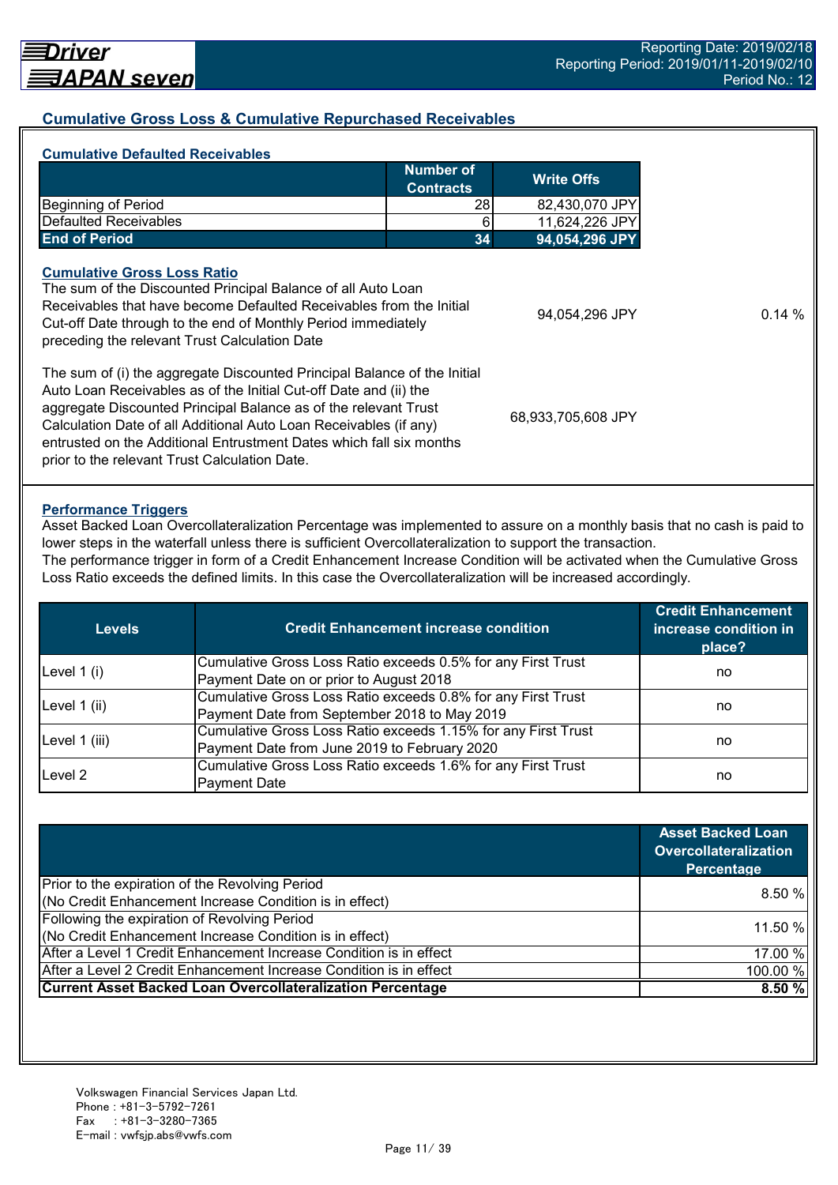## Cumulative Gross Loss & Cumulative Repurchased Receivables

### Cumulative Defaulted Receivables

| | Number of Contracts | Write Offs |
|---|---|---|
| Beginning of Period | 28 | 82,430,070 JPY |
| Defaulted Receivables | 6 | 11,624,226 JPY |
| **End of Period** | **34** | **94,054,296 JPY** |

### Cumulative Gross Loss Ratio

| | | |
|---|---|---|
| The sum of the Discounted Principal Balance of all Auto Loan Receivables that have become Defaulted Receivables from the Initial Cut-off Date through to the end of Monthly Period immediately preceding the relevant Trust Calculation Date | 94,054,296 JPY | 0.14 % |
| The sum of (i) the aggregate Discounted Principal Balance of the Initial Auto Loan Receivables as of the Initial Cut-off Date and (ii) the aggregate Discounted Principal Balance as of the relevant Trust Calculation Date of all Additional Auto Loan Receivables (if any) entrusted on the Additional Entrustment Dates which fall six months prior to the relevant Trust Calculation Date. | 68,933,705,608 JPY | |

### Performance Triggers

Asset Backed Loan Overcollateralization Percentage was implemented to assure on a monthly basis that no cash is paid to lower steps in the waterfall unless there is sufficient Overcollateralization to support the transaction.
The performance trigger in form of a Credit Enhancement Increase Condition will be activated when the Cumulative Gross Loss Ratio exceeds the defined limits. In this case the Overcollateralization will be increased accordingly.

| Levels | Credit Enhancement increase condition | Credit Enhancement increase condition in place? |
|---|---|---|
| Level 1 (i) | Cumulative Gross Loss Ratio exceeds 0.5% for any First Trust Payment Date on or prior to August 2018 | no |
| Level 1 (ii) | Cumulative Gross Loss Ratio exceeds 0.8% for any First Trust Payment Date from September 2018 to May 2019 | no |
| Level 1 (iii) | Cumulative Gross Loss Ratio exceeds 1.15% for any First Trust Payment Date from June 2019 to February 2020 | no |
| Level 2 | Cumulative Gross Loss Ratio exceeds 1.6% for any First Trust Payment Date | no |

| | Asset Backed Loan Overcollateralization Percentage |
|---|---|
| Prior to the expiration of the Revolving Period (No Credit Enhancement Increase Condition is in effect) | 8.50 % |
| Following the expiration of Revolving Period (No Credit Enhancement Increase Condition is in effect) | 11.50 % |
| After a Level 1 Credit Enhancement Increase Condition is in effect | 17.00 % |
| After a Level 2 Credit Enhancement Increase Condition is in effect | 100.00 % |
| **Current Asset Backed Loan Overcollateralization Percentage** | **8.50 %** |

Volkswagen Financial Services Japan Ltd.
Phone : +81-3-5792-7261
Fax : +81-3-3280-7365
E-mail : vwfsjp.abs@vwfs.com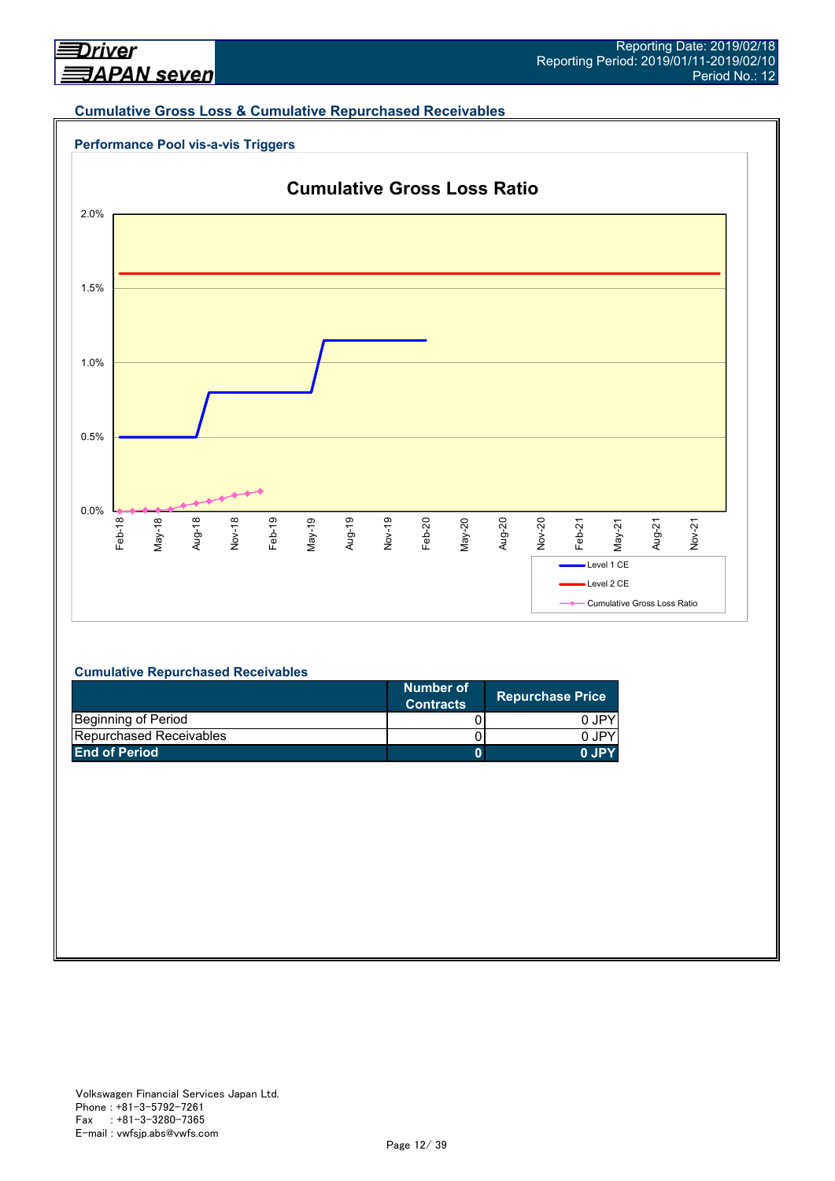## Cumulative Gross Loss & Cumulative Repurchased Receivables

### Performance Pool vis-a-vis Triggers

**Cumulative Gross Loss Ratio**

2.0%
1.5%
1.0%
0.5%
0.0%

Feb-18 May-18 Aug-18 Nov-18 Feb-19 May-19 Aug-19 Nov-19 Feb-20 May-20 Aug-20 Nov-20 Feb-21 May-21 Aug-21 Nov-21

Level 1 CE
Level 2 CE
Cumulative Gross Loss Ratio

### Cumulative Repurchased Receivables

| | Number of Contracts | Repurchase Price |
|---|---|---|
| Beginning of Period | 0 | 0 JPY |
| Repurchased Receivables | 0 | 0 JPY |
| **End of Period** | **0** | **0 JPY** |

Volkswagen Financial Services Japan Ltd.
Phone : +81-3-5792-7261
Fax : +81-3-3280-7365
E-mail : vwfsjp.abs@vwfs.com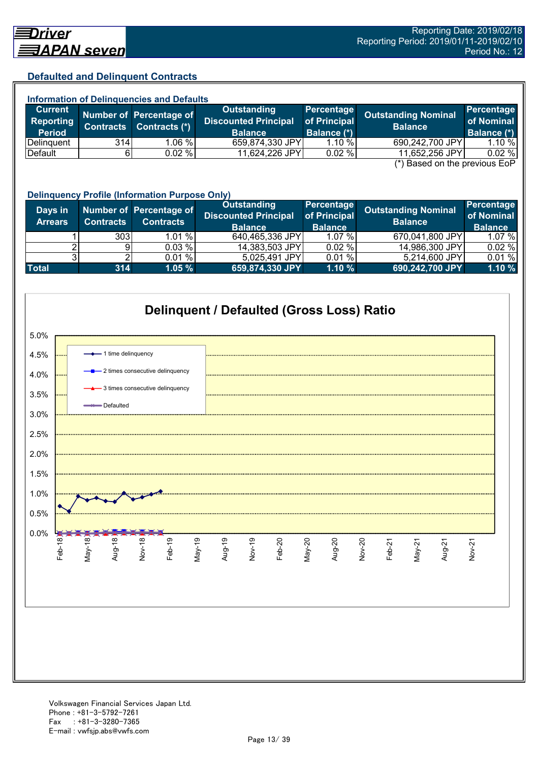## Defaulted and Delinquent Contracts

### Information of Delinquencies and Defaults

| Current Reporting Period | Number of Contracts | Percentage of Contracts (*) | Outstanding Discounted Principal Balance | Percentage of Principal Balance (*) | Outstanding Nominal Balance | Percentage of Nominal Balance (*) |
|---|---|---|---|---|---|---|
| Delinquent | 314 | 1.06 % | 659,874,330 JPY | 1.10 % | 690,242,700 JPY | 1.10 % |
| Default | 6 | 0.02 % | 11,624,226 JPY | 0.02 % | 11,652,256 JPY | 0.02 % |

(*) Based on the previous EoP

### Delinquency Profile (Information Purpose Only)

| Days in Arrears | Number of Contracts | Percentage of Contracts | Outstanding Discounted Principal Balance | Percentage of Principal Balance | Outstanding Nominal Balance | Percentage of Nominal Balance |
|---|---|---|---|---|---|---|
| 1 | 303 | 1.01 % | 640,465,336 JPY | 1.07 % | 670,041,800 JPY | 1.07 % |
| 2 | 9 | 0.03 % | 14,383,503 JPY | 0.02 % | 14,986,300 JPY | 0.02 % |
| 3 | 2 | 0.01 % | 5,025,491 JPY | 0.01 % | 5,214,600 JPY | 0.01 % |
| **Total** | **314** | **1.05 %** | **659,874,330 JPY** | **1.10 %** | **690,242,700 JPY** | **1.10 %** |

### Delinquent / Defaulted (Gross Loss) Ratio

Legend: 1 time delinquency; 2 times consecutive delinquency; 3 times consecutive delinquency; Defaulted

Y-axis: 0.0% – 5.0%; X-axis: Feb-18 – Nov-21

Volkswagen Financial Services Japan Ltd.
Phone : +81-3-5792-7261
Fax : +81-3-3280-7365
E-mail : vwfsjp.abs@vwfs.com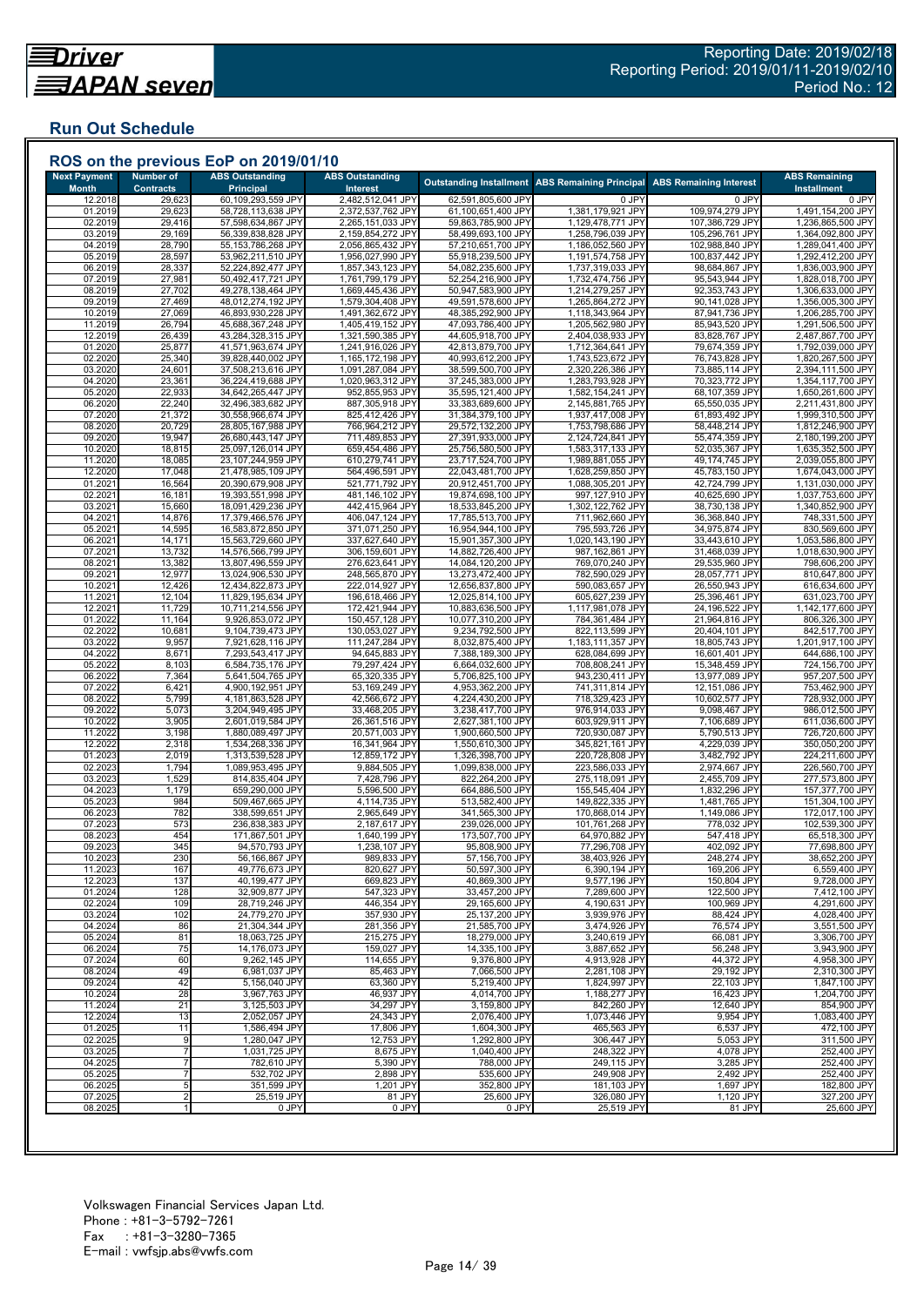Driver JAPAN seven

Reporting Date: 2019/02/18
Reporting Period: 2019/01/11-2019/02/10
Period No.: 12

## Run Out Schedule

### ROS on the previous EoP on 2019/01/10

| Next Payment Month | Number of Contracts | ABS Outstanding Principal | ABS Outstanding Interest | Outstanding Installment | ABS Remaining Principal | ABS Remaining Interest | ABS Remaining Installment |
|---|---|---|---|---|---|---|---|
| 12.2018 | 29,623 | 60,109,293,559 JPY | 2,482,512,041 JPY | 62,591,805,600 JPY | 0 JPY | 0 JPY | 0 JPY |
| 01.2019 | 29,623 | 58,728,113,638 JPY | 2,372,537,762 JPY | 61,100,651,400 JPY | 1,381,179,921 JPY | 109,974,279 JPY | 1,491,154,200 JPY |
| 02.2019 | 29,416 | 57,598,634,867 JPY | 2,265,151,033 JPY | 59,863,785,900 JPY | 1,129,478,771 JPY | 107,386,729 JPY | 1,236,865,500 JPY |
| 03.2019 | 29,169 | 56,339,838,828 JPY | 2,159,854,272 JPY | 58,499,693,100 JPY | 1,258,796,039 JPY | 105,296,761 JPY | 1,364,092,800 JPY |
| 04.2019 | 28,790 | 55,153,786,268 JPY | 2,056,865,432 JPY | 57,210,651,700 JPY | 1,186,052,560 JPY | 102,988,840 JPY | 1,289,041,400 JPY |
| 05.2019 | 28,597 | 53,962,211,510 JPY | 1,956,027,990 JPY | 55,918,239,500 JPY | 1,191,574,758 JPY | 100,837,442 JPY | 1,292,412,200 JPY |
| 06.2019 | 28,337 | 52,224,892,477 JPY | 1,857,343,123 JPY | 54,082,235,600 JPY | 1,737,319,033 JPY | 98,684,867 JPY | 1,836,003,900 JPY |
| 07.2019 | 27,981 | 50,492,417,721 JPY | 1,761,799,179 JPY | 52,254,216,900 JPY | 1,732,474,756 JPY | 95,543,944 JPY | 1,828,018,700 JPY |
| 08.2019 | 27,702 | 49,278,138,464 JPY | 1,669,445,436 JPY | 50,947,583,900 JPY | 1,214,279,257 JPY | 92,353,743 JPY | 1,306,633,000 JPY |
| 09.2019 | 27,469 | 48,012,274,192 JPY | 1,579,304,408 JPY | 49,591,578,600 JPY | 1,265,864,272 JPY | 90,141,028 JPY | 1,356,005,300 JPY |
| 10.2019 | 27,069 | 46,893,930,228 JPY | 1,491,362,672 JPY | 48,385,292,900 JPY | 1,118,343,964 JPY | 87,941,736 JPY | 1,206,285,700 JPY |
| 11.2019 | 26,794 | 45,688,367,248 JPY | 1,405,419,152 JPY | 47,093,786,400 JPY | 1,205,562,980 JPY | 85,943,520 JPY | 1,291,506,500 JPY |
| 12.2019 | 26,439 | 43,284,328,315 JPY | 1,321,590,385 JPY | 44,605,918,700 JPY | 2,404,038,933 JPY | 83,828,767 JPY | 2,487,867,700 JPY |
| 01.2020 | 25,877 | 41,571,963,674 JPY | 1,241,916,026 JPY | 42,813,879,700 JPY | 1,712,364,641 JPY | 79,674,359 JPY | 1,792,039,000 JPY |
| 02.2020 | 25,340 | 39,828,440,002 JPY | 1,165,172,198 JPY | 40,993,612,200 JPY | 1,743,523,672 JPY | 76,743,828 JPY | 1,820,267,500 JPY |
| 03.2020 | 24,601 | 37,508,213,616 JPY | 1,091,287,084 JPY | 38,599,500,700 JPY | 2,320,226,386 JPY | 73,885,114 JPY | 2,394,111,500 JPY |
| 04.2020 | 23,361 | 36,224,419,688 JPY | 1,020,963,312 JPY | 37,245,383,000 JPY | 1,283,793,928 JPY | 70,323,772 JPY | 1,354,117,700 JPY |
| 05.2020 | 22,933 | 34,642,265,447 JPY | 952,855,953 JPY | 35,595,121,400 JPY | 1,582,154,241 JPY | 68,107,359 JPY | 1,650,261,600 JPY |
| 06.2020 | 22,240 | 32,496,383,682 JPY | 887,305,918 JPY | 33,383,689,600 JPY | 2,145,881,765 JPY | 65,550,035 JPY | 2,211,431,800 JPY |
| 07.2020 | 21,372 | 30,558,966,674 JPY | 825,412,426 JPY | 31,384,379,100 JPY | 1,937,417,008 JPY | 61,893,492 JPY | 1,999,310,500 JPY |
| 08.2020 | 20,729 | 28,805,167,988 JPY | 766,964,212 JPY | 29,572,132,200 JPY | 1,753,798,686 JPY | 58,448,214 JPY | 1,812,246,900 JPY |
| 09.2020 | 19,947 | 26,680,443,147 JPY | 711,489,853 JPY | 27,391,933,000 JPY | 2,124,724,841 JPY | 55,474,359 JPY | 2,180,199,200 JPY |
| 10.2020 | 18,815 | 25,097,126,014 JPY | 659,454,486 JPY | 25,756,580,500 JPY | 1,583,317,133 JPY | 52,035,367 JPY | 1,635,352,500 JPY |
| 11.2020 | 18,085 | 23,107,244,959 JPY | 610,279,741 JPY | 23,717,524,700 JPY | 1,989,881,055 JPY | 49,174,745 JPY | 2,039,055,800 JPY |
| 12.2020 | 17,048 | 21,478,985,109 JPY | 564,496,591 JPY | 22,043,481,700 JPY | 1,628,259,850 JPY | 45,783,150 JPY | 1,674,043,000 JPY |
| 01.2021 | 16,564 | 20,390,679,908 JPY | 521,771,792 JPY | 20,912,451,700 JPY | 1,088,305,201 JPY | 42,724,799 JPY | 1,131,030,000 JPY |
| 02.2021 | 16,181 | 19,393,551,998 JPY | 481,146,102 JPY | 19,874,698,100 JPY | 997,127,910 JPY | 40,625,690 JPY | 1,037,753,600 JPY |
| 03.2021 | 15,660 | 18,091,429,236 JPY | 442,415,964 JPY | 18,533,845,200 JPY | 1,302,122,762 JPY | 38,730,138 JPY | 1,340,852,900 JPY |
| 04.2021 | 14,876 | 17,379,466,576 JPY | 406,047,124 JPY | 17,785,513,700 JPY | 711,962,660 JPY | 36,368,840 JPY | 748,331,500 JPY |
| 05.2021 | 14,595 | 16,583,872,850 JPY | 371,071,250 JPY | 16,954,944,100 JPY | 795,593,726 JPY | 34,975,874 JPY | 830,569,600 JPY |
| 06.2021 | 14,171 | 15,563,729,660 JPY | 337,627,640 JPY | 15,901,357,300 JPY | 1,020,143,190 JPY | 33,443,610 JPY | 1,053,586,800 JPY |
| 07.2021 | 13,732 | 14,576,566,799 JPY | 306,159,601 JPY | 14,882,726,400 JPY | 987,162,861 JPY | 31,468,039 JPY | 1,018,630,900 JPY |
| 08.2021 | 13,382 | 13,807,496,559 JPY | 276,623,641 JPY | 14,084,120,200 JPY | 769,070,240 JPY | 29,535,960 JPY | 798,606,200 JPY |
| 09.2021 | 12,977 | 13,024,906,530 JPY | 248,565,870 JPY | 13,273,472,400 JPY | 782,590,029 JPY | 28,057,771 JPY | 810,647,800 JPY |
| 10.2021 | 12,426 | 12,434,822,873 JPY | 222,014,927 JPY | 12,656,837,800 JPY | 590,083,657 JPY | 26,550,943 JPY | 616,634,600 JPY |
| 11.2021 | 12,104 | 11,829,195,634 JPY | 196,618,466 JPY | 12,025,814,100 JPY | 605,627,239 JPY | 25,396,461 JPY | 631,023,700 JPY |
| 12.2021 | 11,729 | 10,711,214,556 JPY | 172,421,944 JPY | 10,883,636,500 JPY | 1,117,981,078 JPY | 24,196,522 JPY | 1,142,177,600 JPY |
| 01.2022 | 11,164 | 9,926,853,072 JPY | 150,457,128 JPY | 10,077,310,200 JPY | 784,361,484 JPY | 21,964,816 JPY | 806,326,300 JPY |
| 02.2022 | 10,681 | 9,104,739,473 JPY | 130,053,027 JPY | 9,234,792,500 JPY | 822,113,599 JPY | 20,404,101 JPY | 842,517,700 JPY |
| 03.2022 | 9,957 | 7,921,628,116 JPY | 111,247,284 JPY | 8,032,875,400 JPY | 1,183,111,357 JPY | 18,805,743 JPY | 1,201,917,100 JPY |
| 04.2022 | 8,671 | 7,293,543,417 JPY | 94,645,883 JPY | 7,388,189,300 JPY | 628,084,699 JPY | 16,601,401 JPY | 644,686,100 JPY |
| 05.2022 | 8,103 | 6,584,735,176 JPY | 79,297,424 JPY | 6,664,032,600 JPY | 708,808,241 JPY | 15,348,459 JPY | 724,156,700 JPY |
| 06.2022 | 7,364 | 5,641,504,765 JPY | 65,320,335 JPY | 5,706,825,100 JPY | 943,230,411 JPY | 13,977,089 JPY | 957,207,500 JPY |
| 07.2022 | 6,421 | 4,900,192,951 JPY | 53,169,249 JPY | 4,953,362,200 JPY | 741,311,814 JPY | 12,151,086 JPY | 753,462,900 JPY |
| 08.2022 | 5,799 | 4,181,863,528 JPY | 42,566,672 JPY | 4,224,430,200 JPY | 718,329,423 JPY | 10,602,577 JPY | 728,932,000 JPY |
| 09.2022 | 5,073 | 3,204,949,495 JPY | 33,468,205 JPY | 3,238,417,700 JPY | 976,914,033 JPY | 9,098,467 JPY | 986,012,500 JPY |
| 10.2022 | 3,905 | 2,601,019,584 JPY | 26,361,516 JPY | 2,627,381,100 JPY | 603,929,911 JPY | 7,106,689 JPY | 611,036,600 JPY |
| 11.2022 | 3,198 | 1,880,089,497 JPY | 20,571,003 JPY | 1,900,660,500 JPY | 720,930,087 JPY | 5,790,513 JPY | 726,720,600 JPY |
| 12.2022 | 2,318 | 1,534,268,336 JPY | 16,341,964 JPY | 1,550,610,300 JPY | 345,821,161 JPY | 4,229,039 JPY | 350,050,200 JPY |
| 01.2023 | 2,019 | 1,313,539,528 JPY | 12,859,172 JPY | 1,326,398,700 JPY | 220,728,808 JPY | 3,482,792 JPY | 224,211,600 JPY |
| 02.2023 | 1,794 | 1,089,953,495 JPY | 9,884,505 JPY | 1,099,838,000 JPY | 223,586,033 JPY | 2,974,667 JPY | 226,560,700 JPY |
| 03.2023 | 1,529 | 814,835,404 JPY | 7,428,796 JPY | 822,264,200 JPY | 275,118,091 JPY | 2,455,709 JPY | 277,573,800 JPY |
| 04.2023 | 1,179 | 659,290,000 JPY | 5,596,500 JPY | 664,886,500 JPY | 155,545,404 JPY | 1,832,296 JPY | 157,377,700 JPY |
| 05.2023 | 984 | 509,467,665 JPY | 4,114,735 JPY | 513,582,400 JPY | 149,822,335 JPY | 1,481,765 JPY | 151,304,100 JPY |
| 06.2023 | 782 | 338,599,651 JPY | 2,965,649 JPY | 341,565,300 JPY | 170,868,014 JPY | 1,149,086 JPY | 172,017,100 JPY |
| 07.2023 | 573 | 236,838,383 JPY | 2,187,617 JPY | 239,026,000 JPY | 101,761,268 JPY | 778,032 JPY | 102,539,300 JPY |
| 08.2023 | 454 | 171,867,501 JPY | 1,640,199 JPY | 173,507,700 JPY | 64,970,882 JPY | 547,418 JPY | 65,518,300 JPY |
| 09.2023 | 345 | 94,570,793 JPY | 1,238,107 JPY | 95,808,900 JPY | 77,296,708 JPY | 402,092 JPY | 77,698,800 JPY |
| 10.2023 | 230 | 56,166,867 JPY | 989,833 JPY | 57,156,700 JPY | 38,403,926 JPY | 248,274 JPY | 38,652,200 JPY |
| 11.2023 | 167 | 49,776,673 JPY | 820,627 JPY | 50,597,300 JPY | 6,390,194 JPY | 169,206 JPY | 6,559,400 JPY |
| 12.2023 | 137 | 40,199,477 JPY | 669,823 JPY | 40,869,300 JPY | 9,577,196 JPY | 150,804 JPY | 9,728,000 JPY |
| 01.2024 | 128 | 32,909,877 JPY | 547,323 JPY | 33,457,200 JPY | 7,289,600 JPY | 122,500 JPY | 7,412,100 JPY |
| 02.2024 | 109 | 28,719,246 JPY | 446,354 JPY | 29,165,600 JPY | 4,190,631 JPY | 100,969 JPY | 4,291,600 JPY |
| 03.2024 | 102 | 24,779,270 JPY | 357,930 JPY | 25,137,200 JPY | 3,939,976 JPY | 88,424 JPY | 4,028,400 JPY |
| 04.2024 | 86 | 21,304,344 JPY | 281,356 JPY | 21,585,700 JPY | 3,474,926 JPY | 76,574 JPY | 3,551,500 JPY |
| 05.2024 | 81 | 18,063,725 JPY | 215,275 JPY | 18,279,000 JPY | 3,240,619 JPY | 66,081 JPY | 3,306,700 JPY |
| 06.2024 | 75 | 14,176,073 JPY | 159,027 JPY | 14,335,100 JPY | 3,887,652 JPY | 56,248 JPY | 3,943,900 JPY |
| 07.2024 | 60 | 9,262,145 JPY | 114,655 JPY | 9,376,800 JPY | 4,913,928 JPY | 44,372 JPY | 4,958,300 JPY |
| 08.2024 | 49 | 6,981,037 JPY | 85,463 JPY | 7,066,500 JPY | 2,281,108 JPY | 29,192 JPY | 2,310,300 JPY |
| 09.2024 | 42 | 5,156,040 JPY | 63,360 JPY | 5,219,400 JPY | 1,824,997 JPY | 22,103 JPY | 1,847,100 JPY |
| 10.2024 | 28 | 3,967,763 JPY | 46,937 JPY | 4,014,700 JPY | 1,188,277 JPY | 16,423 JPY | 1,204,700 JPY |
| 11.2024 | 21 | 3,125,503 JPY | 34,297 JPY | 3,159,800 JPY | 842,260 JPY | 12,640 JPY | 854,900 JPY |
| 12.2024 | 13 | 2,052,057 JPY | 24,343 JPY | 2,076,400 JPY | 1,073,446 JPY | 9,954 JPY | 1,083,400 JPY |
| 01.2025 | 11 | 1,586,494 JPY | 17,806 JPY | 1,604,300 JPY | 465,563 JPY | 6,537 JPY | 472,100 JPY |
| 02.2025 | 9 | 1,280,047 JPY | 12,753 JPY | 1,292,800 JPY | 306,447 JPY | 5,053 JPY | 311,500 JPY |
| 03.2025 | 7 | 1,031,725 JPY | 8,675 JPY | 1,040,400 JPY | 248,322 JPY | 4,078 JPY | 252,400 JPY |
| 04.2025 | 7 | 782,610 JPY | 5,390 JPY | 788,000 JPY | 249,115 JPY | 3,285 JPY | 252,400 JPY |
| 05.2025 | 7 | 532,702 JPY | 2,898 JPY | 535,600 JPY | 249,908 JPY | 2,492 JPY | 252,400 JPY |
| 06.2025 | 5 | 351,599 JPY | 1,201 JPY | 352,800 JPY | 181,103 JPY | 1,697 JPY | 182,800 JPY |
| 07.2025 | 2 | 25,519 JPY | 81 JPY | 25,600 JPY | 326,080 JPY | 1,120 JPY | 327,200 JPY |
| 08.2025 | 1 | 0 JPY | 0 JPY | 0 JPY | 25,519 JPY | 81 JPY | 25,600 JPY |

Volkswagen Financial Services Japan Ltd.
Phone : +81-3-5792-7261
Fax : +81-3-3280-7365
E-mail : vwfsjp.abs@vwfs.com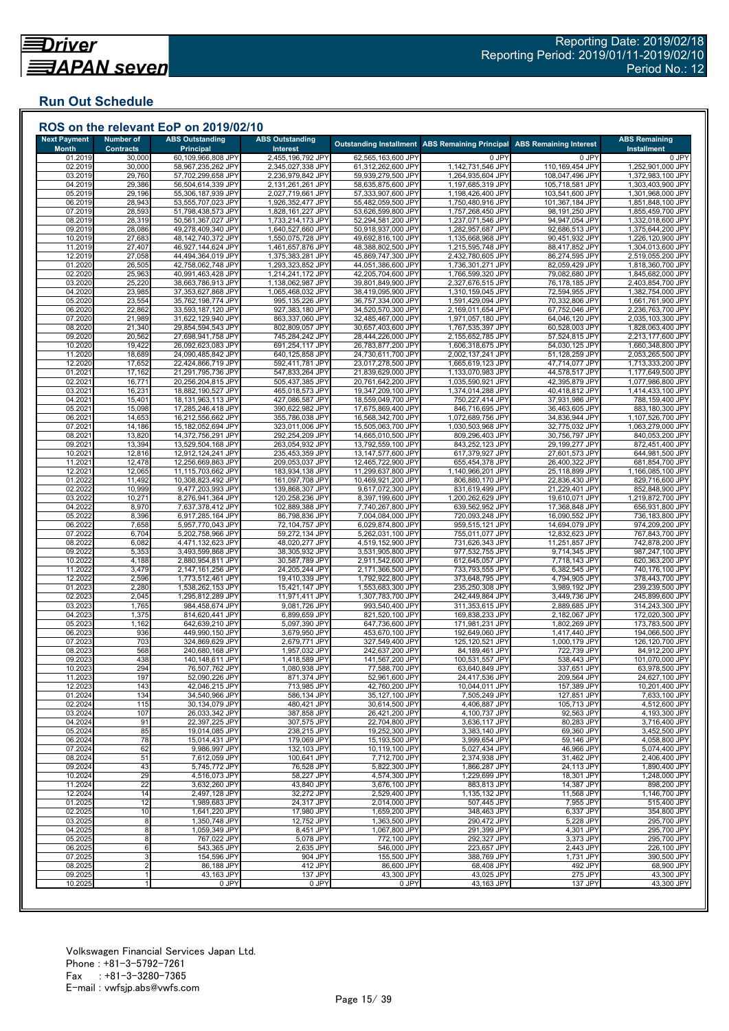## Run Out Schedule

### ROS on the relevant EoP on 2019/02/10

| Next Payment Month | Number of Contracts | ABS Outstanding Principal | ABS Outstanding Interest | Outstanding Installment | ABS Remaining Principal | ABS Remaining Interest | ABS Remaining Installment |
|---|---|---|---|---|---|---|---|
| 01.2019 | 30,000 | 60,109,966,808 JPY | 2,455,196,792 JPY | 62,565,163,600 JPY | 0 JPY | 0 JPY | 0 JPY |
| 02.2019 | 30,000 | 58,967,235,262 JPY | 2,345,027,338 JPY | 61,312,262,600 JPY | 1,142,731,546 JPY | 110,169,454 JPY | 1,252,901,000 JPY |
| 03.2019 | 29,760 | 57,702,299,658 JPY | 2,236,979,842 JPY | 59,939,279,500 JPY | 1,264,935,604 JPY | 108,047,496 JPY | 1,372,983,100 JPY |
| 04.2019 | 29,386 | 56,504,614,339 JPY | 2,131,261,261 JPY | 58,635,875,600 JPY | 1,197,685,319 JPY | 105,718,581 JPY | 1,303,403,900 JPY |
| 05.2019 | 29,196 | 55,306,187,939 JPY | 2,027,719,661 JPY | 57,333,907,600 JPY | 1,198,426,400 JPY | 103,541,600 JPY | 1,301,968,000 JPY |
| 06.2019 | 28,943 | 53,555,707,023 JPY | 1,926,352,477 JPY | 55,482,059,500 JPY | 1,750,480,916 JPY | 101,367,184 JPY | 1,851,848,100 JPY |
| 07.2019 | 28,593 | 51,798,438,573 JPY | 1,828,161,227 JPY | 53,626,599,800 JPY | 1,757,268,450 JPY | 98,191,250 JPY | 1,855,459,700 JPY |
| 08.2019 | 28,319 | 50,561,367,027 JPY | 1,733,214,173 JPY | 52,294,581,200 JPY | 1,237,071,546 JPY | 94,947,054 JPY | 1,332,018,600 JPY |
| 09.2019 | 28,086 | 49,278,409,340 JPY | 1,640,527,660 JPY | 50,918,937,000 JPY | 1,282,957,687 JPY | 92,686,513 JPY | 1,375,644,200 JPY |
| 10.2019 | 27,683 | 48,142,740,372 JPY | 1,550,075,728 JPY | 49,692,816,100 JPY | 1,135,668,968 JPY | 90,451,932 JPY | 1,226,120,900 JPY |
| 11.2019 | 27,407 | 46,927,144,624 JPY | 1,461,657,876 JPY | 48,388,802,500 JPY | 1,215,595,748 JPY | 88,417,852 JPY | 1,304,013,600 JPY |
| 12.2019 | 27,058 | 44,494,364,019 JPY | 1,375,383,281 JPY | 45,869,747,300 JPY | 2,432,780,605 JPY | 86,274,595 JPY | 2,519,055,200 JPY |
| 01.2020 | 26,505 | 42,758,062,748 JPY | 1,293,323,852 JPY | 44,051,386,600 JPY | 1,736,301,271 JPY | 82,059,429 JPY | 1,818,360,700 JPY |
| 02.2020 | 25,963 | 40,991,463,428 JPY | 1,214,241,172 JPY | 42,205,704,600 JPY | 1,766,599,320 JPY | 79,082,680 JPY | 1,845,682,000 JPY |
| 03.2020 | 25,220 | 38,663,786,913 JPY | 1,138,062,987 JPY | 39,801,849,900 JPY | 2,327,676,515 JPY | 76,178,185 JPY | 2,403,854,700 JPY |
| 04.2020 | 23,985 | 37,353,627,868 JPY | 1,065,468,032 JPY | 38,419,095,900 JPY | 1,310,159,045 JPY | 72,594,955 JPY | 1,382,754,000 JPY |
| 05.2020 | 23,554 | 35,762,198,774 JPY | 995,135,226 JPY | 36,757,334,000 JPY | 1,591,429,094 JPY | 70,332,806 JPY | 1,661,761,900 JPY |
| 06.2020 | 22,862 | 33,593,187,120 JPY | 927,383,180 JPY | 34,520,570,300 JPY | 2,169,011,654 JPY | 67,752,046 JPY | 2,236,763,700 JPY |
| 07.2020 | 21,989 | 31,622,129,940 JPY | 863,337,060 JPY | 32,485,467,000 JPY | 1,971,057,180 JPY | 64,046,120 JPY | 2,035,103,300 JPY |
| 08.2020 | 21,340 | 29,854,594,543 JPY | 802,809,057 JPY | 30,657,403,600 JPY | 1,767,535,397 JPY | 60,528,003 JPY | 1,828,063,400 JPY |
| 09.2020 | 20,562 | 27,698,941,758 JPY | 745,284,242 JPY | 28,444,226,000 JPY | 2,155,652,785 JPY | 57,524,815 JPY | 2,213,177,600 JPY |
| 10.2020 | 19,422 | 26,092,623,083 JPY | 691,254,117 JPY | 26,783,877,200 JPY | 1,606,318,675 JPY | 54,030,125 JPY | 1,660,348,800 JPY |
| 11.2020 | 18,689 | 24,090,485,842 JPY | 640,125,858 JPY | 24,730,611,700 JPY | 2,002,137,241 JPY | 51,128,259 JPY | 2,053,265,500 JPY |
| 12.2020 | 17,652 | 22,424,866,719 JPY | 592,411,781 JPY | 23,017,278,500 JPY | 1,665,619,123 JPY | 47,714,077 JPY | 1,713,333,200 JPY |
| 01.2021 | 17,162 | 21,291,795,736 JPY | 547,833,264 JPY | 21,839,629,000 JPY | 1,133,070,983 JPY | 44,578,517 JPY | 1,177,649,500 JPY |
| 02.2021 | 16,771 | 20,256,204,815 JPY | 505,437,385 JPY | 20,761,642,200 JPY | 1,035,590,921 JPY | 42,395,879 JPY | 1,077,986,800 JPY |
| 03.2021 | 16,231 | 18,882,190,527 JPY | 465,018,573 JPY | 19,347,209,100 JPY | 1,374,014,288 JPY | 40,418,812 JPY | 1,414,433,100 JPY |
| 04.2021 | 15,401 | 18,131,963,113 JPY | 427,086,587 JPY | 18,559,049,700 JPY | 750,227,414 JPY | 37,931,986 JPY | 788,159,400 JPY |
| 05.2021 | 15,098 | 17,285,246,418 JPY | 390,622,982 JPY | 17,675,869,400 JPY | 846,716,695 JPY | 36,463,605 JPY | 883,180,300 JPY |
| 06.2021 | 14,653 | 16,212,556,662 JPY | 355,786,038 JPY | 16,568,342,700 JPY | 1,072,689,756 JPY | 34,836,944 JPY | 1,107,526,700 JPY |
| 07.2021 | 14,186 | 15,182,052,694 JPY | 323,011,006 JPY | 15,505,063,700 JPY | 1,030,503,968 JPY | 32,775,032 JPY | 1,063,279,000 JPY |
| 08.2021 | 13,820 | 14,372,756,291 JPY | 292,254,209 JPY | 14,665,010,500 JPY | 809,296,403 JPY | 30,756,797 JPY | 840,053,200 JPY |
| 09.2021 | 13,394 | 13,529,504,168 JPY | 263,054,932 JPY | 13,792,559,100 JPY | 843,252,123 JPY | 29,199,277 JPY | 872,451,400 JPY |
| 10.2021 | 12,816 | 12,912,124,241 JPY | 235,453,359 JPY | 13,147,577,600 JPY | 617,379,927 JPY | 27,601,573 JPY | 644,981,500 JPY |
| 11.2021 | 12,478 | 12,256,669,863 JPY | 209,053,037 JPY | 12,465,722,900 JPY | 655,454,378 JPY | 26,400,322 JPY | 681,854,700 JPY |
| 12.2021 | 12,065 | 11,115,703,662 JPY | 183,934,138 JPY | 11,299,637,800 JPY | 1,140,966,201 JPY | 25,118,899 JPY | 1,166,085,100 JPY |
| 01.2022 | 11,492 | 10,308,823,492 JPY | 161,097,708 JPY | 10,469,921,200 JPY | 806,880,170 JPY | 22,836,430 JPY | 829,716,600 JPY |
| 02.2022 | 10,999 | 9,477,203,993 JPY | 139,868,307 JPY | 9,617,072,300 JPY | 831,619,499 JPY | 21,229,401 JPY | 852,848,900 JPY |
| 03.2022 | 10,271 | 8,276,941,364 JPY | 120,258,236 JPY | 8,397,199,600 JPY | 1,200,262,629 JPY | 19,610,071 JPY | 1,219,872,700 JPY |
| 04.2022 | 8,970 | 7,637,378,412 JPY | 102,889,388 JPY | 7,740,267,800 JPY | 639,562,952 JPY | 17,368,848 JPY | 656,931,800 JPY |
| 05.2022 | 8,396 | 6,917,285,164 JPY | 86,798,836 JPY | 7,004,084,000 JPY | 720,093,248 JPY | 16,090,552 JPY | 736,183,800 JPY |
| 06.2022 | 7,658 | 5,957,770,043 JPY | 72,104,757 JPY | 6,029,874,800 JPY | 959,515,121 JPY | 14,694,079 JPY | 974,209,200 JPY |
| 07.2022 | 6,704 | 5,202,758,966 JPY | 59,272,134 JPY | 5,262,031,100 JPY | 755,011,077 JPY | 12,832,623 JPY | 767,843,700 JPY |
| 08.2022 | 6,082 | 4,471,132,623 JPY | 48,020,277 JPY | 4,519,152,900 JPY | 731,626,343 JPY | 11,251,857 JPY | 742,878,200 JPY |
| 09.2022 | 5,353 | 3,493,599,868 JPY | 38,305,932 JPY | 3,531,905,800 JPY | 977,532,755 JPY | 9,714,345 JPY | 987,247,100 JPY |
| 10.2022 | 4,188 | 2,880,954,811 JPY | 30,587,789 JPY | 2,911,542,600 JPY | 612,645,057 JPY | 7,718,143 JPY | 620,363,200 JPY |
| 11.2022 | 3,479 | 2,147,161,256 JPY | 24,205,244 JPY | 2,171,366,500 JPY | 733,793,555 JPY | 6,382,545 JPY | 740,176,100 JPY |
| 12.2022 | 2,596 | 1,773,512,461 JPY | 19,410,339 JPY | 1,792,922,800 JPY | 373,648,795 JPY | 4,794,905 JPY | 378,443,700 JPY |
| 01.2023 | 2,280 | 1,538,262,153 JPY | 15,421,147 JPY | 1,553,683,300 JPY | 235,250,308 JPY | 3,989,192 JPY | 239,239,500 JPY |
| 02.2023 | 2,045 | 1,295,812,289 JPY | 11,971,411 JPY | 1,307,783,700 JPY | 242,449,864 JPY | 3,449,736 JPY | 245,899,600 JPY |
| 03.2023 | 1,765 | 984,458,674 JPY | 9,081,726 JPY | 993,540,400 JPY | 311,353,615 JPY | 2,889,685 JPY | 314,243,300 JPY |
| 04.2023 | 1,375 | 814,620,441 JPY | 6,899,659 JPY | 821,520,100 JPY | 169,838,233 JPY | 2,182,067 JPY | 172,020,300 JPY |
| 05.2023 | 1,162 | 642,639,210 JPY | 5,097,390 JPY | 647,736,600 JPY | 171,981,231 JPY | 1,802,269 JPY | 173,783,500 JPY |
| 06.2023 | 936 | 449,990,150 JPY | 3,679,950 JPY | 453,670,100 JPY | 192,649,060 JPY | 1,417,440 JPY | 194,066,500 JPY |
| 07.2023 | 703 | 324,869,629 JPY | 2,679,771 JPY | 327,549,400 JPY | 125,120,521 JPY | 1,000,179 JPY | 126,120,700 JPY |
| 08.2023 | 568 | 240,680,168 JPY | 1,957,032 JPY | 242,637,200 JPY | 84,189,461 JPY | 722,739 JPY | 84,912,200 JPY |
| 09.2023 | 438 | 140,148,611 JPY | 1,418,589 JPY | 141,567,200 JPY | 100,531,557 JPY | 538,443 JPY | 101,070,000 JPY |
| 10.2023 | 294 | 76,507,762 JPY | 1,080,938 JPY | 77,588,700 JPY | 63,640,849 JPY | 337,651 JPY | 63,978,500 JPY |
| 11.2023 | 197 | 52,090,226 JPY | 871,374 JPY | 52,961,600 JPY | 24,417,536 JPY | 209,564 JPY | 24,627,100 JPY |
| 12.2023 | 143 | 42,046,215 JPY | 713,985 JPY | 42,760,200 JPY | 10,044,011 JPY | 157,389 JPY | 10,201,400 JPY |
| 01.2024 | 134 | 34,540,966 JPY | 586,134 JPY | 35,127,100 JPY | 7,505,249 JPY | 127,851 JPY | 7,633,100 JPY |
| 02.2024 | 115 | 30,134,079 JPY | 480,421 JPY | 30,614,500 JPY | 4,406,887 JPY | 105,713 JPY | 4,512,600 JPY |
| 03.2024 | 107 | 26,033,342 JPY | 387,858 JPY | 26,421,200 JPY | 4,100,737 JPY | 92,563 JPY | 4,193,300 JPY |
| 04.2024 | 91 | 22,397,225 JPY | 307,575 JPY | 22,704,800 JPY | 3,636,117 JPY | 80,283 JPY | 3,716,400 JPY |
| 05.2024 | 85 | 19,014,085 JPY | 238,215 JPY | 19,252,300 JPY | 3,383,140 JPY | 69,360 JPY | 3,452,500 JPY |
| 06.2024 | 78 | 15,014,431 JPY | 179,069 JPY | 15,193,500 JPY | 3,999,654 JPY | 59,146 JPY | 4,058,800 JPY |
| 07.2024 | 62 | 9,986,997 JPY | 132,103 JPY | 10,119,100 JPY | 5,027,434 JPY | 46,966 JPY | 5,074,400 JPY |
| 08.2024 | 51 | 7,612,059 JPY | 100,641 JPY | 7,712,700 JPY | 2,374,938 JPY | 31,462 JPY | 2,406,400 JPY |
| 09.2024 | 43 | 5,745,772 JPY | 76,528 JPY | 5,822,300 JPY | 1,866,287 JPY | 24,113 JPY | 1,890,400 JPY |
| 10.2024 | 29 | 4,516,073 JPY | 58,227 JPY | 4,574,300 JPY | 1,229,699 JPY | 18,301 JPY | 1,248,000 JPY |
| 11.2024 | 22 | 3,632,260 JPY | 43,840 JPY | 3,676,100 JPY | 883,813 JPY | 14,387 JPY | 898,200 JPY |
| 12.2024 | 14 | 2,497,128 JPY | 32,272 JPY | 2,529,400 JPY | 1,135,132 JPY | 11,568 JPY | 1,146,700 JPY |
| 01.2025 | 12 | 1,989,683 JPY | 24,317 JPY | 2,014,000 JPY | 507,445 JPY | 7,955 JPY | 515,400 JPY |
| 02.2025 | 10 | 1,641,220 JPY | 17,980 JPY | 1,659,200 JPY | 348,463 JPY | 6,337 JPY | 354,800 JPY |
| 03.2025 | 8 | 1,350,748 JPY | 12,752 JPY | 1,363,500 JPY | 290,472 JPY | 5,228 JPY | 295,700 JPY |
| 04.2025 | 8 | 1,059,349 JPY | 8,451 JPY | 1,067,800 JPY | 291,399 JPY | 4,301 JPY | 295,700 JPY |
| 05.2025 | 8 | 767,022 JPY | 5,078 JPY | 772,100 JPY | 292,327 JPY | 3,373 JPY | 295,700 JPY |
| 06.2025 | 6 | 543,365 JPY | 2,635 JPY | 546,000 JPY | 223,657 JPY | 2,443 JPY | 226,100 JPY |
| 07.2025 | 3 | 154,596 JPY | 904 JPY | 155,500 JPY | 388,769 JPY | 1,731 JPY | 390,500 JPY |
| 08.2025 | 2 | 86,188 JPY | 412 JPY | 86,600 JPY | 68,408 JPY | 492 JPY | 68,900 JPY |
| 09.2025 | 1 | 43,163 JPY | 137 JPY | 43,300 JPY | 43,025 JPY | 275 JPY | 43,300 JPY |
| 10.2025 | 1 | 0 JPY | 0 JPY | 0 JPY | 43,163 JPY | 137 JPY | 43,300 JPY |

Volkswagen Financial Services Japan Ltd.
Phone : +81-3-5792-7261
Fax : +81-3-3280-7365
E-mail : vwfsjp.abs@vwfs.com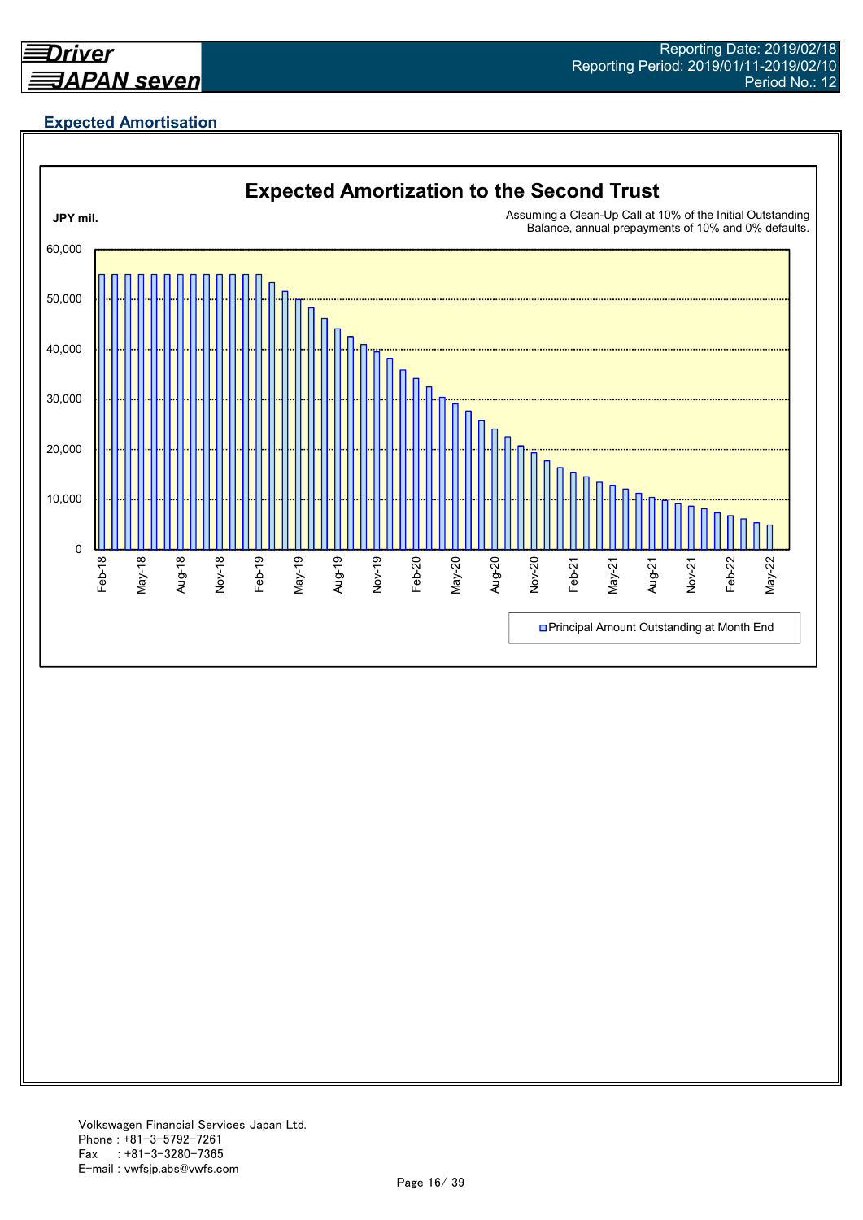## Expected Amortisation

**Expected Amortization to the Second Trust**

JPY mil.

Assuming a Clean-Up Call at 10% of the Initial Outstanding Balance, annual prepayments of 10% and 0% defaults.

60,000
50,000
40,000
30,000
20,000
10,000
0

Feb-18, May-18, Aug-18, Nov-18, Feb-19, May-19, Aug-19, Nov-19, Feb-20, May-20, Aug-20, Nov-20, Feb-21, May-21, Aug-21, Nov-21, Feb-22, May-22

Principal Amount Outstanding at Month End

Volkswagen Financial Services Japan Ltd.
Phone : +81-3-5792-7261
Fax : +81-3-3280-7365
E-mail : vwfsjp.abs@vwfs.com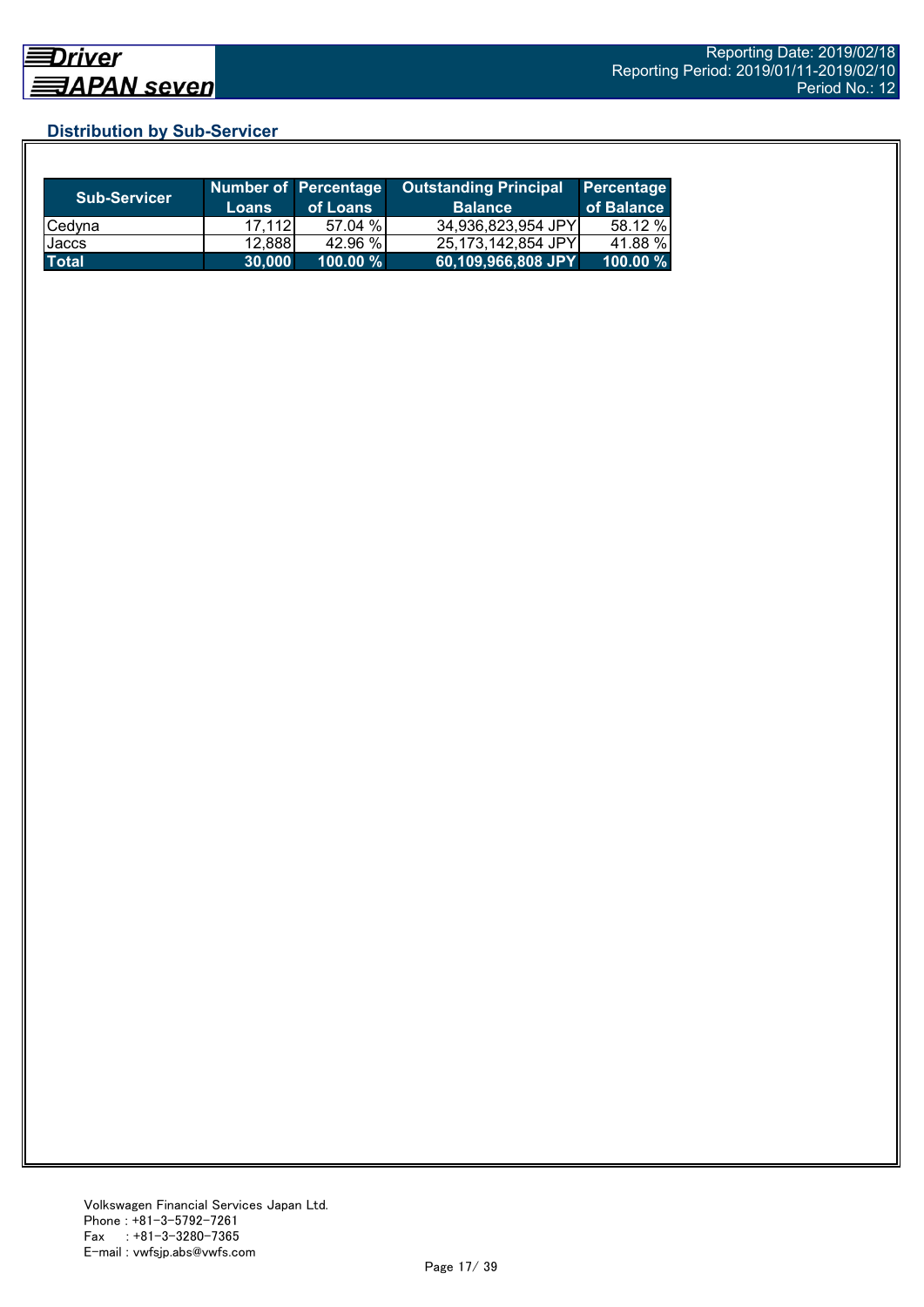## Distribution by Sub-Servicer

| Sub-Servicer | Number of Loans | Percentage of Loans | Outstanding Principal Balance | Percentage of Balance |
|---|---|---|---|---|
| Cedyna | 17,112 | 57.04 % | 34,936,823,954 JPY | 58.12 % |
| Jaccs | 12,888 | 42.96 % | 25,173,142,854 JPY | 41.88 % |
| **Total** | **30,000** | **100.00 %** | **60,109,966,808 JPY** | **100.00 %** |

Volkswagen Financial Services Japan Ltd.
Phone : +81-3-5792-7261
Fax : +81-3-3280-7365
E-mail : vwfsjp.abs@vwfs.com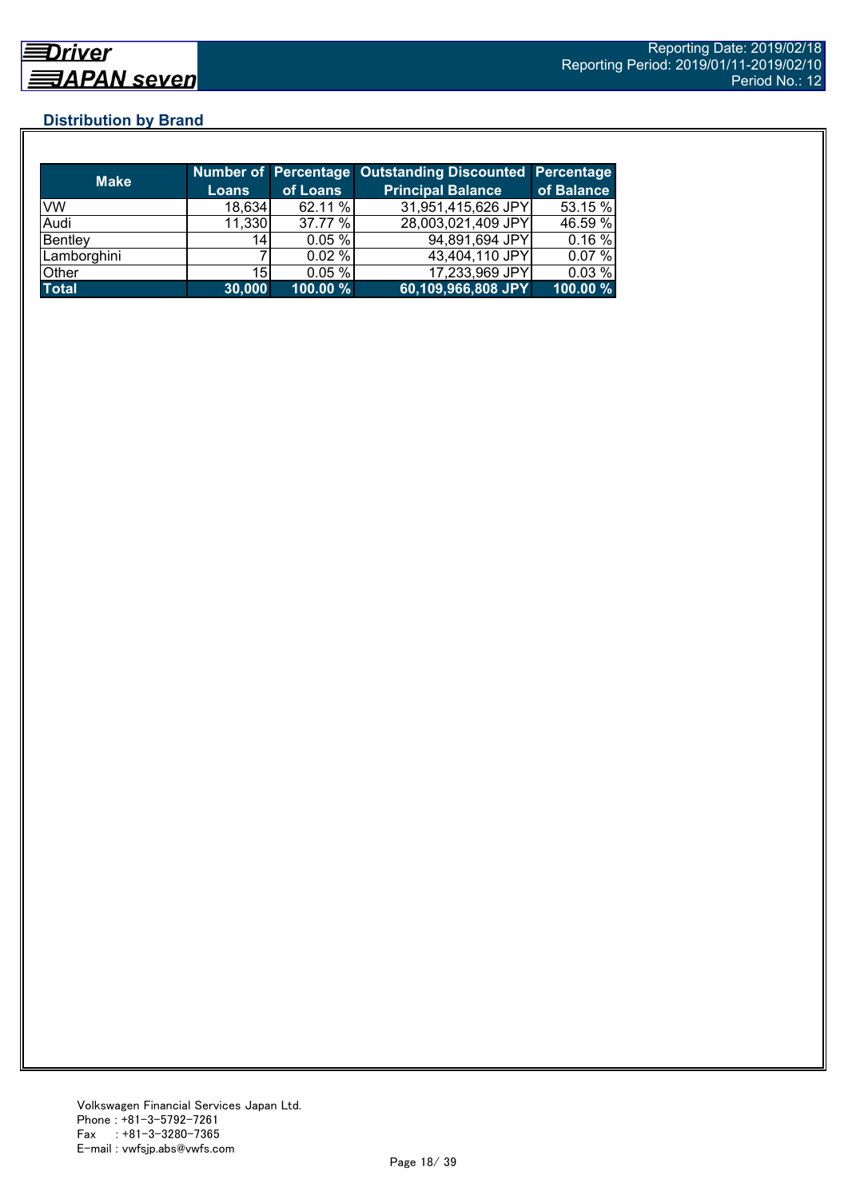## Distribution by Brand

| Make | Number of Loans | Percentage of Loans | Outstanding Discounted Principal Balance | Percentage of Balance |
|---|---|---|---|---|
| VW | 18,634 | 62.11 % | 31,951,415,626 JPY | 53.15 % |
| Audi | 11,330 | 37.77 % | 28,003,021,409 JPY | 46.59 % |
| Bentley | 14 | 0.05 % | 94,891,694 JPY | 0.16 % |
| Lamborghini | 7 | 0.02 % | 43,404,110 JPY | 0.07 % |
| Other | 15 | 0.05 % | 17,233,969 JPY | 0.03 % |
| **Total** | **30,000** | **100.00 %** | **60,109,966,808 JPY** | **100.00 %** |

Volkswagen Financial Services Japan Ltd.
Phone : +81-3-5792-7261
Fax　 : +81-3-3280-7365
E-mail : vwfsjp.abs@vwfs.com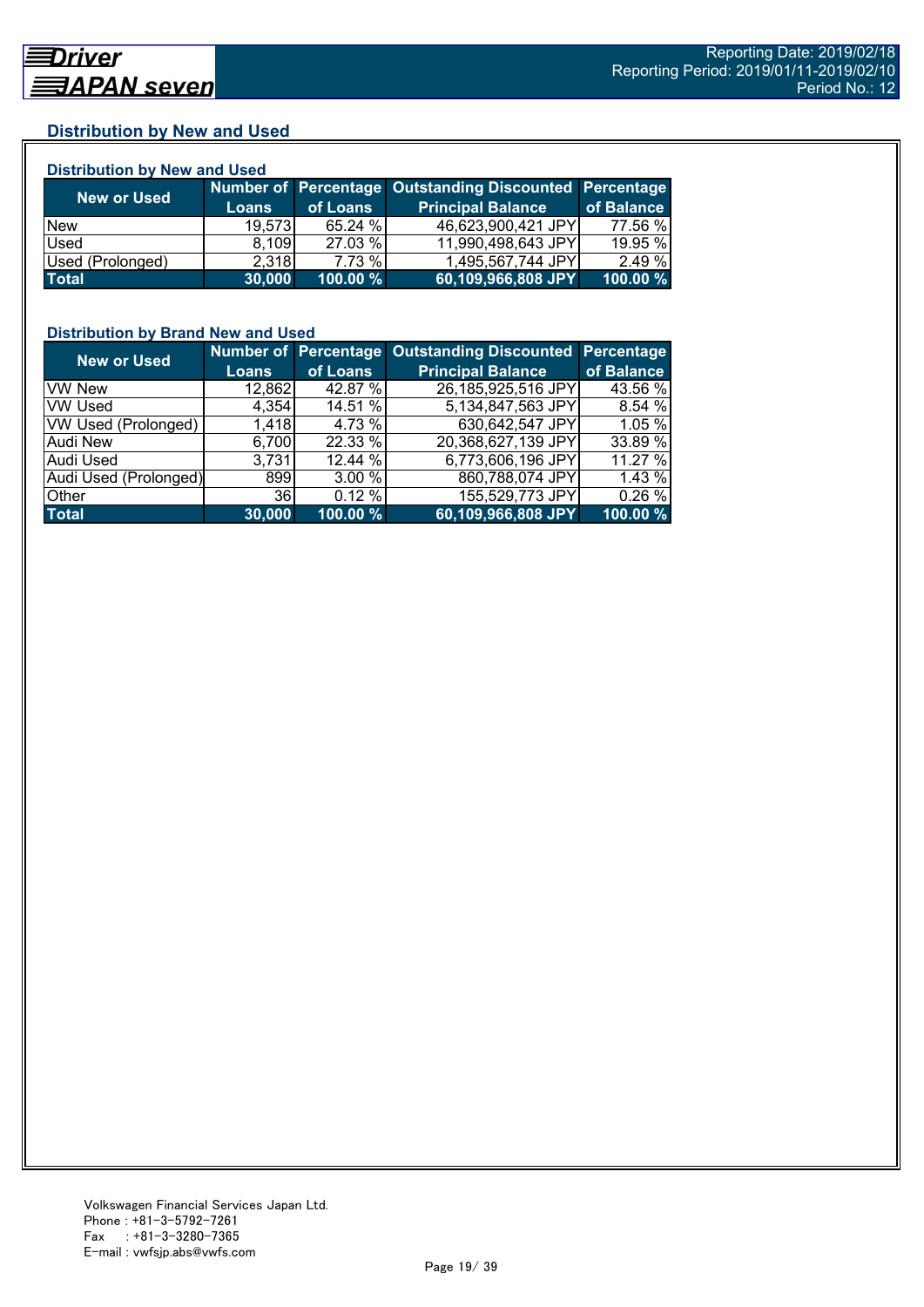## Distribution by New and Used

### Distribution by New and Used

| New or Used | Number of Loans | Percentage of Loans | Outstanding Discounted Principal Balance | Percentage of Balance |
|---|---|---|---|---|
| New | 19,573 | 65.24 % | 46,623,900,421 JPY | 77.56 % |
| Used | 8,109 | 27.03 % | 11,990,498,643 JPY | 19.95 % |
| Used (Prolonged) | 2,318 | 7.73 % | 1,495,567,744 JPY | 2.49 % |
| **Total** | **30,000** | **100.00 %** | **60,109,966,808 JPY** | **100.00 %** |

### Distribution by Brand New and Used

| New or Used | Number of Loans | Percentage of Loans | Outstanding Discounted Principal Balance | Percentage of Balance |
|---|---|---|---|---|
| VW New | 12,862 | 42.87 % | 26,185,925,516 JPY | 43.56 % |
| VW Used | 4,354 | 14.51 % | 5,134,847,563 JPY | 8.54 % |
| VW Used (Prolonged) | 1,418 | 4.73 % | 630,642,547 JPY | 1.05 % |
| Audi New | 6,700 | 22.33 % | 20,368,627,139 JPY | 33.89 % |
| Audi Used | 3,731 | 12.44 % | 6,773,606,196 JPY | 11.27 % |
| Audi Used (Prolonged) | 899 | 3.00 % | 860,788,074 JPY | 1.43 % |
| Other | 36 | 0.12 % | 155,529,773 JPY | 0.26 % |
| **Total** | **30,000** | **100.00 %** | **60,109,966,808 JPY** | **100.00 %** |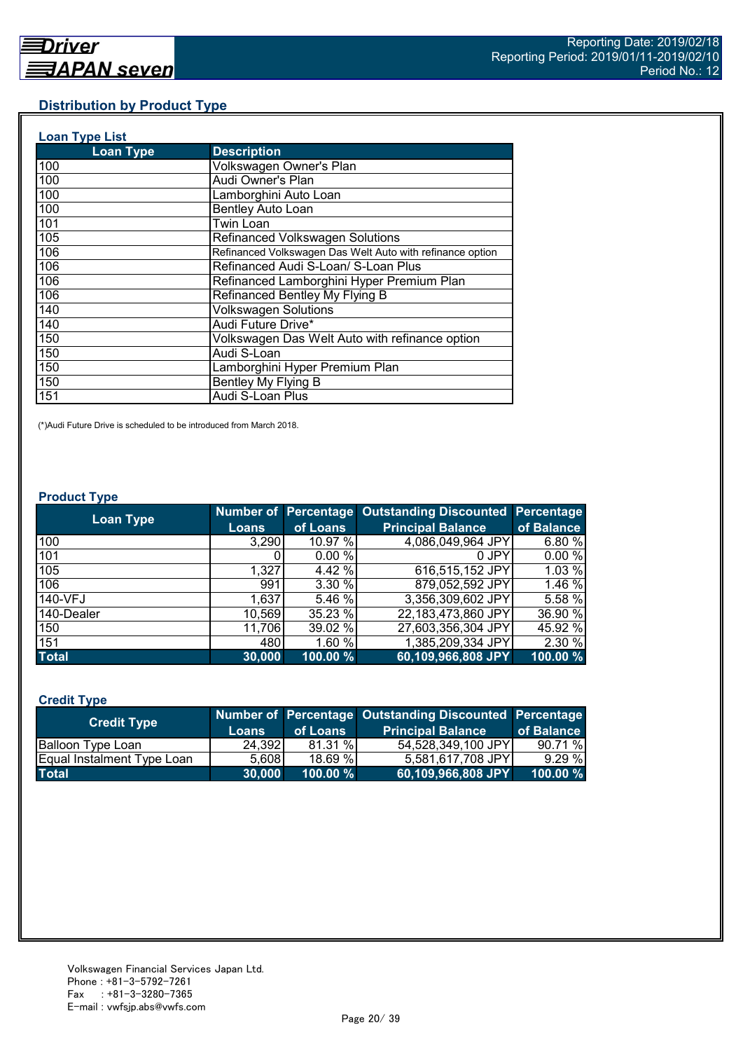## Distribution by Product Type

### Loan Type List

| Loan Type | Description |
|---|---|
| 100 | Volkswagen Owner's Plan |
| 100 | Audi Owner's Plan |
| 100 | Lamborghini Auto Loan |
| 100 | Bentley Auto Loan |
| 101 | Twin Loan |
| 105 | Refinanced Volkswagen Solutions |
| 106 | Refinanced Volkswagen Das Welt Auto with refinance option |
| 106 | Refinanced Audi S-Loan/ S-Loan Plus |
| 106 | Refinanced Lamborghini Hyper Premium Plan |
| 106 | Refinanced Bentley My Flying B |
| 140 | Volkswagen Solutions |
| 140 | Audi Future Drive* |
| 150 | Volkswagen Das Welt Auto with refinance option |
| 150 | Audi S-Loan |
| 150 | Lamborghini Hyper Premium Plan |
| 150 | Bentley My Flying B |
| 151 | Audi S-Loan Plus |

(*)Audi Future Drive is scheduled to be introduced from March 2018.

### Product Type

| Loan Type | Number of Loans | Percentage of Loans | Outstanding Discounted Principal Balance | Percentage of Balance |
|---|---|---|---|---|
| 100 | 3,290 | 10.97 % | 4,086,049,964 JPY | 6.80 % |
| 101 | 0 | 0.00 % | 0 JPY | 0.00 % |
| 105 | 1,327 | 4.42 % | 616,515,152 JPY | 1.03 % |
| 106 | 991 | 3.30 % | 879,052,592 JPY | 1.46 % |
| 140-VFJ | 1,637 | 5.46 % | 3,356,309,602 JPY | 5.58 % |
| 140-Dealer | 10,569 | 35.23 % | 22,183,473,860 JPY | 36.90 % |
| 150 | 11,706 | 39.02 % | 27,603,356,304 JPY | 45.92 % |
| 151 | 480 | 1.60 % | 1,385,209,334 JPY | 2.30 % |
| **Total** | **30,000** | **100.00 %** | **60,109,966,808 JPY** | **100.00 %** |

### Credit Type

| Credit Type | Number of Loans | Percentage of Loans | Outstanding Discounted Principal Balance | Percentage of Balance |
|---|---|---|---|---|
| Balloon Type Loan | 24,392 | 81.31 % | 54,528,349,100 JPY | 90.71 % |
| Equal Instalment Type Loan | 5,608 | 18.69 % | 5,581,617,708 JPY | 9.29 % |
| **Total** | **30,000** | **100.00 %** | **60,109,966,808 JPY** | **100.00 %** |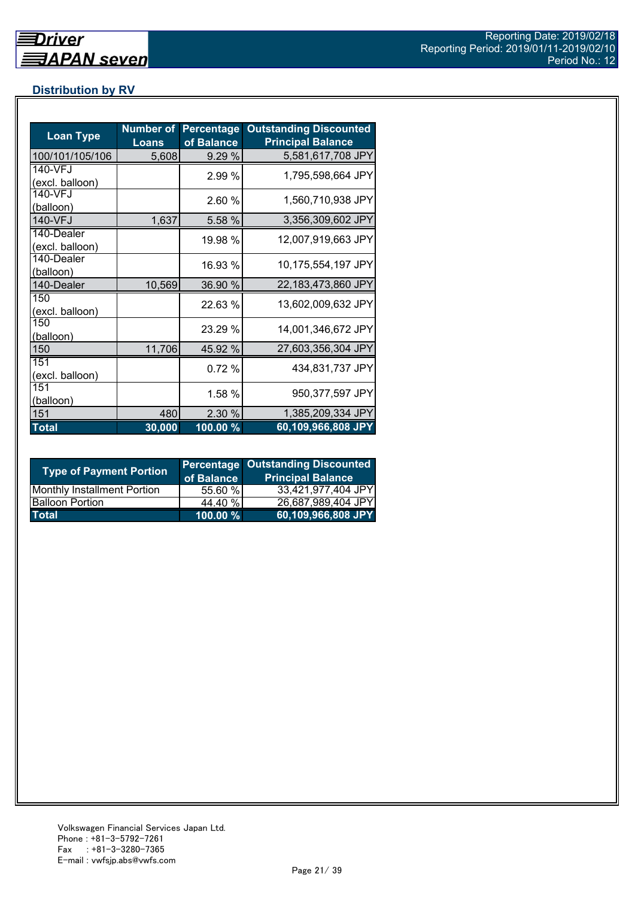## Distribution by RV

| Loan Type | Number of Loans | Percentage of Balance | Outstanding Discounted Principal Balance |
|---|---|---|---|
| 100/101/105/106 | 5,608 | 9.29 % | 5,581,617,708 JPY |
| 140-VFJ (excl. balloon) | | 2.99 % | 1,795,598,664 JPY |
| 140-VFJ (balloon) | | 2.60 % | 1,560,710,938 JPY |
| 140-VFJ | 1,637 | 5.58 % | 3,356,309,602 JPY |
| 140-Dealer (excl. balloon) | | 19.98 % | 12,007,919,663 JPY |
| 140-Dealer (balloon) | | 16.93 % | 10,175,554,197 JPY |
| 140-Dealer | 10,569 | 36.90 % | 22,183,473,860 JPY |
| 150 (excl. balloon) | | 22.63 % | 13,602,009,632 JPY |
| 150 (balloon) | | 23.29 % | 14,001,346,672 JPY |
| 150 | 11,706 | 45.92 % | 27,603,356,304 JPY |
| 151 (excl. balloon) | | 0.72 % | 434,831,737 JPY |
| 151 (balloon) | | 1.58 % | 950,377,597 JPY |
| 151 | 480 | 2.30 % | 1,385,209,334 JPY |
| **Total** | **30,000** | **100.00 %** | **60,109,966,808 JPY** |

| Type of Payment Portion | Percentage of Balance | Outstanding Discounted Principal Balance |
|---|---|---|
| Monthly Installment Portion | 55.60 % | 33,421,977,404 JPY |
| Balloon Portion | 44.40 % | 26,687,989,404 JPY |
| **Total** | **100.00 %** | **60,109,966,808 JPY** |

Volkswagen Financial Services Japan Ltd.
Phone : +81-3-5792-7261
Fax : +81-3-3280-7365
E-mail : vwfsjp.abs@vwfs.com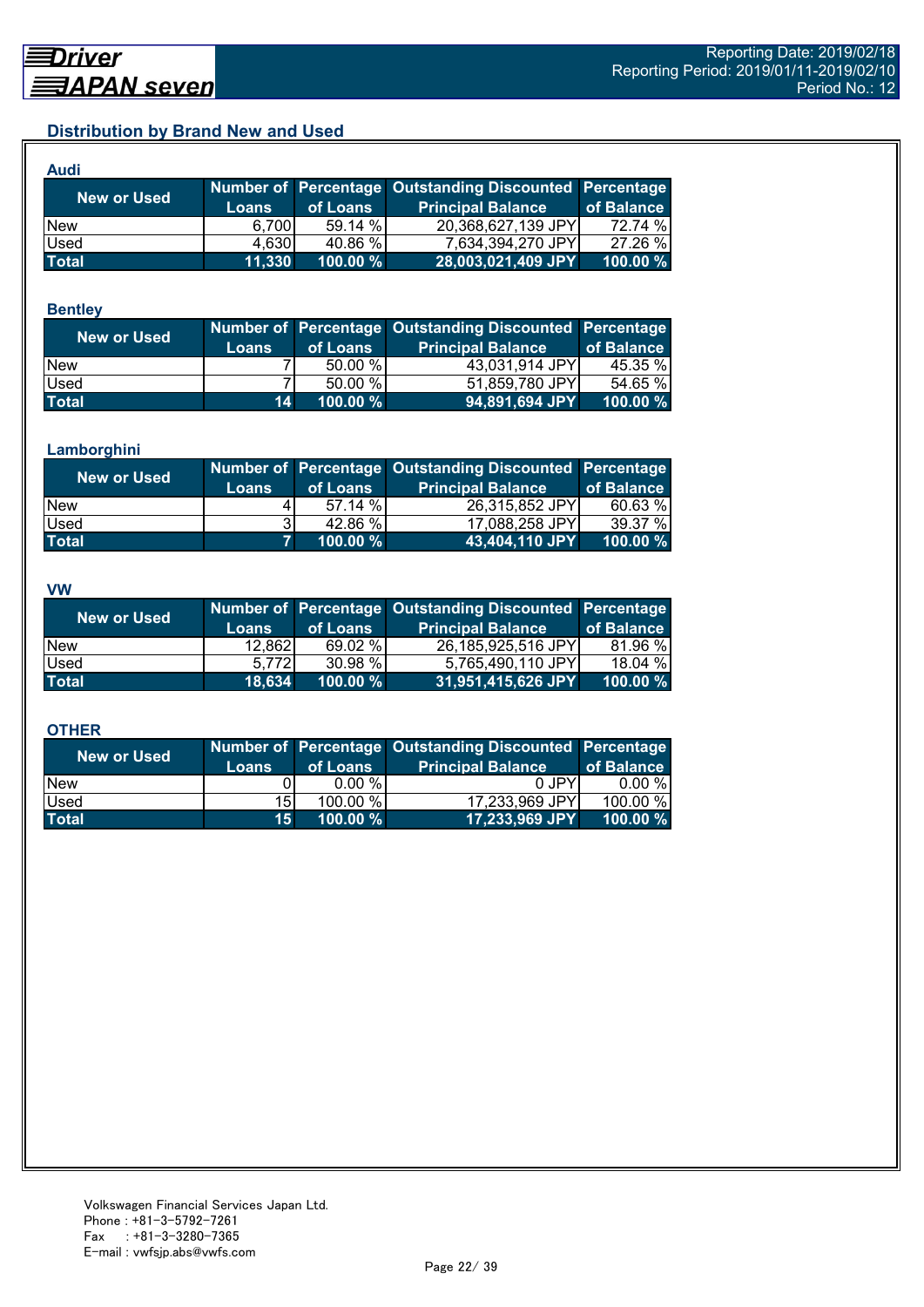## Distribution by Brand New and Used

### Audi

| New or Used | Number of Loans | Percentage of Loans | Outstanding Discounted Principal Balance | Percentage of Balance |
|---|---|---|---|---|
| New | 6,700 | 59.14 % | 20,368,627,139 JPY | 72.74 % |
| Used | 4,630 | 40.86 % | 7,634,394,270 JPY | 27.26 % |
| **Total** | **11,330** | **100.00 %** | **28,003,021,409 JPY** | **100.00 %** |

### Bentley

| New or Used | Number of Loans | Percentage of Loans | Outstanding Discounted Principal Balance | Percentage of Balance |
|---|---|---|---|---|
| New | 7 | 50.00 % | 43,031,914 JPY | 45.35 % |
| Used | 7 | 50.00 % | 51,859,780 JPY | 54.65 % |
| **Total** | **14** | **100.00 %** | **94,891,694 JPY** | **100.00 %** |

### Lamborghini

| New or Used | Number of Loans | Percentage of Loans | Outstanding Discounted Principal Balance | Percentage of Balance |
|---|---|---|---|---|
| New | 4 | 57.14 % | 26,315,852 JPY | 60.63 % |
| Used | 3 | 42.86 % | 17,088,258 JPY | 39.37 % |
| **Total** | **7** | **100.00 %** | **43,404,110 JPY** | **100.00 %** |

### VW

| New or Used | Number of Loans | Percentage of Loans | Outstanding Discounted Principal Balance | Percentage of Balance |
|---|---|---|---|---|
| New | 12,862 | 69.02 % | 26,185,925,516 JPY | 81.96 % |
| Used | 5,772 | 30.98 % | 5,765,490,110 JPY | 18.04 % |
| **Total** | **18,634** | **100.00 %** | **31,951,415,626 JPY** | **100.00 %** |

### OTHER

| New or Used | Number of Loans | Percentage of Loans | Outstanding Discounted Principal Balance | Percentage of Balance |
|---|---|---|---|---|
| New | 0 | 0.00 % | 0 JPY | 0.00 % |
| Used | 15 | 100.00 % | 17,233,969 JPY | 100.00 % |
| **Total** | **15** | **100.00 %** | **17,233,969 JPY** | **100.00 %** |

Volkswagen Financial Services Japan Ltd.
Phone : +81-3-5792-7261
Fax : +81-3-3280-7365
E-mail : vwfsjp.abs@vwfs.com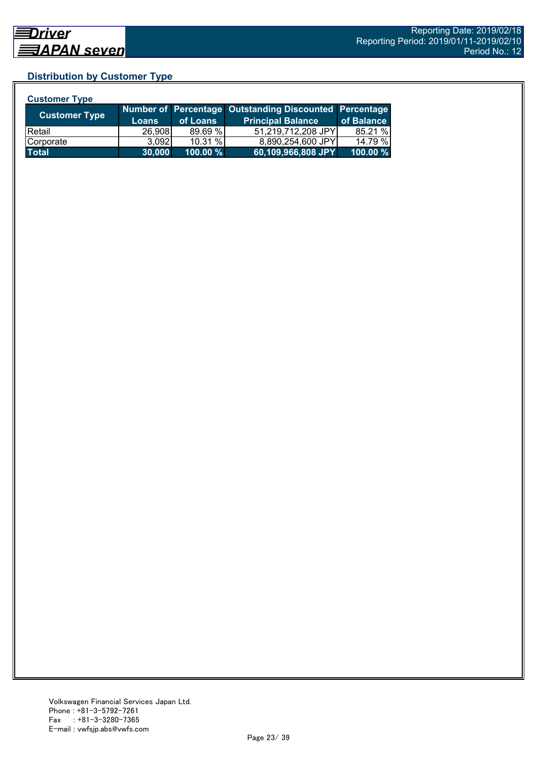## Distribution by Customer Type

### Customer Type

| Customer Type | Number of Loans | Percentage of Loans | Outstanding Discounted Principal Balance | Percentage of Balance |
|---|---|---|---|---|
| Retail | 26,908 | 89.69 % | 51,219,712,208 JPY | 85.21 % |
| Corporate | 3,092 | 10.31 % | 8,890,254,600 JPY | 14.79 % |
| **Total** | **30,000** | **100.00 %** | **60,109,966,808 JPY** | **100.00 %** |

Volkswagen Financial Services Japan Ltd.
Phone : +81-3-5792-7261
Fax : +81-3-3280-7365
E-mail : vwfsjp.abs@vwfs.com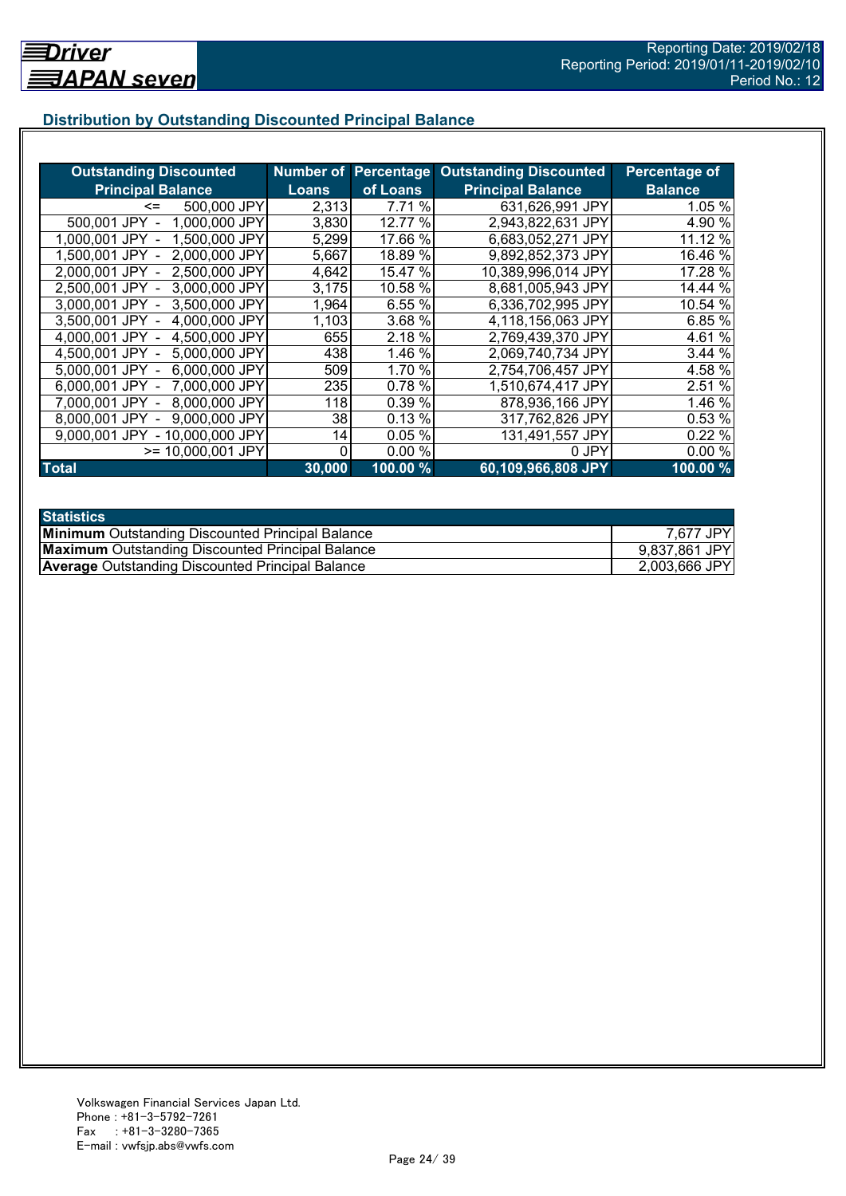## Distribution by Outstanding Discounted Principal Balance

| Outstanding Discounted Principal Balance | Number of Loans | Percentage of Loans | Outstanding Discounted Principal Balance | Percentage of Balance |
|---|---|---|---|---|
| <= 500,000 JPY | 2,313 | 7.71 % | 631,626,991 JPY | 1.05 % |
| 500,001 JPY - 1,000,000 JPY | 3,830 | 12.77 % | 2,943,822,631 JPY | 4.90 % |
| 1,000,001 JPY - 1,500,000 JPY | 5,299 | 17.66 % | 6,683,052,271 JPY | 11.12 % |
| 1,500,001 JPY - 2,000,000 JPY | 5,667 | 18.89 % | 9,892,852,373 JPY | 16.46 % |
| 2,000,001 JPY - 2,500,000 JPY | 4,642 | 15.47 % | 10,389,996,014 JPY | 17.28 % |
| 2,500,001 JPY - 3,000,000 JPY | 3,175 | 10.58 % | 8,681,005,943 JPY | 14.44 % |
| 3,000,001 JPY - 3,500,000 JPY | 1,964 | 6.55 % | 6,336,702,995 JPY | 10.54 % |
| 3,500,001 JPY - 4,000,000 JPY | 1,103 | 3.68 % | 4,118,156,063 JPY | 6.85 % |
| 4,000,001 JPY - 4,500,000 JPY | 655 | 2.18 % | 2,769,439,370 JPY | 4.61 % |
| 4,500,001 JPY - 5,000,000 JPY | 438 | 1.46 % | 2,069,740,734 JPY | 3.44 % |
| 5,000,001 JPY - 6,000,000 JPY | 509 | 1.70 % | 2,754,706,457 JPY | 4.58 % |
| 6,000,001 JPY - 7,000,000 JPY | 235 | 0.78 % | 1,510,674,417 JPY | 2.51 % |
| 7,000,001 JPY - 8,000,000 JPY | 118 | 0.39 % | 878,936,166 JPY | 1.46 % |
| 8,000,001 JPY - 9,000,000 JPY | 38 | 0.13 % | 317,762,826 JPY | 0.53 % |
| 9,000,001 JPY - 10,000,000 JPY | 14 | 0.05 % | 131,491,557 JPY | 0.22 % |
| >= 10,000,001 JPY | 0 | 0.00 % | 0 JPY | 0.00 % |
| **Total** | **30,000** | **100.00 %** | **60,109,966,808 JPY** | **100.00 %** |

| Statistics | |
|---|---|
| **Minimum** Outstanding Discounted Principal Balance | 7,677 JPY |
| **Maximum** Outstanding Discounted Principal Balance | 9,837,861 JPY |
| **Average** Outstanding Discounted Principal Balance | 2,003,666 JPY |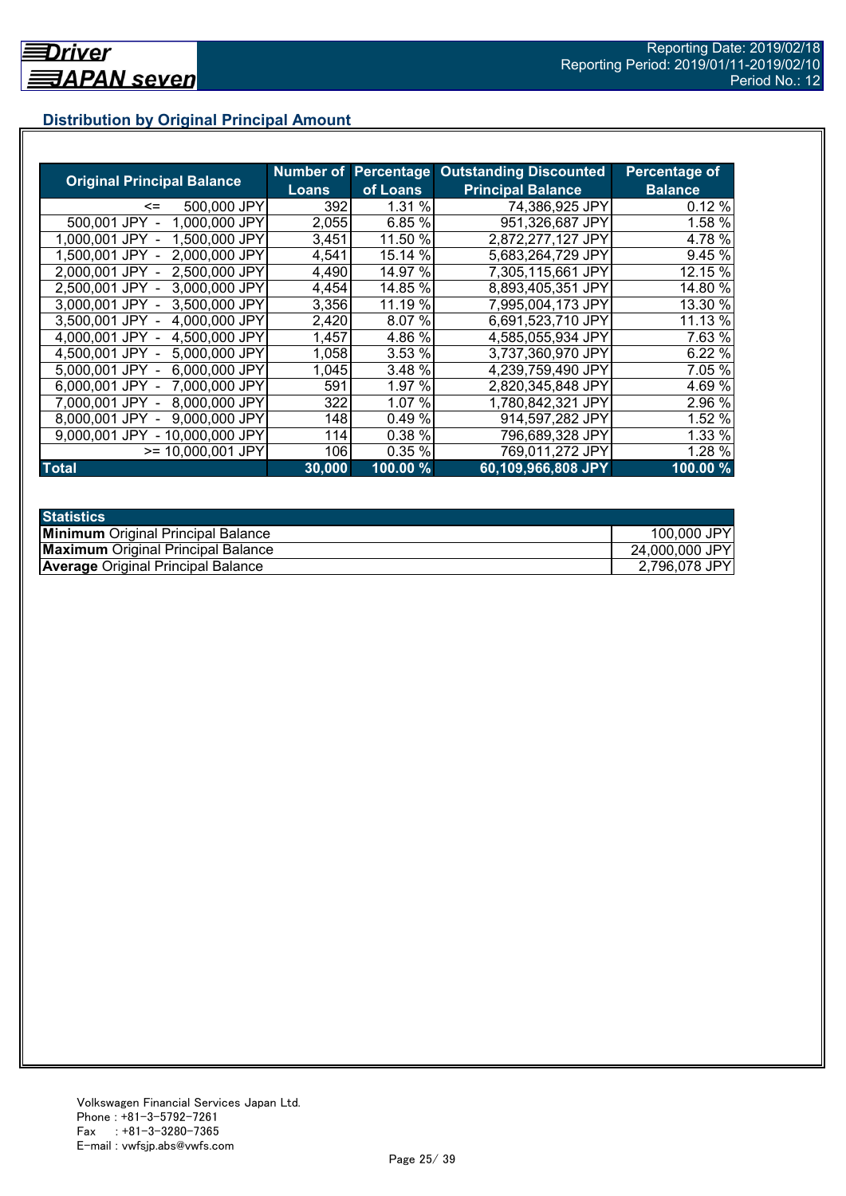## Distribution by Original Principal Amount

| Original Principal Balance | Number of Loans | Percentage of Loans | Outstanding Discounted Principal Balance | Percentage of Balance |
|---|---|---|---|---|
| <= 500,000 JPY | 392 | 1.31 % | 74,386,925 JPY | 0.12 % |
| 500,001 JPY - 1,000,000 JPY | 2,055 | 6.85 % | 951,326,687 JPY | 1.58 % |
| 1,000,001 JPY - 1,500,000 JPY | 3,451 | 11.50 % | 2,872,277,127 JPY | 4.78 % |
| 1,500,001 JPY - 2,000,000 JPY | 4,541 | 15.14 % | 5,683,264,729 JPY | 9.45 % |
| 2,000,001 JPY - 2,500,000 JPY | 4,490 | 14.97 % | 7,305,115,661 JPY | 12.15 % |
| 2,500,001 JPY - 3,000,000 JPY | 4,454 | 14.85 % | 8,893,405,351 JPY | 14.80 % |
| 3,000,001 JPY - 3,500,000 JPY | 3,356 | 11.19 % | 7,995,004,173 JPY | 13.30 % |
| 3,500,001 JPY - 4,000,000 JPY | 2,420 | 8.07 % | 6,691,523,710 JPY | 11.13 % |
| 4,000,001 JPY - 4,500,000 JPY | 1,457 | 4.86 % | 4,585,055,934 JPY | 7.63 % |
| 4,500,001 JPY - 5,000,000 JPY | 1,058 | 3.53 % | 3,737,360,970 JPY | 6.22 % |
| 5,000,001 JPY - 6,000,000 JPY | 1,045 | 3.48 % | 4,239,759,490 JPY | 7.05 % |
| 6,000,001 JPY - 7,000,000 JPY | 591 | 1.97 % | 2,820,345,848 JPY | 4.69 % |
| 7,000,001 JPY - 8,000,000 JPY | 322 | 1.07 % | 1,780,842,321 JPY | 2.96 % |
| 8,000,001 JPY - 9,000,000 JPY | 148 | 0.49 % | 914,597,282 JPY | 1.52 % |
| 9,000,001 JPY - 10,000,000 JPY | 114 | 0.38 % | 796,689,328 JPY | 1.33 % |
| >= 10,000,001 JPY | 106 | 0.35 % | 769,011,272 JPY | 1.28 % |
| **Total** | **30,000** | **100.00 %** | **60,109,966,808 JPY** | **100.00 %** |

| Statistics | |
|---|---|
| **Minimum** Original Principal Balance | 100,000 JPY |
| **Maximum** Original Principal Balance | 24,000,000 JPY |
| **Average** Original Principal Balance | 2,796,078 JPY |

Volkswagen Financial Services Japan Ltd.
Phone : +81-3-5792-7261
Fax : +81-3-3280-7365
E-mail : vwfsjp.abs@vwfs.com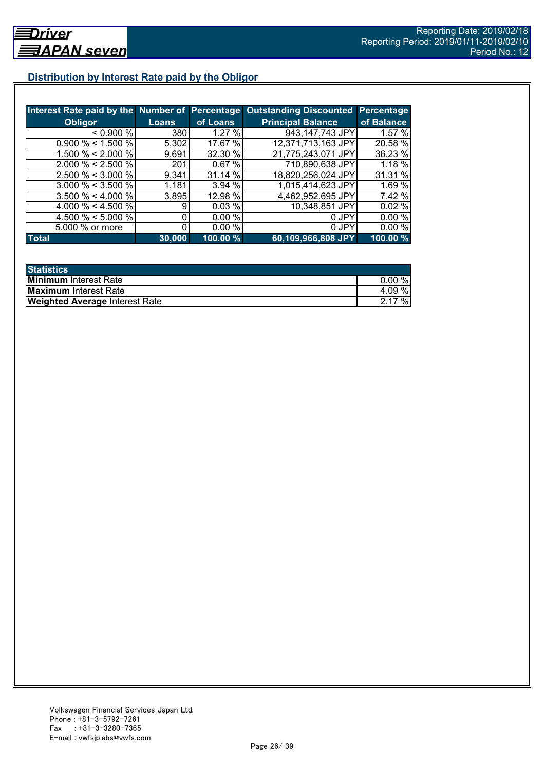## Distribution by Interest Rate paid by the Obligor

| Interest Rate paid by the Obligor | Number of Loans | Percentage of Loans | Outstanding Discounted Principal Balance | Percentage of Balance |
|---|---|---|---|---|
| < 0.900 % | 380 | 1.27 % | 943,147,743 JPY | 1.57 % |
| 0.900 % < 1.500 % | 5,302 | 17.67 % | 12,371,713,163 JPY | 20.58 % |
| 1.500 % < 2.000 % | 9,691 | 32.30 % | 21,775,243,071 JPY | 36.23 % |
| 2.000 % < 2.500 % | 201 | 0.67 % | 710,890,638 JPY | 1.18 % |
| 2.500 % < 3.000 % | 9,341 | 31.14 % | 18,820,256,024 JPY | 31.31 % |
| 3.000 % < 3.500 % | 1,181 | 3.94 % | 1,015,414,623 JPY | 1.69 % |
| 3.500 % < 4.000 % | 3,895 | 12.98 % | 4,462,952,695 JPY | 7.42 % |
| 4.000 % < 4.500 % | 9 | 0.03 % | 10,348,851 JPY | 0.02 % |
| 4.500 % < 5.000 % | 0 | 0.00 % | 0 JPY | 0.00 % |
| 5.000 % or more | 0 | 0.00 % | 0 JPY | 0.00 % |
| **Total** | **30,000** | **100.00 %** | **60,109,966,808 JPY** | **100.00 %** |

| Statistics | |
|---|---|
| **Minimum** Interest Rate | 0.00 % |
| **Maximum** Interest Rate | 4.09 % |
| **Weighted Average** Interest Rate | 2.17 % |

Volkswagen Financial Services Japan Ltd.
Phone : +81-3-5792-7261
Fax : +81-3-3280-7365
E-mail : vwfsjp.abs@vwfs.com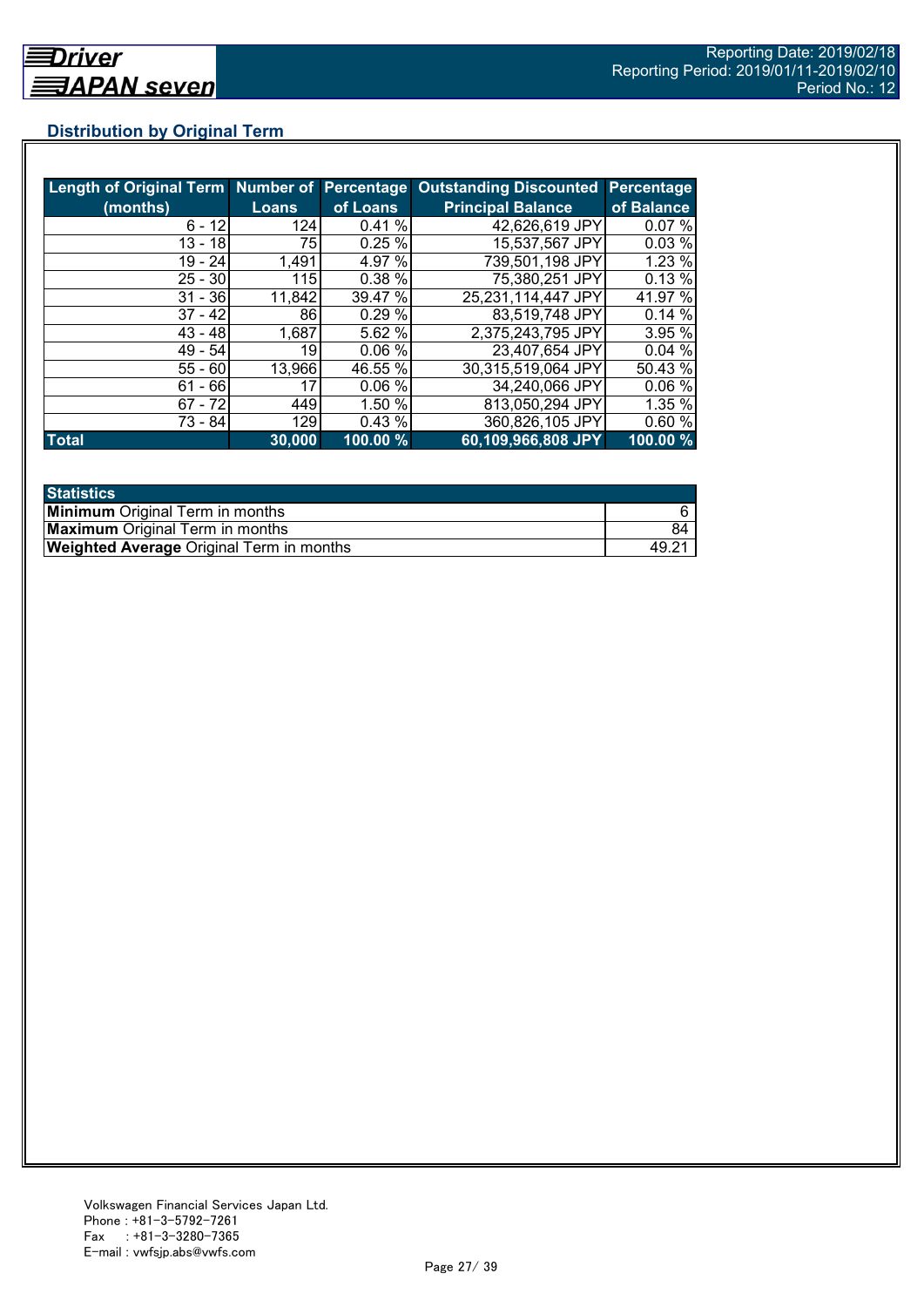## Distribution by Original Term

| Length of Original Term (months) | Number of Loans | Percentage of Loans | Outstanding Discounted Principal Balance | Percentage of Balance |
|---|---|---|---|---|
| 6 - 12 | 124 | 0.41 % | 42,626,619 JPY | 0.07 % |
| 13 - 18 | 75 | 0.25 % | 15,537,567 JPY | 0.03 % |
| 19 - 24 | 1,491 | 4.97 % | 739,501,198 JPY | 1.23 % |
| 25 - 30 | 115 | 0.38 % | 75,380,251 JPY | 0.13 % |
| 31 - 36 | 11,842 | 39.47 % | 25,231,114,447 JPY | 41.97 % |
| 37 - 42 | 86 | 0.29 % | 83,519,748 JPY | 0.14 % |
| 43 - 48 | 1,687 | 5.62 % | 2,375,243,795 JPY | 3.95 % |
| 49 - 54 | 19 | 0.06 % | 23,407,654 JPY | 0.04 % |
| 55 - 60 | 13,966 | 46.55 % | 30,315,519,064 JPY | 50.43 % |
| 61 - 66 | 17 | 0.06 % | 34,240,066 JPY | 0.06 % |
| 67 - 72 | 449 | 1.50 % | 813,050,294 JPY | 1.35 % |
| 73 - 84 | 129 | 0.43 % | 360,826,105 JPY | 0.60 % |
| **Total** | **30,000** | **100.00 %** | **60,109,966,808 JPY** | **100.00 %** |

| Statistics | |
|---|---|
| **Minimum** Original Term in months | 6 |
| **Maximum** Original Term in months | 84 |
| **Weighted Average** Original Term in months | 49.21 |

Volkswagen Financial Services Japan Ltd.
Phone : +81-3-5792-7261
Fax : +81-3-3280-7365
E-mail : vwfsjp.abs@vwfs.com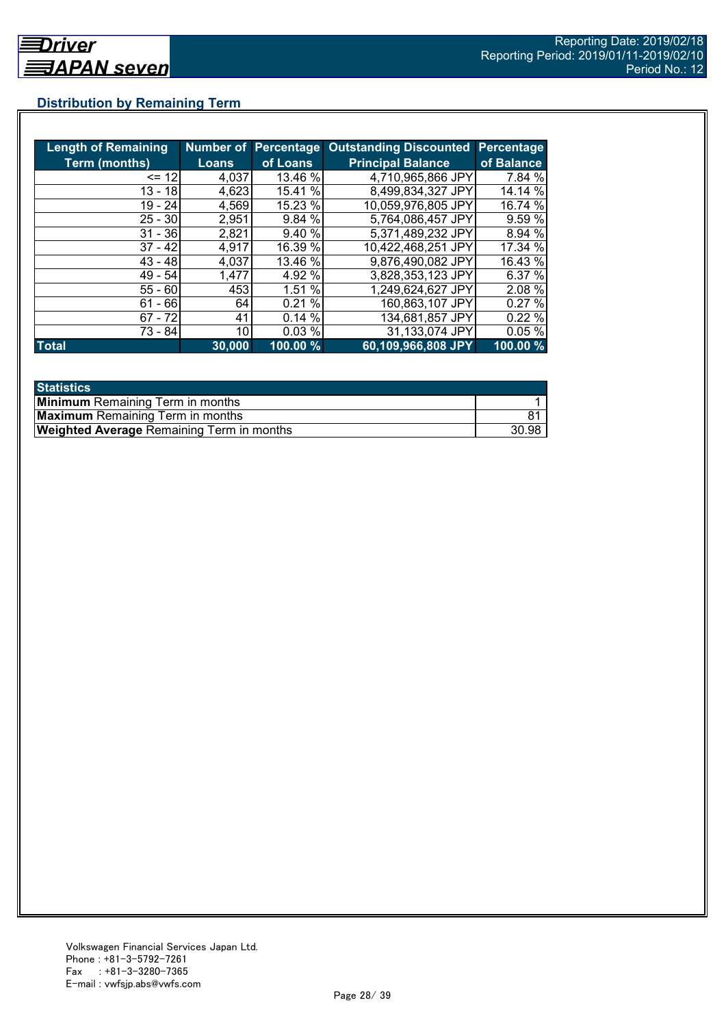## Distribution by Remaining Term

| Length of Remaining Term (months) | Number of Loans | Percentage of Loans | Outstanding Discounted Principal Balance | Percentage of Balance |
|---|---|---|---|---|
| <= 12 | 4,037 | 13.46 % | 4,710,965,866 JPY | 7.84 % |
| 13 - 18 | 4,623 | 15.41 % | 8,499,834,327 JPY | 14.14 % |
| 19 - 24 | 4,569 | 15.23 % | 10,059,976,805 JPY | 16.74 % |
| 25 - 30 | 2,951 | 9.84 % | 5,764,086,457 JPY | 9.59 % |
| 31 - 36 | 2,821 | 9.40 % | 5,371,489,232 JPY | 8.94 % |
| 37 - 42 | 4,917 | 16.39 % | 10,422,468,251 JPY | 17.34 % |
| 43 - 48 | 4,037 | 13.46 % | 9,876,490,082 JPY | 16.43 % |
| 49 - 54 | 1,477 | 4.92 % | 3,828,353,123 JPY | 6.37 % |
| 55 - 60 | 453 | 1.51 % | 1,249,624,627 JPY | 2.08 % |
| 61 - 66 | 64 | 0.21 % | 160,863,107 JPY | 0.27 % |
| 67 - 72 | 41 | 0.14 % | 134,681,857 JPY | 0.22 % |
| 73 - 84 | 10 | 0.03 % | 31,133,074 JPY | 0.05 % |
| **Total** | **30,000** | **100.00 %** | **60,109,966,808 JPY** | **100.00 %** |

| Statistics | |
|---|---|
| **Minimum** Remaining Term in months | 1 |
| **Maximum** Remaining Term in months | 81 |
| **Weighted Average** Remaining Term in months | 30.98 |

Volkswagen Financial Services Japan Ltd.
Phone : +81-3-5792-7261
Fax : +81-3-3280-7365
E-mail : vwfsjp.abs@vwfs.com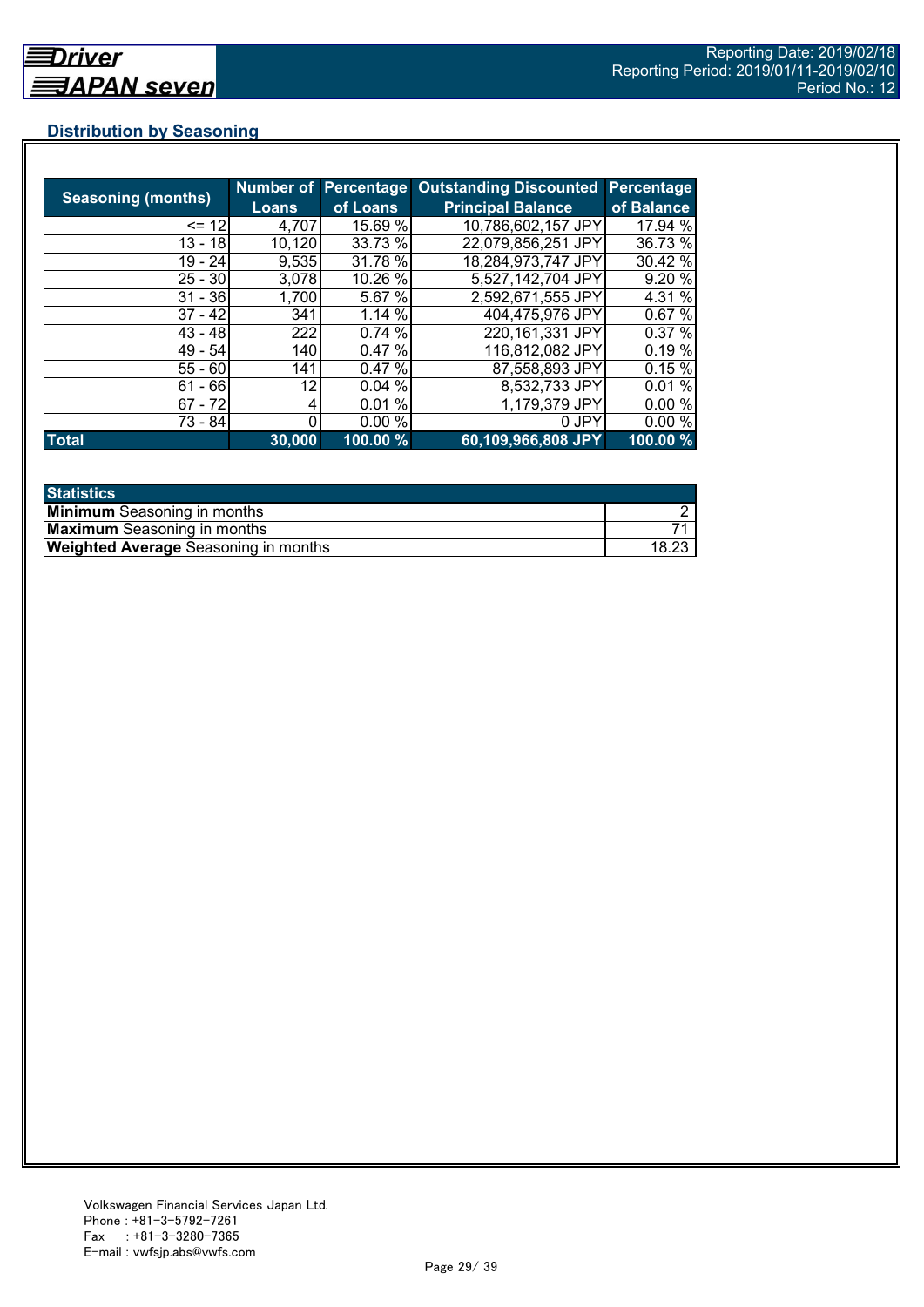## Distribution by Seasoning

| Seasoning (months) | Number of Loans | Percentage of Loans | Outstanding Discounted Principal Balance | Percentage of Balance |
|---|---|---|---|---|
| <= 12 | 4,707 | 15.69 % | 10,786,602,157 JPY | 17.94 % |
| 13 - 18 | 10,120 | 33.73 % | 22,079,856,251 JPY | 36.73 % |
| 19 - 24 | 9,535 | 31.78 % | 18,284,973,747 JPY | 30.42 % |
| 25 - 30 | 3,078 | 10.26 % | 5,527,142,704 JPY | 9.20 % |
| 31 - 36 | 1,700 | 5.67 % | 2,592,671,555 JPY | 4.31 % |
| 37 - 42 | 341 | 1.14 % | 404,475,976 JPY | 0.67 % |
| 43 - 48 | 222 | 0.74 % | 220,161,331 JPY | 0.37 % |
| 49 - 54 | 140 | 0.47 % | 116,812,082 JPY | 0.19 % |
| 55 - 60 | 141 | 0.47 % | 87,558,893 JPY | 0.15 % |
| 61 - 66 | 12 | 0.04 % | 8,532,733 JPY | 0.01 % |
| 67 - 72 | 4 | 0.01 % | 1,179,379 JPY | 0.00 % |
| 73 - 84 | 0 | 0.00 % | 0 JPY | 0.00 % |
| **Total** | **30,000** | **100.00 %** | **60,109,966,808 JPY** | **100.00 %** |

| Statistics | |
|---|---|
| **Minimum** Seasoning in months | 2 |
| **Maximum** Seasoning in months | 71 |
| **Weighted Average** Seasoning in months | 18.23 |

Volkswagen Financial Services Japan Ltd.
Phone : +81-3-5792-7261
Fax : +81-3-3280-7365
E-mail : vwfsjp.abs@vwfs.com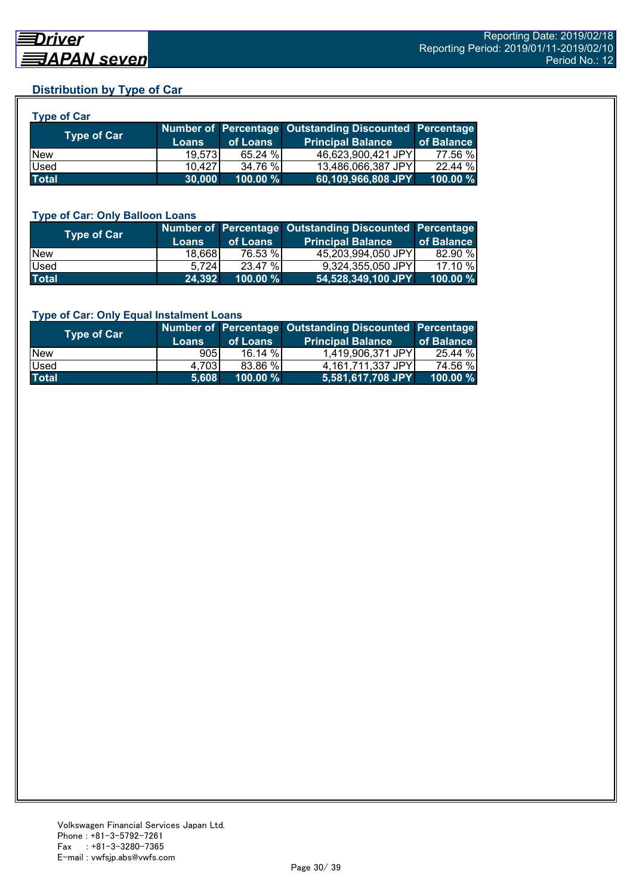## Distribution by Type of Car

### Type of Car

| Type of Car | Number of Loans | Percentage of Loans | Outstanding Discounted Principal Balance | Percentage of Balance |
|---|---|---|---|---|
| New | 19,573 | 65.24 % | 46,623,900,421 JPY | 77.56 % |
| Used | 10,427 | 34.76 % | 13,486,066,387 JPY | 22.44 % |
| **Total** | **30,000** | **100.00 %** | **60,109,966,808 JPY** | **100.00 %** |

### Type of Car: Only Balloon Loans

| Type of Car | Number of Loans | Percentage of Loans | Outstanding Discounted Principal Balance | Percentage of Balance |
|---|---|---|---|---|
| New | 18,668 | 76.53 % | 45,203,994,050 JPY | 82.90 % |
| Used | 5,724 | 23.47 % | 9,324,355,050 JPY | 17.10 % |
| **Total** | **24,392** | **100.00 %** | **54,528,349,100 JPY** | **100.00 %** |

### Type of Car: Only Equal Instalment Loans

| Type of Car | Number of Loans | Percentage of Loans | Outstanding Discounted Principal Balance | Percentage of Balance |
|---|---|---|---|---|
| New | 905 | 16.14 % | 1,419,906,371 JPY | 25.44 % |
| Used | 4,703 | 83.86 % | 4,161,711,337 JPY | 74.56 % |
| **Total** | **5,608** | **100.00 %** | **5,581,617,708 JPY** | **100.00 %** |

Volkswagen Financial Services Japan Ltd.
Phone : +81-3-5792-7261
Fax : +81-3-3280-7365
E-mail : vwfsjp.abs@vwfs.com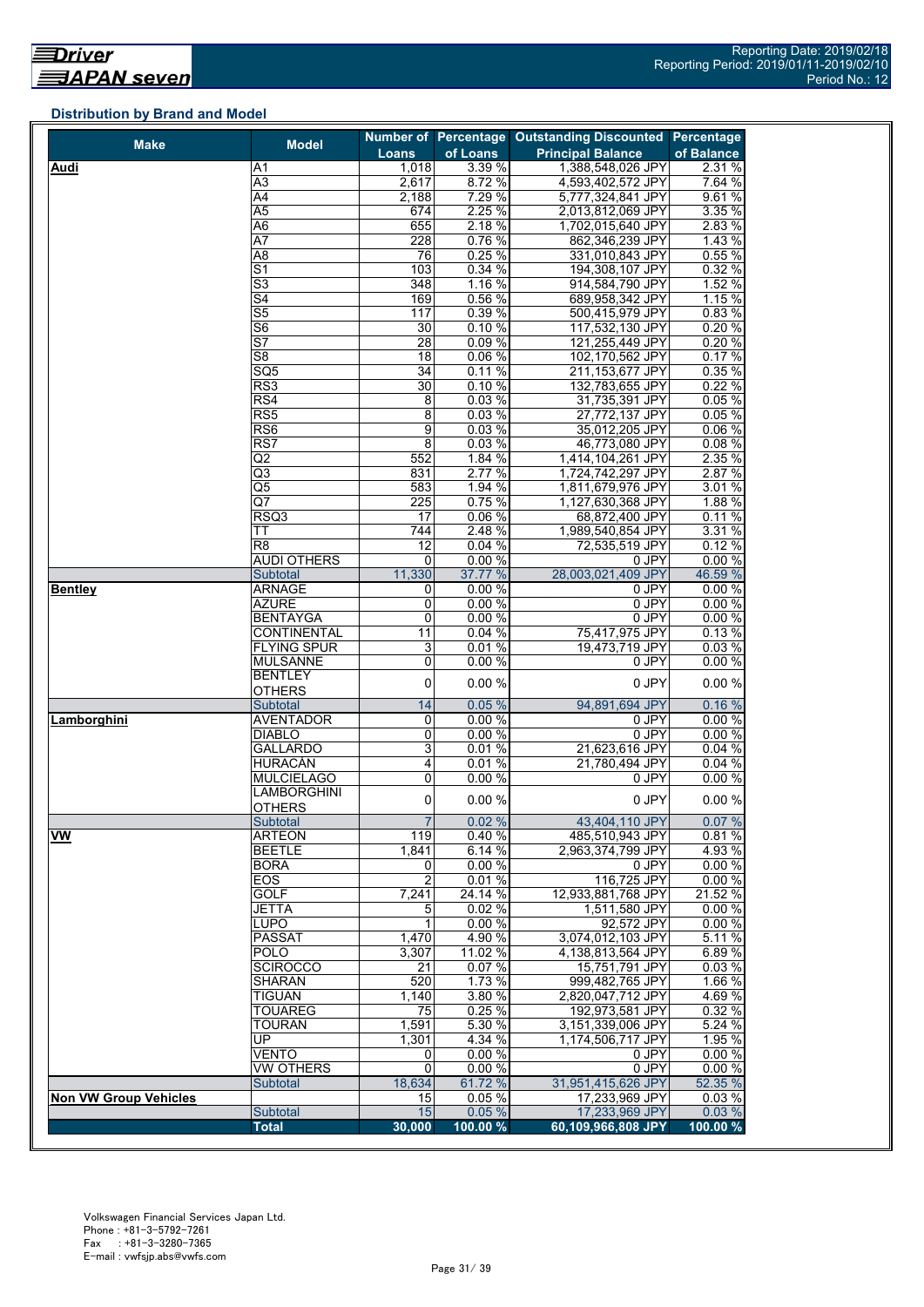Reporting Date: 2019/02/18
Reporting Period: 2019/01/11-2019/02/10
Period No.: 12

### Distribution by Brand and Model

| Make | Model | Number of Loans | Percentage of Loans | Outstanding Discounted Principal Balance | Percentage of Balance |
|---|---|---|---|---|---|
| **Audi** | A1 | 1,018 | 3.39 % | 1,388,548,026 JPY | 2.31 % |
| | A3 | 2,617 | 8.72 % | 4,593,402,572 JPY | 7.64 % |
| | A4 | 2,188 | 7.29 % | 5,777,324,841 JPY | 9.61 % |
| | A5 | 674 | 2.25 % | 2,013,812,069 JPY | 3.35 % |
| | A6 | 655 | 2.18 % | 1,702,015,640 JPY | 2.83 % |
| | A7 | 228 | 0.76 % | 862,346,239 JPY | 1.43 % |
| | A8 | 76 | 0.25 % | 331,010,843 JPY | 0.55 % |
| | S1 | 103 | 0.34 % | 194,308,107 JPY | 0.32 % |
| | S3 | 348 | 1.16 % | 914,584,790 JPY | 1.52 % |
| | S4 | 169 | 0.56 % | 689,958,342 JPY | 1.15 % |
| | S5 | 117 | 0.39 % | 500,415,979 JPY | 0.83 % |
| | S6 | 30 | 0.10 % | 117,532,130 JPY | 0.20 % |
| | S7 | 28 | 0.09 % | 121,255,449 JPY | 0.20 % |
| | S8 | 18 | 0.06 % | 102,170,562 JPY | 0.17 % |
| | SQ5 | 34 | 0.11 % | 211,153,677 JPY | 0.35 % |
| | RS3 | 30 | 0.10 % | 132,783,655 JPY | 0.22 % |
| | RS4 | 8 | 0.03 % | 31,735,391 JPY | 0.05 % |
| | RS5 | 8 | 0.03 % | 27,772,137 JPY | 0.05 % |
| | RS6 | 9 | 0.03 % | 35,012,205 JPY | 0.06 % |
| | RS7 | 8 | 0.03 % | 46,773,080 JPY | 0.08 % |
| | Q2 | 552 | 1.84 % | 1,414,104,261 JPY | 2.35 % |
| | Q3 | 831 | 2.77 % | 1,724,742,297 JPY | 2.87 % |
| | Q5 | 583 | 1.94 % | 1,811,679,976 JPY | 3.01 % |
| | Q7 | 225 | 0.75 % | 1,127,630,368 JPY | 1.88 % |
| | RSQ3 | 17 | 0.06 % | 68,872,400 JPY | 0.11 % |
| | TT | 744 | 2.48 % | 1,989,540,854 JPY | 3.31 % |
| | R8 | 12 | 0.04 % | 72,535,519 JPY | 0.12 % |
| | AUDI OTHERS | 0 | 0.00 % | 0 JPY | 0.00 % |
| | Subtotal | 11,330 | 37.77 % | 28,003,021,409 JPY | 46.59 % |
| **Bentley** | ARNAGE | 0 | 0.00 % | 0 JPY | 0.00 % |
| | AZURE | 0 | 0.00 % | 0 JPY | 0.00 % |
| | BENTAYGA | 0 | 0.00 % | 0 JPY | 0.00 % |
| | CONTINENTAL | 11 | 0.04 % | 75,417,975 JPY | 0.13 % |
| | FLYING SPUR | 3 | 0.01 % | 19,473,719 JPY | 0.03 % |
| | MULSANNE | 0 | 0.00 % | 0 JPY | 0.00 % |
| | BENTLEY OTHERS | 0 | 0.00 % | 0 JPY | 0.00 % |
| | Subtotal | 14 | 0.05 % | 94,891,694 JPY | 0.16 % |
| **Lamborghini** | AVENTADOR | 0 | 0.00 % | 0 JPY | 0.00 % |
| | DIABLO | 0 | 0.00 % | 0 JPY | 0.00 % |
| | GALLARDO | 3 | 0.01 % | 21,623,616 JPY | 0.04 % |
| | HURACÀN | 4 | 0.01 % | 21,780,494 JPY | 0.04 % |
| | MULCIELAGO | 0 | 0.00 % | 0 JPY | 0.00 % |
| | LAMBORGHINI OTHERS | 0 | 0.00 % | 0 JPY | 0.00 % |
| | Subtotal | 7 | 0.02 % | 43,404,110 JPY | 0.07 % |
| **VW** | ARTEON | 119 | 0.40 % | 485,510,943 JPY | 0.81 % |
| | BEETLE | 1,841 | 6.14 % | 2,963,374,799 JPY | 4.93 % |
| | BORA | 0 | 0.00 % | 0 JPY | 0.00 % |
| | EOS | 2 | 0.01 % | 116,725 JPY | 0.00 % |
| | GOLF | 7,241 | 24.14 % | 12,933,881,768 JPY | 21.52 % |
| | JETTA | 5 | 0.02 % | 1,511,580 JPY | 0.00 % |
| | LUPO | 1 | 0.00 % | 92,572 JPY | 0.00 % |
| | PASSAT | 1,470 | 4.90 % | 3,074,012,103 JPY | 5.11 % |
| | POLO | 3,307 | 11.02 % | 4,138,813,564 JPY | 6.89 % |
| | SCIROCCO | 21 | 0.07 % | 15,751,791 JPY | 0.03 % |
| | SHARAN | 520 | 1.73 % | 999,482,765 JPY | 1.66 % |
| | TIGUAN | 1,140 | 3.80 % | 2,820,047,712 JPY | 4.69 % |
| | TOUAREG | 75 | 0.25 % | 192,973,581 JPY | 0.32 % |
| | TOURAN | 1,591 | 5.30 % | 3,151,339,006 JPY | 5.24 % |
| | UP | 1,301 | 4.34 % | 1,174,506,717 JPY | 1.95 % |
| | VENTO | 0 | 0.00 % | 0 JPY | 0.00 % |
| | VW OTHERS | 0 | 0.00 % | 0 JPY | 0.00 % |
| | Subtotal | 18,634 | 61.72 % | 31,951,415,626 JPY | 52.35 % |
| **Non VW Group Vehicles** | | 15 | 0.05 % | 17,233,969 JPY | 0.03 % |
| | Subtotal | 15 | 0.05 % | 17,233,969 JPY | 0.03 % |
| | **Total** | **30,000** | **100.00 %** | **60,109,966,808 JPY** | **100.00 %** |

Volkswagen Financial Services Japan Ltd.
Phone : +81-3-5792-7261
Fax : +81-3-3280-7365
E-mail : vwfsjp.abs@vwfs.com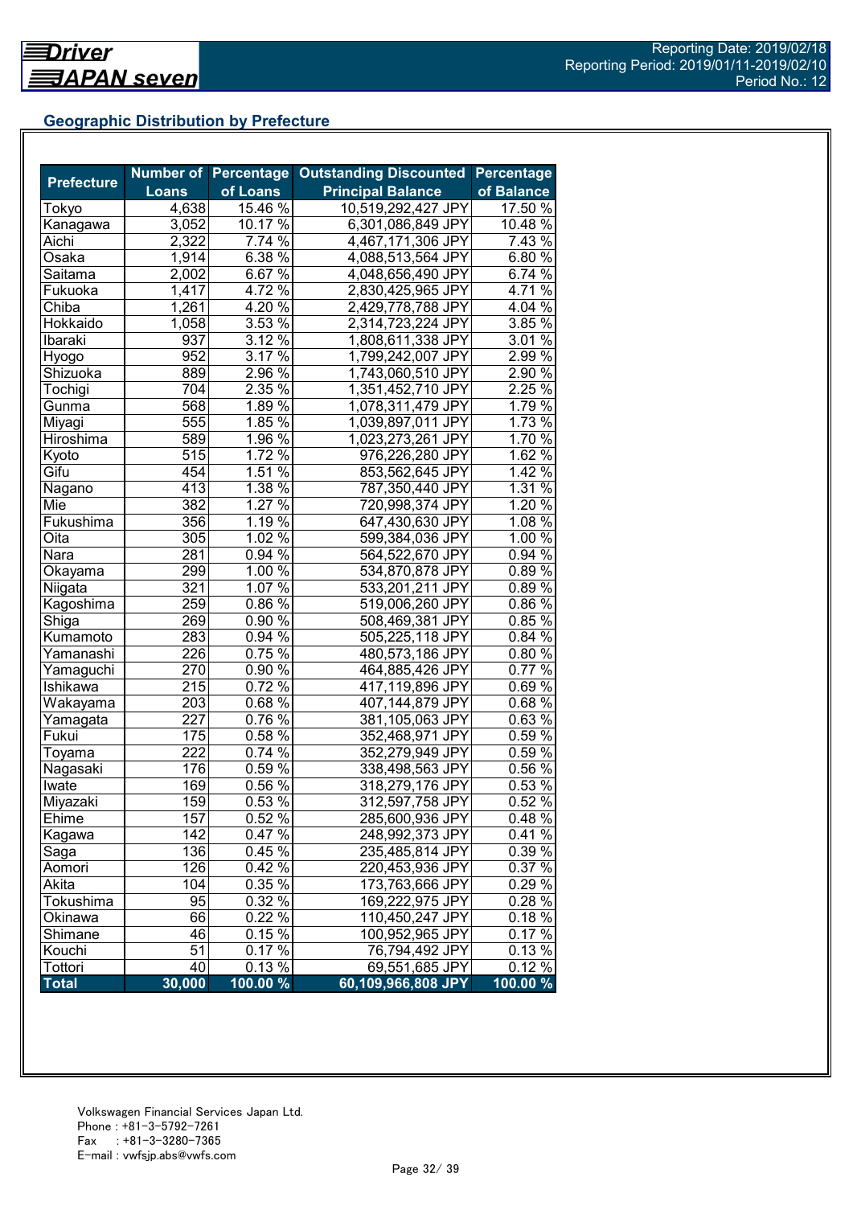Driver JAPAN seven

Reporting Date: 2019/02/18
Reporting Period: 2019/01/11-2019/02/10
Period No.: 12

## Geographic Distribution by Prefecture

| Prefecture | Number of Loans | Percentage of Loans | Outstanding Discounted Principal Balance | Percentage of Balance |
|---|---|---|---|---|
| Tokyo | 4,638 | 15.46 % | 10,519,292,427 JPY | 17.50 % |
| Kanagawa | 3,052 | 10.17 % | 6,301,086,849 JPY | 10.48 % |
| Aichi | 2,322 | 7.74 % | 4,467,171,306 JPY | 7.43 % |
| Osaka | 1,914 | 6.38 % | 4,088,513,564 JPY | 6.80 % |
| Saitama | 2,002 | 6.67 % | 4,048,656,490 JPY | 6.74 % |
| Fukuoka | 1,417 | 4.72 % | 2,830,425,965 JPY | 4.71 % |
| Chiba | 1,261 | 4.20 % | 2,429,778,788 JPY | 4.04 % |
| Hokkaido | 1,058 | 3.53 % | 2,314,723,224 JPY | 3.85 % |
| Ibaraki | 937 | 3.12 % | 1,808,611,338 JPY | 3.01 % |
| Hyogo | 952 | 3.17 % | 1,799,242,007 JPY | 2.99 % |
| Shizuoka | 889 | 2.96 % | 1,743,060,510 JPY | 2.90 % |
| Tochigi | 704 | 2.35 % | 1,351,452,710 JPY | 2.25 % |
| Gunma | 568 | 1.89 % | 1,078,311,479 JPY | 1.79 % |
| Miyagi | 555 | 1.85 % | 1,039,897,011 JPY | 1.73 % |
| Hiroshima | 589 | 1.96 % | 1,023,273,261 JPY | 1.70 % |
| Kyoto | 515 | 1.72 % | 976,226,280 JPY | 1.62 % |
| Gifu | 454 | 1.51 % | 853,562,645 JPY | 1.42 % |
| Nagano | 413 | 1.38 % | 787,350,440 JPY | 1.31 % |
| Mie | 382 | 1.27 % | 720,998,374 JPY | 1.20 % |
| Fukushima | 356 | 1.19 % | 647,430,630 JPY | 1.08 % |
| Oita | 305 | 1.02 % | 599,384,036 JPY | 1.00 % |
| Nara | 281 | 0.94 % | 564,522,670 JPY | 0.94 % |
| Okayama | 299 | 1.00 % | 534,870,878 JPY | 0.89 % |
| Niigata | 321 | 1.07 % | 533,201,211 JPY | 0.89 % |
| Kagoshima | 259 | 0.86 % | 519,006,260 JPY | 0.86 % |
| Shiga | 269 | 0.90 % | 508,469,381 JPY | 0.85 % |
| Kumamoto | 283 | 0.94 % | 505,225,118 JPY | 0.84 % |
| Yamanashi | 226 | 0.75 % | 480,573,186 JPY | 0.80 % |
| Yamaguchi | 270 | 0.90 % | 464,885,426 JPY | 0.77 % |
| Ishikawa | 215 | 0.72 % | 417,119,896 JPY | 0.69 % |
| Wakayama | 203 | 0.68 % | 407,144,879 JPY | 0.68 % |
| Yamagata | 227 | 0.76 % | 381,105,063 JPY | 0.63 % |
| Fukui | 175 | 0.58 % | 352,468,971 JPY | 0.59 % |
| Toyama | 222 | 0.74 % | 352,279,949 JPY | 0.59 % |
| Nagasaki | 176 | 0.59 % | 338,498,563 JPY | 0.56 % |
| Iwate | 169 | 0.56 % | 318,279,176 JPY | 0.53 % |
| Miyazaki | 159 | 0.53 % | 312,597,758 JPY | 0.52 % |
| Ehime | 157 | 0.52 % | 285,600,936 JPY | 0.48 % |
| Kagawa | 142 | 0.47 % | 248,992,373 JPY | 0.41 % |
| Saga | 136 | 0.45 % | 235,485,814 JPY | 0.39 % |
| Aomori | 126 | 0.42 % | 220,453,936 JPY | 0.37 % |
| Akita | 104 | 0.35 % | 173,763,666 JPY | 0.29 % |
| Tokushima | 95 | 0.32 % | 169,222,975 JPY | 0.28 % |
| Okinawa | 66 | 0.22 % | 110,450,247 JPY | 0.18 % |
| Shimane | 46 | 0.15 % | 100,952,965 JPY | 0.17 % |
| Kouchi | 51 | 0.17 % | 76,794,492 JPY | 0.13 % |
| Tottori | 40 | 0.13 % | 69,551,685 JPY | 0.12 % |
| **Total** | **30,000** | **100.00 %** | **60,109,966,808 JPY** | **100.00 %** |

Volkswagen Financial Services Japan Ltd.
Phone : +81-3-5792-7261
Fax : +81-3-3280-7365
E-mail : vwfsjp.abs@vwfs.com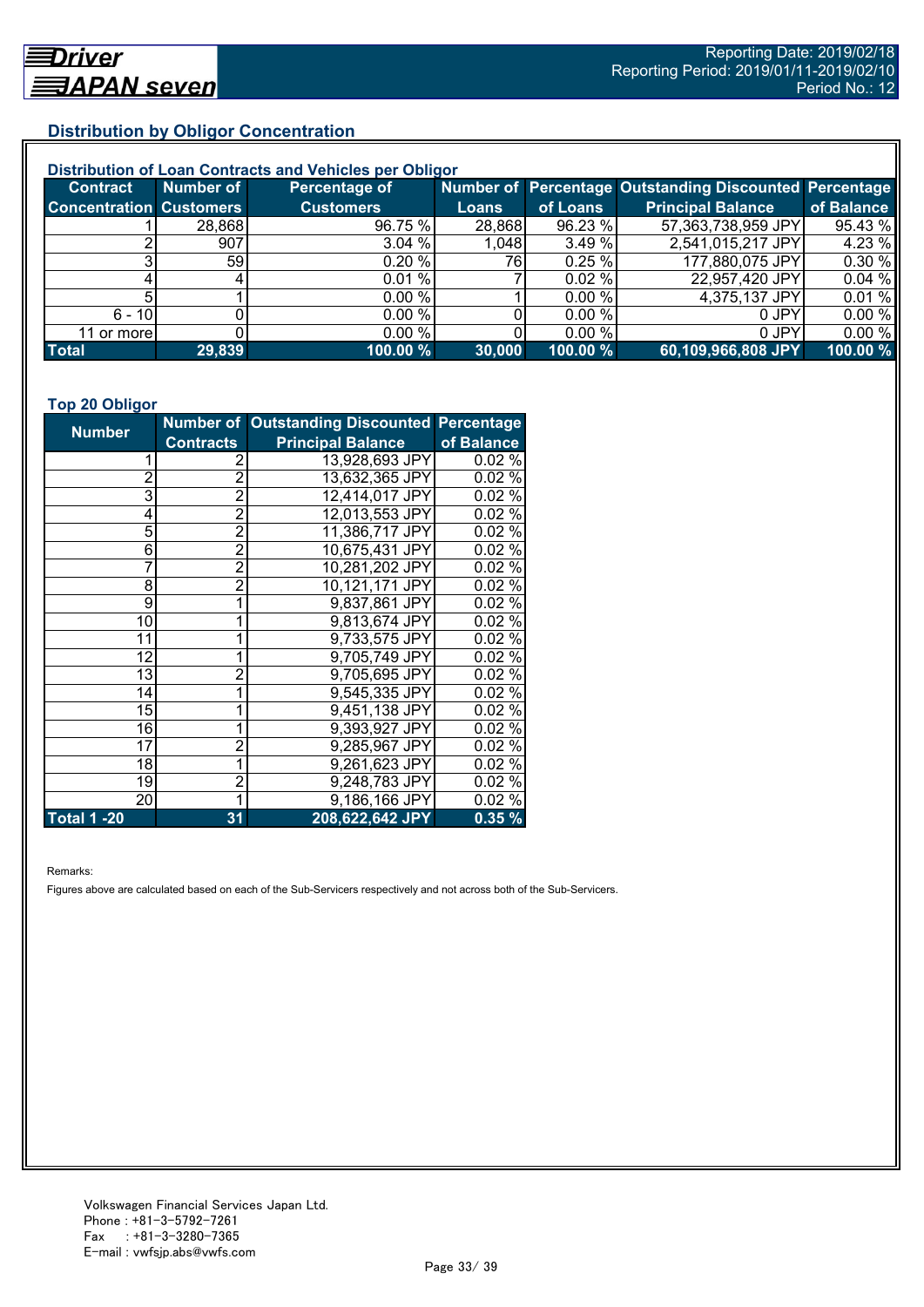## Distribution by Obligor Concentration

### Distribution of Loan Contracts and Vehicles per Obligor

| Contract Concentration | Number of Customers | Percentage of Customers | Number of Loans | Percentage of Loans | Outstanding Discounted Principal Balance | Percentage of Balance |
|---|---|---|---|---|---|---|
| 1 | 28,868 | 96.75 % | 28,868 | 96.23 % | 57,363,738,959 JPY | 95.43 % |
| 2 | 907 | 3.04 % | 1,048 | 3.49 % | 2,541,015,217 JPY | 4.23 % |
| 3 | 59 | 0.20 % | 76 | 0.25 % | 177,880,075 JPY | 0.30 % |
| 4 | 4 | 0.01 % | 7 | 0.02 % | 22,957,420 JPY | 0.04 % |
| 5 | 1 | 0.00 % | 1 | 0.00 % | 4,375,137 JPY | 0.01 % |
| 6 - 10 | 0 | 0.00 % | 0 | 0.00 % | 0 JPY | 0.00 % |
| 11 or more | 0 | 0.00 % | 0 | 0.00 % | 0 JPY | 0.00 % |
| **Total** | **29,839** | **100.00 %** | **30,000** | **100.00 %** | **60,109,966,808 JPY** | **100.00 %** |

### Top 20 Obligor

| Number | Number of Contracts | Outstanding Discounted Principal Balance | Percentage of Balance |
|---|---|---|---|
| 1 | 2 | 13,928,693 JPY | 0.02 % |
| 2 | 2 | 13,632,365 JPY | 0.02 % |
| 3 | 2 | 12,414,017 JPY | 0.02 % |
| 4 | 2 | 12,013,553 JPY | 0.02 % |
| 5 | 2 | 11,386,717 JPY | 0.02 % |
| 6 | 2 | 10,675,431 JPY | 0.02 % |
| 7 | 2 | 10,281,202 JPY | 0.02 % |
| 8 | 2 | 10,121,171 JPY | 0.02 % |
| 9 | 1 | 9,837,861 JPY | 0.02 % |
| 10 | 1 | 9,813,674 JPY | 0.02 % |
| 11 | 1 | 9,733,575 JPY | 0.02 % |
| 12 | 1 | 9,705,749 JPY | 0.02 % |
| 13 | 2 | 9,705,695 JPY | 0.02 % |
| 14 | 1 | 9,545,335 JPY | 0.02 % |
| 15 | 1 | 9,451,138 JPY | 0.02 % |
| 16 | 1 | 9,393,927 JPY | 0.02 % |
| 17 | 2 | 9,285,967 JPY | 0.02 % |
| 18 | 1 | 9,261,623 JPY | 0.02 % |
| 19 | 2 | 9,248,783 JPY | 0.02 % |
| 20 | 1 | 9,186,166 JPY | 0.02 % |
| **Total 1 -20** | **31** | **208,622,642 JPY** | **0.35 %** |

Remarks:

Figures above are calculated based on each of the Sub-Servicers respectively and not across both of the Sub-Servicers.

Volkswagen Financial Services Japan Ltd.
Phone : +81-3-5792-7261
Fax : +81-3-3280-7365
E-mail : vwfsjp.abs@vwfs.com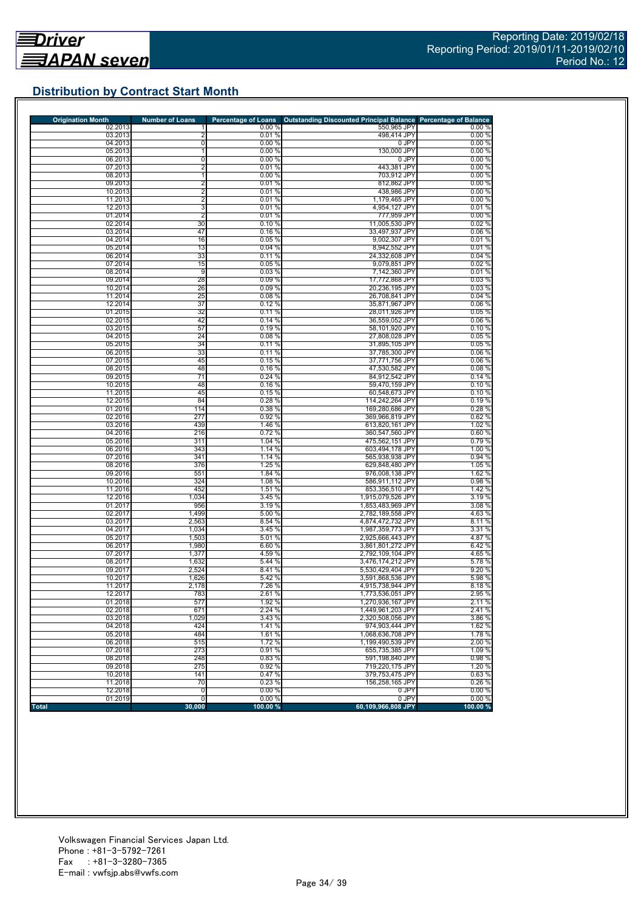Reporting Date: 2019/02/18
Reporting Period: 2019/01/11-2019/02/10
Period No.: 12

## Distribution by Contract Start Month

| Origination Month | Number of Loans | Percentage of Loans | Outstanding Discounted Principal Balance | Percentage of Balance |
|---|---|---|---|---|
| 02.2013 | 1 | 0.00 % | 550,965 JPY | 0.00 % |
| 03.2013 | 2 | 0.01 % | 498,414 JPY | 0.00 % |
| 04.2013 | 0 | 0.00 % | 0 JPY | 0.00 % |
| 05.2013 | 1 | 0.00 % | 130,000 JPY | 0.00 % |
| 06.2013 | 0 | 0.00 % | 0 JPY | 0.00 % |
| 07.2013 | 2 | 0.01 % | 443,381 JPY | 0.00 % |
| 08.2013 | 1 | 0.00 % | 703,912 JPY | 0.00 % |
| 09.2013 | 2 | 0.01 % | 812,862 JPY | 0.00 % |
| 10.2013 | 2 | 0.01 % | 438,986 JPY | 0.00 % |
| 11.2013 | 2 | 0.01 % | 1,179,465 JPY | 0.00 % |
| 12.2013 | 3 | 0.01 % | 4,954,127 JPY | 0.01 % |
| 01.2014 | 2 | 0.01 % | 777,959 JPY | 0.00 % |
| 02.2014 | 30 | 0.10 % | 11,005,530 JPY | 0.02 % |
| 03.2014 | 47 | 0.16 % | 33,497,937 JPY | 0.06 % |
| 04.2014 | 16 | 0.05 % | 9,002,307 JPY | 0.01 % |
| 05.2014 | 13 | 0.04 % | 8,942,552 JPY | 0.01 % |
| 06.2014 | 33 | 0.11 % | 24,332,608 JPY | 0.04 % |
| 07.2014 | 15 | 0.05 % | 9,079,851 JPY | 0.02 % |
| 08.2014 | 9 | 0.03 % | 7,142,360 JPY | 0.01 % |
| 09.2014 | 28 | 0.09 % | 17,772,868 JPY | 0.03 % |
| 10.2014 | 26 | 0.09 % | 20,236,195 JPY | 0.03 % |
| 11.2014 | 25 | 0.08 % | 26,708,841 JPY | 0.04 % |
| 12.2014 | 37 | 0.12 % | 35,871,967 JPY | 0.06 % |
| 01.2015 | 32 | 0.11 % | 28,011,926 JPY | 0.05 % |
| 02.2015 | 42 | 0.14 % | 36,559,052 JPY | 0.06 % |
| 03.2015 | 57 | 0.19 % | 58,101,920 JPY | 0.10 % |
| 04.2015 | 24 | 0.08 % | 27,808,028 JPY | 0.05 % |
| 05.2015 | 34 | 0.11 % | 31,895,105 JPY | 0.05 % |
| 06.2015 | 33 | 0.11 % | 37,785,300 JPY | 0.06 % |
| 07.2015 | 45 | 0.15 % | 37,771,756 JPY | 0.06 % |
| 08.2015 | 48 | 0.16 % | 47,530,582 JPY | 0.08 % |
| 09.2015 | 71 | 0.24 % | 84,912,542 JPY | 0.14 % |
| 10.2015 | 48 | 0.16 % | 59,470,159 JPY | 0.10 % |
| 11.2015 | 45 | 0.15 % | 60,548,673 JPY | 0.10 % |
| 12.2015 | 84 | 0.28 % | 114,242,264 JPY | 0.19 % |
| 01.2016 | 114 | 0.38 % | 169,280,686 JPY | 0.28 % |
| 02.2016 | 277 | 0.92 % | 369,966,819 JPY | 0.62 % |
| 03.2016 | 439 | 1.46 % | 613,820,161 JPY | 1.02 % |
| 04.2016 | 216 | 0.72 % | 360,547,560 JPY | 0.60 % |
| 05.2016 | 311 | 1.04 % | 475,562,151 JPY | 0.79 % |
| 06.2016 | 343 | 1.14 % | 603,494,178 JPY | 1.00 % |
| 07.2016 | 341 | 1.14 % | 565,938,938 JPY | 0.94 % |
| 08.2016 | 376 | 1.25 % | 629,848,480 JPY | 1.05 % |
| 09.2016 | 551 | 1.84 % | 976,008,138 JPY | 1.62 % |
| 10.2016 | 324 | 1.08 % | 586,911,112 JPY | 0.98 % |
| 11.2016 | 452 | 1.51 % | 853,356,510 JPY | 1.42 % |
| 12.2016 | 1,034 | 3.45 % | 1,915,079,526 JPY | 3.19 % |
| 01.2017 | 956 | 3.19 % | 1,853,483,969 JPY | 3.08 % |
| 02.2017 | 1,499 | 5.00 % | 2,782,189,558 JPY | 4.63 % |
| 03.2017 | 2,563 | 8.54 % | 4,874,472,732 JPY | 8.11 % |
| 04.2017 | 1,034 | 3.45 % | 1,987,359,773 JPY | 3.31 % |
| 05.2017 | 1,503 | 5.01 % | 2,925,666,443 JPY | 4.87 % |
| 06.2017 | 1,980 | 6.60 % | 3,861,801,272 JPY | 6.42 % |
| 07.2017 | 1,377 | 4.59 % | 2,792,109,104 JPY | 4.65 % |
| 08.2017 | 1,632 | 5.44 % | 3,476,174,212 JPY | 5.78 % |
| 09.2017 | 2,524 | 8.41 % | 5,530,429,404 JPY | 9.20 % |
| 10.2017 | 1,626 | 5.42 % | 3,591,868,536 JPY | 5.98 % |
| 11.2017 | 2,178 | 7.26 % | 4,915,738,944 JPY | 8.18 % |
| 12.2017 | 783 | 2.61 % | 1,773,536,051 JPY | 2.95 % |
| 01.2018 | 577 | 1.92 % | 1,270,936,167 JPY | 2.11 % |
| 02.2018 | 671 | 2.24 % | 1,449,961,203 JPY | 2.41 % |
| 03.2018 | 1,029 | 3.43 % | 2,320,508,056 JPY | 3.86 % |
| 04.2018 | 424 | 1.41 % | 974,903,444 JPY | 1.62 % |
| 05.2018 | 484 | 1.61 % | 1,068,636,708 JPY | 1.78 % |
| 06.2018 | 515 | 1.72 % | 1,199,490,539 JPY | 2.00 % |
| 07.2018 | 273 | 0.91 % | 655,735,385 JPY | 1.09 % |
| 08.2018 | 248 | 0.83 % | 591,198,840 JPY | 0.98 % |
| 09.2018 | 275 | 0.92 % | 719,220,175 JPY | 1.20 % |
| 10.2018 | 141 | 0.47 % | 379,753,475 JPY | 0.63 % |
| 11.2018 | 70 | 0.23 % | 156,258,165 JPY | 0.26 % |
| 12.2018 | 0 | 0.00 % | 0 JPY | 0.00 % |
| 01.2019 | 0 | 0.00 % | 0 JPY | 0.00 % |
| **Total** | **30,000** | **100.00 %** | **60,109,966,808 JPY** | **100.00 %** |

Volkswagen Financial Services Japan Ltd.
Phone : +81-3-5792-7261
Fax : +81-3-3280-7365
E-mail : vwfsjp.abs@vwfs.com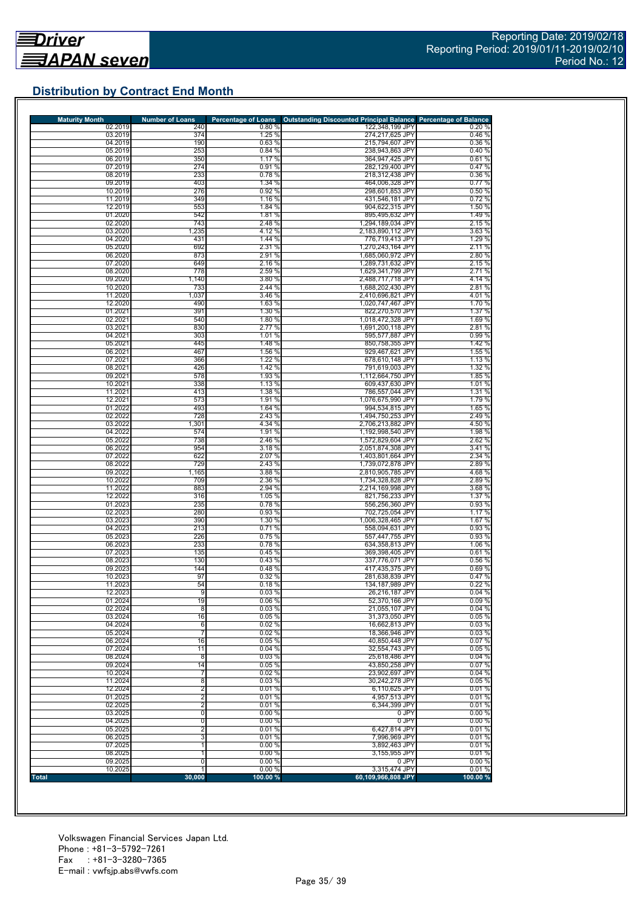Driver JAPAN seven

Reporting Date: 2019/02/18
Reporting Period: 2019/01/11-2019/02/10
Period No.: 12

## Distribution by Contract End Month

| Maturity Month | Number of Loans | Percentage of Loans | Outstanding Discounted Principal Balance | Percentage of Balance |
|---|---|---|---|---|
| 02.2019 | 240 | 0.80 % | 122,348,199 JPY | 0.20 % |
| 03.2019 | 374 | 1.25 % | 274,217,625 JPY | 0.46 % |
| 04.2019 | 190 | 0.63 % | 215,794,607 JPY | 0.36 % |
| 05.2019 | 253 | 0.84 % | 238,943,863 JPY | 0.40 % |
| 06.2019 | 350 | 1.17 % | 364,947,425 JPY | 0.61 % |
| 07.2019 | 274 | 0.91 % | 282,129,400 JPY | 0.47 % |
| 08.2019 | 233 | 0.78 % | 218,312,438 JPY | 0.36 % |
| 09.2019 | 403 | 1.34 % | 464,006,328 JPY | 0.77 % |
| 10.2019 | 276 | 0.92 % | 298,601,853 JPY | 0.50 % |
| 11.2019 | 349 | 1.16 % | 431,546,181 JPY | 0.72 % |
| 12.2019 | 553 | 1.84 % | 904,622,315 JPY | 1.50 % |
| 01.2020 | 542 | 1.81 % | 895,495,632 JPY | 1.49 % |
| 02.2020 | 743 | 2.48 % | 1,294,189,034 JPY | 2.15 % |
| 03.2020 | 1,235 | 4.12 % | 2,183,890,112 JPY | 3.63 % |
| 04.2020 | 431 | 1.44 % | 776,719,413 JPY | 1.29 % |
| 05.2020 | 692 | 2.31 % | 1,270,243,164 JPY | 2.11 % |
| 06.2020 | 873 | 2.91 % | 1,685,060,972 JPY | 2.80 % |
| 07.2020 | 649 | 2.16 % | 1,289,731,632 JPY | 2.15 % |
| 08.2020 | 778 | 2.59 % | 1,629,341,799 JPY | 2.71 % |
| 09.2020 | 1,140 | 3.80 % | 2,488,717,718 JPY | 4.14 % |
| 10.2020 | 733 | 2.44 % | 1,688,202,430 JPY | 2.81 % |
| 11.2020 | 1,037 | 3.46 % | 2,410,696,821 JPY | 4.01 % |
| 12.2020 | 490 | 1.63 % | 1,020,747,467 JPY | 1.70 % |
| 01.2021 | 391 | 1.30 % | 822,270,570 JPY | 1.37 % |
| 02.2021 | 540 | 1.80 % | 1,018,472,328 JPY | 1.69 % |
| 03.2021 | 830 | 2.77 % | 1,691,200,118 JPY | 2.81 % |
| 04.2021 | 303 | 1.01 % | 595,577,887 JPY | 0.99 % |
| 05.2021 | 445 | 1.48 % | 850,758,355 JPY | 1.42 % |
| 06.2021 | 467 | 1.56 % | 929,467,621 JPY | 1.55 % |
| 07.2021 | 366 | 1.22 % | 678,610,148 JPY | 1.13 % |
| 08.2021 | 426 | 1.42 % | 791,619,003 JPY | 1.32 % |
| 09.2021 | 578 | 1.93 % | 1,112,664,750 JPY | 1.85 % |
| 10.2021 | 338 | 1.13 % | 609,437,630 JPY | 1.01 % |
| 11.2021 | 413 | 1.38 % | 786,557,044 JPY | 1.31 % |
| 12.2021 | 573 | 1.91 % | 1,076,675,990 JPY | 1.79 % |
| 01.2022 | 493 | 1.64 % | 994,534,815 JPY | 1.65 % |
| 02.2022 | 728 | 2.43 % | 1,494,750,253 JPY | 2.49 % |
| 03.2022 | 1,301 | 4.34 % | 2,706,213,882 JPY | 4.50 % |
| 04.2022 | 574 | 1.91 % | 1,192,998,540 JPY | 1.98 % |
| 05.2022 | 738 | 2.46 % | 1,572,829,604 JPY | 2.62 % |
| 06.2022 | 954 | 3.18 % | 2,051,874,308 JPY | 3.41 % |
| 07.2022 | 622 | 2.07 % | 1,403,801,664 JPY | 2.34 % |
| 08.2022 | 729 | 2.43 % | 1,739,072,878 JPY | 2.89 % |
| 09.2022 | 1,165 | 3.88 % | 2,810,905,785 JPY | 4.68 % |
| 10.2022 | 709 | 2.36 % | 1,734,328,828 JPY | 2.89 % |
| 11.2022 | 883 | 2.94 % | 2,214,169,998 JPY | 3.68 % |
| 12.2022 | 316 | 1.05 % | 821,756,233 JPY | 1.37 % |
| 01.2023 | 235 | 0.78 % | 556,256,360 JPY | 0.93 % |
| 02.2023 | 280 | 0.93 % | 702,725,054 JPY | 1.17 % |
| 03.2023 | 390 | 1.30 % | 1,006,328,465 JPY | 1.67 % |
| 04.2023 | 213 | 0.71 % | 558,094,631 JPY | 0.93 % |
| 05.2023 | 226 | 0.75 % | 557,447,755 JPY | 0.93 % |
| 06.2023 | 233 | 0.78 % | 634,358,813 JPY | 1.06 % |
| 07.2023 | 135 | 0.45 % | 369,398,405 JPY | 0.61 % |
| 08.2023 | 130 | 0.43 % | 337,776,071 JPY | 0.56 % |
| 09.2023 | 144 | 0.48 % | 417,435,375 JPY | 0.69 % |
| 10.2023 | 97 | 0.32 % | 281,638,839 JPY | 0.47 % |
| 11.2023 | 54 | 0.18 % | 134,187,989 JPY | 0.22 % |
| 12.2023 | 9 | 0.03 % | 26,216,187 JPY | 0.04 % |
| 01.2024 | 19 | 0.06 % | 52,370,166 JPY | 0.09 % |
| 02.2024 | 8 | 0.03 % | 21,055,107 JPY | 0.04 % |
| 03.2024 | 16 | 0.05 % | 31,373,050 JPY | 0.05 % |
| 04.2024 | 6 | 0.02 % | 16,662,813 JPY | 0.03 % |
| 05.2024 | 7 | 0.02 % | 18,366,946 JPY | 0.03 % |
| 06.2024 | 16 | 0.05 % | 40,850,448 JPY | 0.07 % |
| 07.2024 | 11 | 0.04 % | 32,554,743 JPY | 0.05 % |
| 08.2024 | 8 | 0.03 % | 25,618,486 JPY | 0.04 % |
| 09.2024 | 14 | 0.05 % | 43,850,258 JPY | 0.07 % |
| 10.2024 | 7 | 0.02 % | 23,902,697 JPY | 0.04 % |
| 11.2024 | 8 | 0.03 % | 30,242,278 JPY | 0.05 % |
| 12.2024 | 2 | 0.01 % | 6,110,625 JPY | 0.01 % |
| 01.2025 | 2 | 0.01 % | 4,957,513 JPY | 0.01 % |
| 02.2025 | 2 | 0.01 % | 6,344,399 JPY | 0.01 % |
| 03.2025 | 0 | 0.00 % | 0 JPY | 0.00 % |
| 04.2025 | 0 | 0.00 % | 0 JPY | 0.00 % |
| 05.2025 | 2 | 0.01 % | 6,427,814 JPY | 0.01 % |
| 06.2025 | 3 | 0.01 % | 7,996,969 JPY | 0.01 % |
| 07.2025 | 1 | 0.00 % | 3,892,463 JPY | 0.01 % |
| 08.2025 | 1 | 0.00 % | 3,155,955 JPY | 0.01 % |
| 09.2025 | 0 | 0.00 % | 0 JPY | 0.00 % |
| 10.2025 | 1 | 0.00 % | 3,315,474 JPY | 0.01 % |
| **Total** | **30,000** | **100.00 %** | **60,109,966,808 JPY** | **100.00 %** |

Volkswagen Financial Services Japan Ltd.
Phone : +81-3-5792-7261
Fax : +81-3-3280-7365
E-mail : vwfsjp.abs@vwfs.com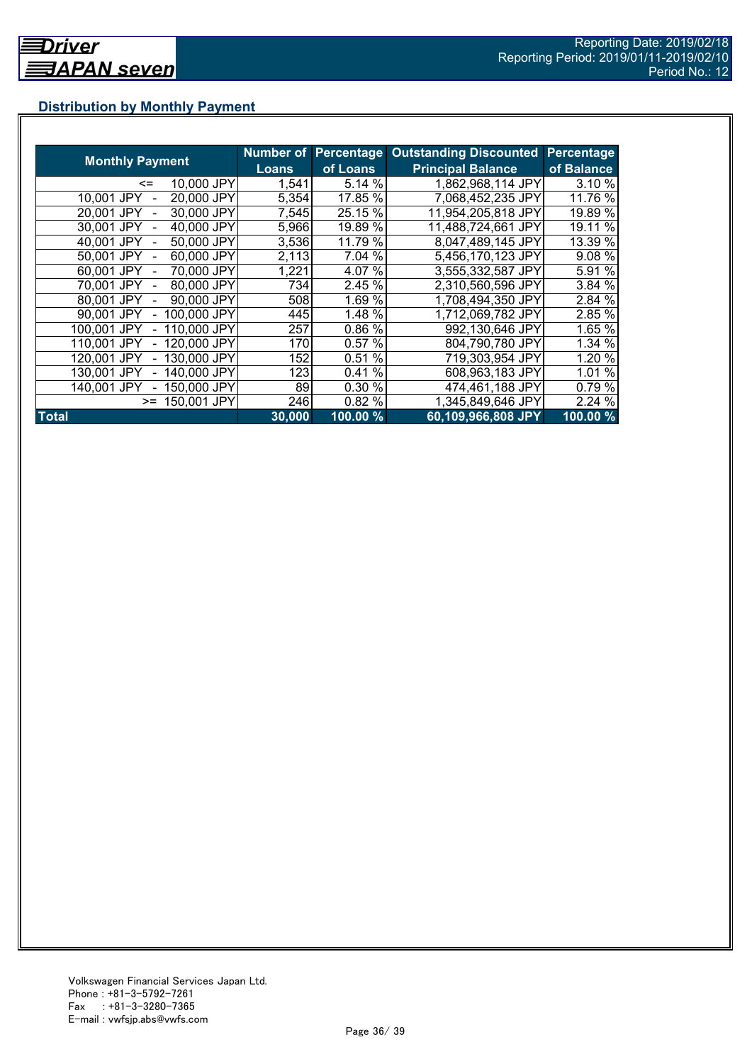## Distribution by Monthly Payment

| Monthly Payment | Number of Loans | Percentage of Loans | Outstanding Discounted Principal Balance | Percentage of Balance |
|---|---|---|---|---|
| <= 10,000 JPY | 1,541 | 5.14 % | 1,862,968,114 JPY | 3.10 % |
| 10,001 JPY - 20,000 JPY | 5,354 | 17.85 % | 7,068,452,235 JPY | 11.76 % |
| 20,001 JPY - 30,000 JPY | 7,545 | 25.15 % | 11,954,205,818 JPY | 19.89 % |
| 30,001 JPY - 40,000 JPY | 5,966 | 19.89 % | 11,488,724,661 JPY | 19.11 % |
| 40,001 JPY - 50,000 JPY | 3,536 | 11.79 % | 8,047,489,145 JPY | 13.39 % |
| 50,001 JPY - 60,000 JPY | 2,113 | 7.04 % | 5,456,170,123 JPY | 9.08 % |
| 60,001 JPY - 70,000 JPY | 1,221 | 4.07 % | 3,555,332,587 JPY | 5.91 % |
| 70,001 JPY - 80,000 JPY | 734 | 2.45 % | 2,310,560,596 JPY | 3.84 % |
| 80,001 JPY - 90,000 JPY | 508 | 1.69 % | 1,708,494,350 JPY | 2.84 % |
| 90,001 JPY - 100,000 JPY | 445 | 1.48 % | 1,712,069,782 JPY | 2.85 % |
| 100,001 JPY - 110,000 JPY | 257 | 0.86 % | 992,130,646 JPY | 1.65 % |
| 110,001 JPY - 120,000 JPY | 170 | 0.57 % | 804,790,780 JPY | 1.34 % |
| 120,001 JPY - 130,000 JPY | 152 | 0.51 % | 719,303,954 JPY | 1.20 % |
| 130,001 JPY - 140,000 JPY | 123 | 0.41 % | 608,963,183 JPY | 1.01 % |
| 140,001 JPY - 150,000 JPY | 89 | 0.30 % | 474,461,188 JPY | 0.79 % |
| >= 150,001 JPY | 246 | 0.82 % | 1,345,849,646 JPY | 2.24 % |
| **Total** | **30,000** | **100.00 %** | **60,109,966,808 JPY** | **100.00 %** |

Volkswagen Financial Services Japan Ltd.
Phone : +81-3-5792-7261
Fax : +81-3-3280-7365
E-mail : vwfsjp.abs@vwfs.com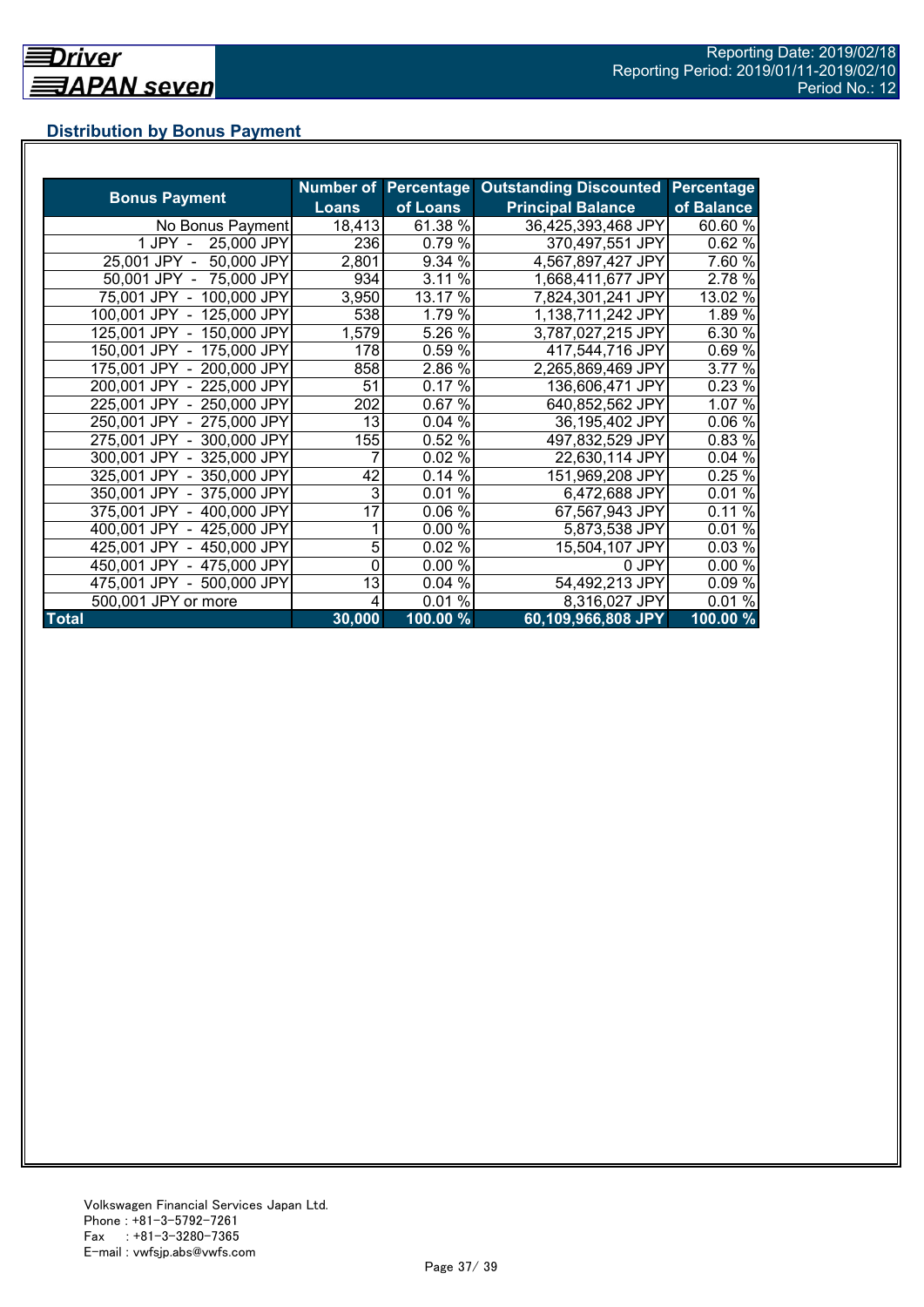## Distribution by Bonus Payment

| Bonus Payment | Number of Loans | Percentage of Loans | Outstanding Discounted Principal Balance | Percentage of Balance |
|---|---|---|---|---|
| No Bonus Payment | 18,413 | 61.38 % | 36,425,393,468 JPY | 60.60 % |
| 1 JPY - 25,000 JPY | 236 | 0.79 % | 370,497,551 JPY | 0.62 % |
| 25,001 JPY - 50,000 JPY | 2,801 | 9.34 % | 4,567,897,427 JPY | 7.60 % |
| 50,001 JPY - 75,000 JPY | 934 | 3.11 % | 1,668,411,677 JPY | 2.78 % |
| 75,001 JPY - 100,000 JPY | 3,950 | 13.17 % | 7,824,301,241 JPY | 13.02 % |
| 100,001 JPY - 125,000 JPY | 538 | 1.79 % | 1,138,711,242 JPY | 1.89 % |
| 125,001 JPY - 150,000 JPY | 1,579 | 5.26 % | 3,787,027,215 JPY | 6.30 % |
| 150,001 JPY - 175,000 JPY | 178 | 0.59 % | 417,544,716 JPY | 0.69 % |
| 175,001 JPY - 200,000 JPY | 858 | 2.86 % | 2,265,869,469 JPY | 3.77 % |
| 200,001 JPY - 225,000 JPY | 51 | 0.17 % | 136,606,471 JPY | 0.23 % |
| 225,001 JPY - 250,000 JPY | 202 | 0.67 % | 640,852,562 JPY | 1.07 % |
| 250,001 JPY - 275,000 JPY | 13 | 0.04 % | 36,195,402 JPY | 0.06 % |
| 275,001 JPY - 300,000 JPY | 155 | 0.52 % | 497,832,529 JPY | 0.83 % |
| 300,001 JPY - 325,000 JPY | 7 | 0.02 % | 22,630,114 JPY | 0.04 % |
| 325,001 JPY - 350,000 JPY | 42 | 0.14 % | 151,969,208 JPY | 0.25 % |
| 350,001 JPY - 375,000 JPY | 3 | 0.01 % | 6,472,688 JPY | 0.01 % |
| 375,001 JPY - 400,000 JPY | 17 | 0.06 % | 67,567,943 JPY | 0.11 % |
| 400,001 JPY - 425,000 JPY | 1 | 0.00 % | 5,873,538 JPY | 0.01 % |
| 425,001 JPY - 450,000 JPY | 5 | 0.02 % | 15,504,107 JPY | 0.03 % |
| 450,001 JPY - 475,000 JPY | 0 | 0.00 % | 0 JPY | 0.00 % |
| 475,001 JPY - 500,000 JPY | 13 | 0.04 % | 54,492,213 JPY | 0.09 % |
| 500,001 JPY or more | 4 | 0.01 % | 8,316,027 JPY | 0.01 % |
| **Total** | **30,000** | **100.00 %** | **60,109,966,808 JPY** | **100.00 %** |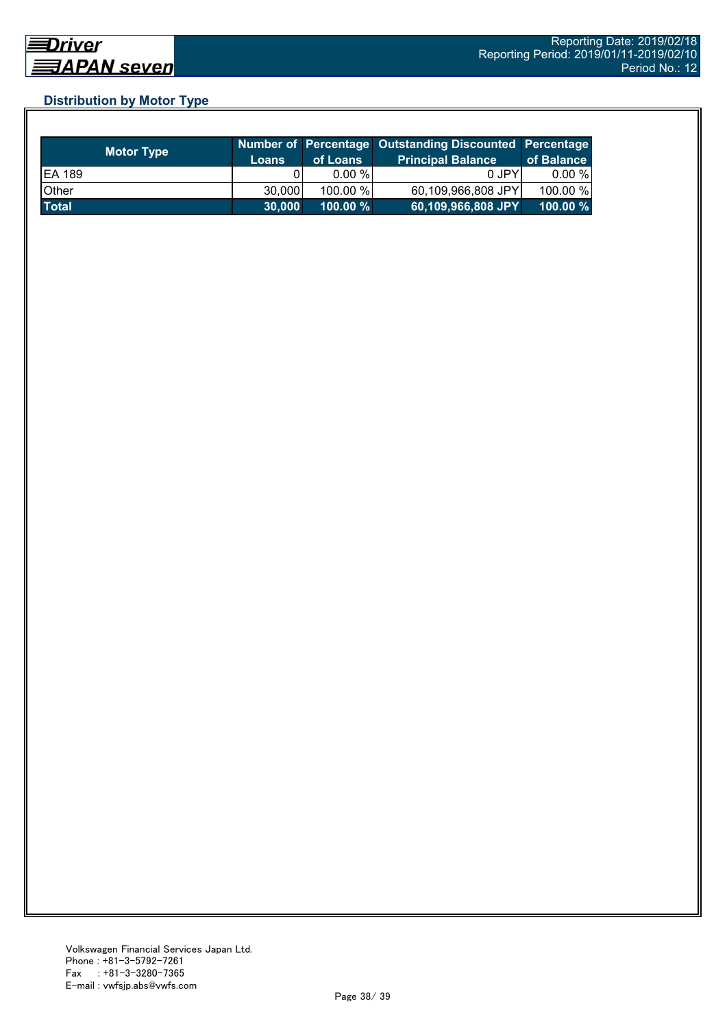## Distribution by Motor Type

| Motor Type | Number of Loans | Percentage of Loans | Outstanding Discounted Principal Balance | Percentage of Balance |
|---|---|---|---|---|
| EA 189 | 0 | 0.00 % | 0 JPY | 0.00 % |
| Other | 30,000 | 100.00 % | 60,109,966,808 JPY | 100.00 % |
| **Total** | **30,000** | **100.00 %** | **60,109,966,808 JPY** | **100.00 %** |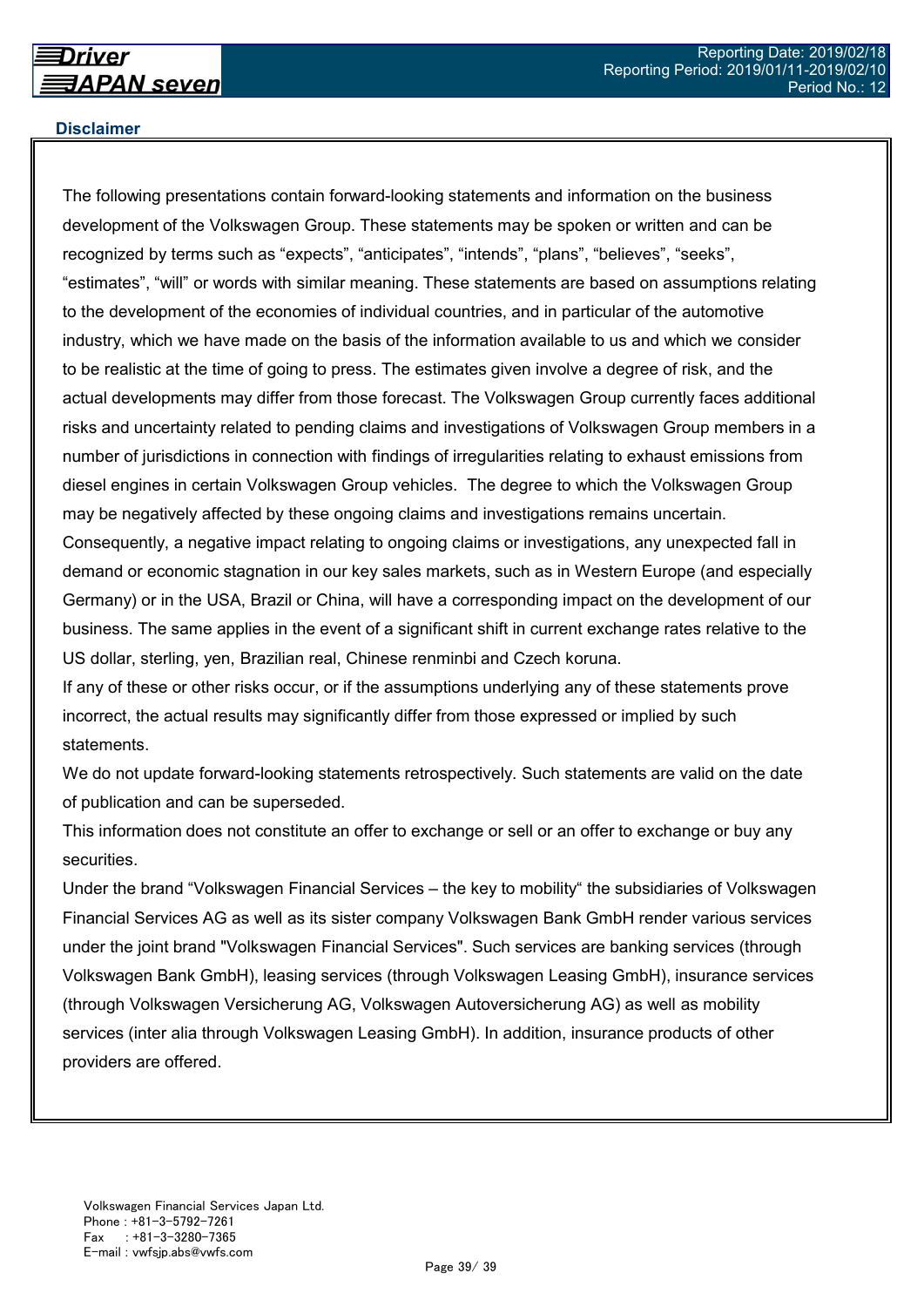## Disclaimer

The following presentations contain forward-looking statements and information on the business development of the Volkswagen Group. These statements may be spoken or written and can be recognized by terms such as “expects”, “anticipates”, “intends”, “plans”, “believes”, “seeks”, “estimates”, “will” or words with similar meaning. These statements are based on assumptions relating to the development of the economies of individual countries, and in particular of the automotive industry, which we have made on the basis of the information available to us and which we consider to be realistic at the time of going to press. The estimates given involve a degree of risk, and the actual developments may differ from those forecast. The Volkswagen Group currently faces additional risks and uncertainty related to pending claims and investigations of Volkswagen Group members in a number of jurisdictions in connection with findings of irregularities relating to exhaust emissions from diesel engines in certain Volkswagen Group vehicles. The degree to which the Volkswagen Group may be negatively affected by these ongoing claims and investigations remains uncertain.
Consequently, a negative impact relating to ongoing claims or investigations, any unexpected fall in demand or economic stagnation in our key sales markets, such as in Western Europe (and especially Germany) or in the USA, Brazil or China, will have a corresponding impact on the development of our business. The same applies in the event of a significant shift in current exchange rates relative to the US dollar, sterling, yen, Brazilian real, Chinese renminbi and Czech koruna.
If any of these or other risks occur, or if the assumptions underlying any of these statements prove incorrect, the actual results may significantly differ from those expressed or implied by such statements.
We do not update forward-looking statements retrospectively. Such statements are valid on the date of publication and can be superseded.
This information does not constitute an offer to exchange or sell or an offer to exchange or buy any securities.
Under the brand “Volkswagen Financial Services – the key to mobility“ the subsidiaries of Volkswagen Financial Services AG as well as its sister company Volkswagen Bank GmbH render various services under the joint brand "Volkswagen Financial Services". Such services are banking services (through Volkswagen Bank GmbH), leasing services (through Volkswagen Leasing GmbH), insurance services (through Volkswagen Versicherung AG, Volkswagen Autoversicherung AG) as well as mobility services (inter alia through Volkswagen Leasing GmbH). In addition, insurance products of other providers are offered.

Volkswagen Financial Services Japan Ltd.
Phone : +81-3-5792-7261
Fax : +81-3-3280-7365
E-mail : vwfsjp.abs@vwfs.com